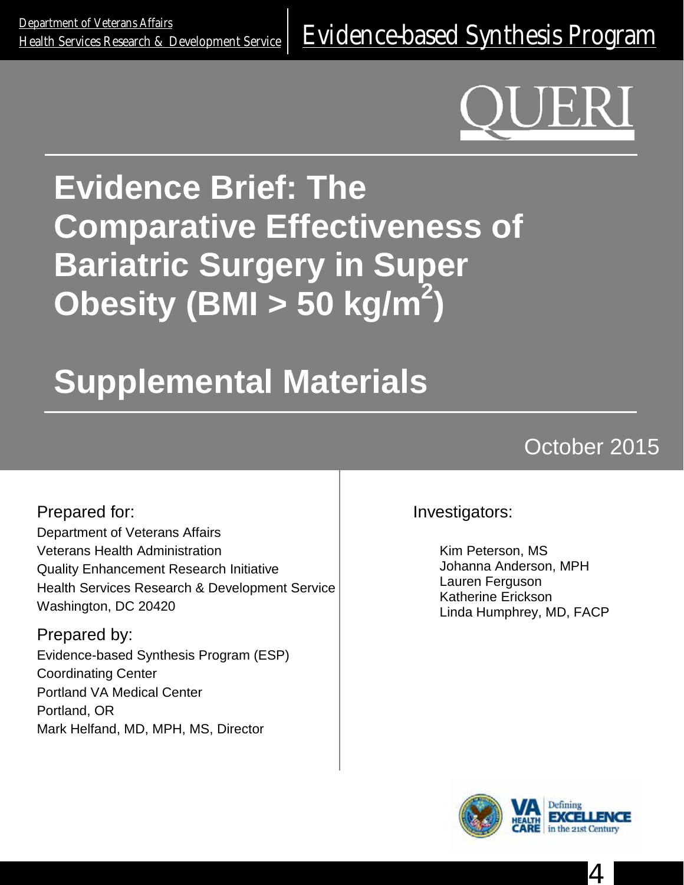Department of Veterans Affairs
Health Services Research & Development Service

Evidence-based Synthesis Program

QUERI

# Evidence Brief: The Comparative Effectiveness of Bariatric Surgery in Super Obesity (BMI > 50 kg/m$^2$)

# Supplemental Materials

October 2015

Prepared for:

Department of Veterans Affairs
Veterans Health Administration
Quality Enhancement Research Initiative
Health Services Research & Development Service
Washington, DC 20420

Prepared by:

Evidence-based Synthesis Program (ESP)
Coordinating Center
Portland VA Medical Center
Portland, OR
Mark Helfand, MD, MPH, MS, Director

Investigators:

Kim Peterson, MS
Johanna Anderson, MPH
Lauren Ferguson
Katherine Erickson
Linda Humphrey, MD, FACP

VA Health Care — Defining Excellence in the 21st Century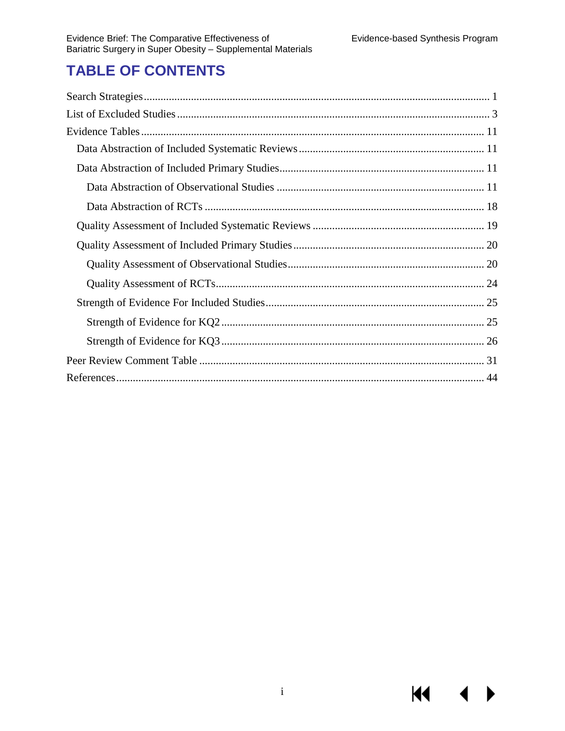# TABLE OF CONTENTS

- Search Strategies ... 1
- List of Excluded Studies ... 3
- Evidence Tables ... 11
  - Data Abstraction of Included Systematic Reviews ... 11
  - Data Abstraction of Included Primary Studies ... 11
    - Data Abstraction of Observational Studies ... 11
    - Data Abstraction of RCTs ... 18
  - Quality Assessment of Included Systematic Reviews ... 19
  - Quality Assessment of Included Primary Studies ... 20
    - Quality Assessment of Observational Studies ... 20
    - Quality Assessment of RCTs ... 24
  - Strength of Evidence For Included Studies ... 25
    - Strength of Evidence for KQ2 ... 25
    - Strength of Evidence for KQ3 ... 26
- Peer Review Comment Table ... 31
- References ... 44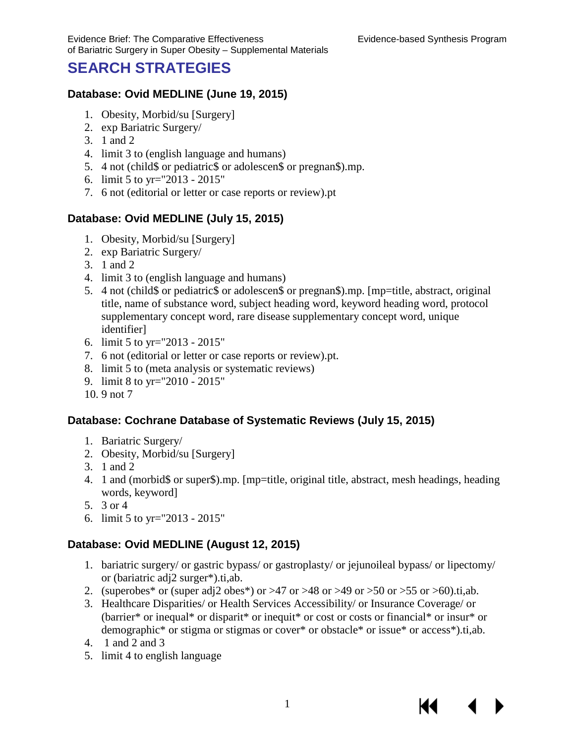# SEARCH STRATEGIES

### Database: Ovid MEDLINE (June 19, 2015)

1. Obesity, Morbid/su [Surgery]
2. exp Bariatric Surgery/
3. 1 and 2
4. limit 3 to (english language and humans)
5. 4 not (child$ or pediatric$ or adolescen$ or pregnan$).mp.
6. limit 5 to yr="2013 - 2015"
7. 6 not (editorial or letter or case reports or review).pt

### Database: Ovid MEDLINE (July 15, 2015)

1. Obesity, Morbid/su [Surgery]
2. exp Bariatric Surgery/
3. 1 and 2
4. limit 3 to (english language and humans)
5. 4 not (child$ or pediatric$ or adolescen$ or pregnan$).mp. [mp=title, abstract, original title, name of substance word, subject heading word, keyword heading word, protocol supplementary concept word, rare disease supplementary concept word, unique identifier]
6. limit 5 to yr="2013 - 2015"
7. 6 not (editorial or letter or case reports or review).pt.
8. limit 5 to (meta analysis or systematic reviews)
9. limit 8 to yr="2010 - 2015"
10. 9 not 7

### Database: Cochrane Database of Systematic Reviews (July 15, 2015)

1. Bariatric Surgery/
2. Obesity, Morbid/su [Surgery]
3. 1 and 2
4. 1 and (morbid$ or super$).mp. [mp=title, original title, abstract, mesh headings, heading words, keyword]
5. 3 or 4
6. limit 5 to yr="2013 - 2015"

### Database: Ovid MEDLINE (August 12, 2015)

1. bariatric surgery/ or gastric bypass/ or gastroplasty/ or jejunoileal bypass/ or lipectomy/ or (bariatric adj2 surger*).ti,ab.
2. (superobes* or (super adj2 obes*) or >47 or >48 or >49 or >50 or >55 or >60).ti,ab.
3. Healthcare Disparities/ or Health Services Accessibility/ or Insurance Coverage/ or (barrier* or inequal* or disparit* or inequit* or cost or costs or financial* or insur* or demographic* or stigma or stigmas or cover* or obstacle* or issue* or access*).ti,ab.
4. 1 and 2 and 3
5. limit 4 to english language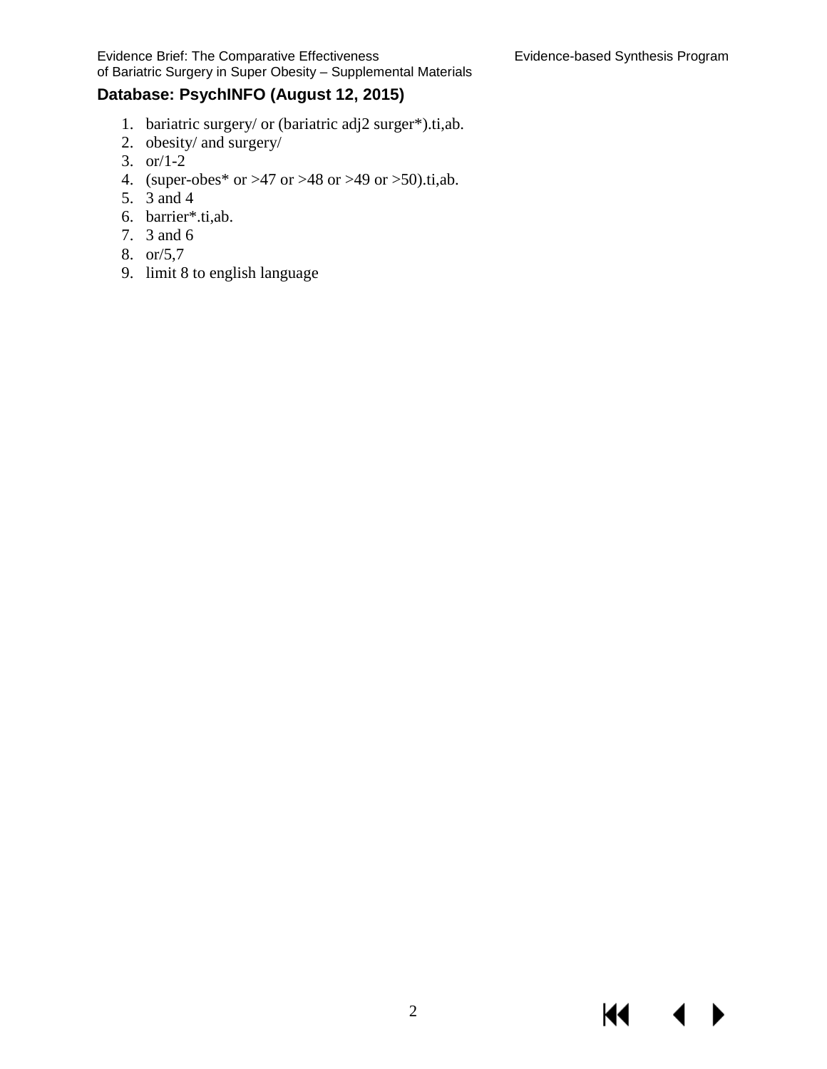**Database: PsychINFO (August 12, 2015)**

1. bariatric surgery/ or (bariatric adj2 surger*).ti,ab.
2. obesity/ and surgery/
3. or/1-2
4. (super-obes* or >47 or >48 or >49 or >50).ti,ab.
5. 3 and 4
6. barrier*.ti,ab.
7. 3 and 6
8. or/5,7
9. limit 8 to english language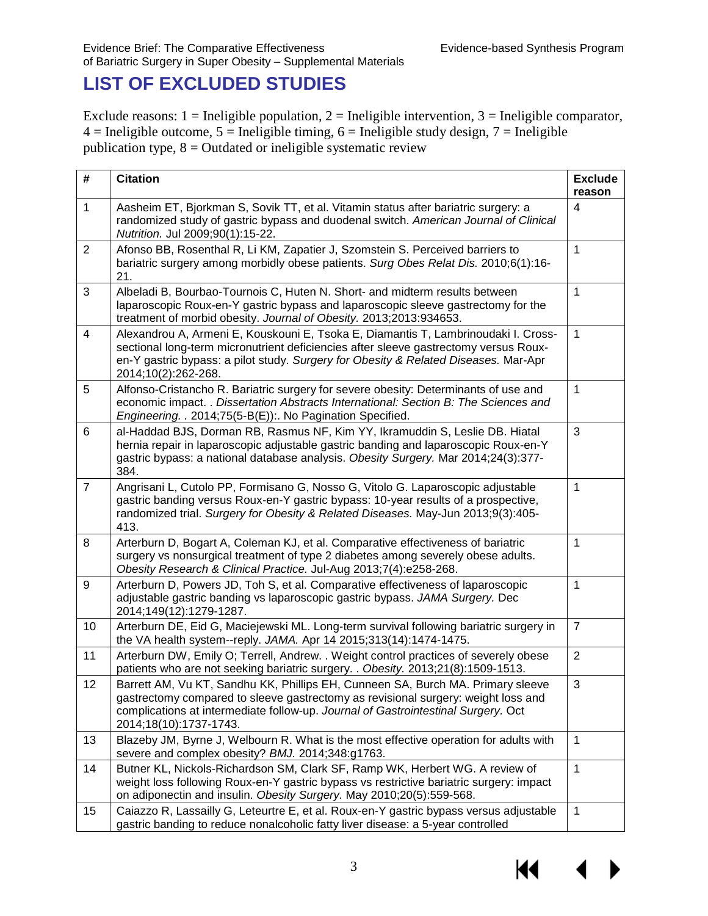## LIST OF EXCLUDED STUDIES

Exclude reasons: 1 = Ineligible population, 2 = Ineligible intervention, 3 = Ineligible comparator, 4 = Ineligible outcome, 5 = Ineligible timing, 6 = Ineligible study design, 7 = Ineligible publication type, 8 = Outdated or ineligible systematic review

| # | Citation | Exclude reason |
|---|---|---|
| 1 | Aasheim ET, Bjorkman S, Sovik TT, et al. Vitamin status after bariatric surgery: a randomized study of gastric bypass and duodenal switch. *American Journal of Clinical Nutrition.* Jul 2009;90(1):15-22. | 4 |
| 2 | Afonso BB, Rosenthal R, Li KM, Zapatier J, Szomstein S. Perceived barriers to bariatric surgery among morbidly obese patients. *Surg Obes Relat Dis.* 2010;6(1):16-21. | 1 |
| 3 | Albeladi B, Bourbao-Tournois C, Huten N. Short- and midterm results between laparoscopic Roux-en-Y gastric bypass and laparoscopic sleeve gastrectomy for the treatment of morbid obesity. *Journal of Obesity.* 2013;2013:934653. | 1 |
| 4 | Alexandrou A, Armeni E, Kouskouni E, Tsoka E, Diamantis T, Lambrinoudaki I. Cross-sectional long-term micronutrient deficiencies after sleeve gastrectomy versus Roux-en-Y gastric bypass: a pilot study. *Surgery for Obesity & Related Diseases.* Mar-Apr 2014;10(2):262-268. | 1 |
| 5 | Alfonso-Cristancho R. Bariatric surgery for severe obesity: Determinants of use and economic impact. . *Dissertation Abstracts International: Section B: The Sciences and Engineering.* . 2014;75(5-B(E)):. No Pagination Specified. | 1 |
| 6 | al-Haddad BJS, Dorman RB, Rasmus NF, Kim YY, Ikramuddin S, Leslie DB. Hiatal hernia repair in laparoscopic adjustable gastric banding and laparoscopic Roux-en-Y gastric bypass: a national database analysis. *Obesity Surgery.* Mar 2014;24(3):377-384. | 3 |
| 7 | Angrisani L, Cutolo PP, Formisano G, Nosso G, Vitolo G. Laparoscopic adjustable gastric banding versus Roux-en-Y gastric bypass: 10-year results of a prospective, randomized trial. *Surgery for Obesity & Related Diseases.* May-Jun 2013;9(3):405-413. | 1 |
| 8 | Arterburn D, Bogart A, Coleman KJ, et al. Comparative effectiveness of bariatric surgery vs nonsurgical treatment of type 2 diabetes among severely obese adults. *Obesity Research & Clinical Practice.* Jul-Aug 2013;7(4):e258-268. | 1 |
| 9 | Arterburn D, Powers JD, Toh S, et al. Comparative effectiveness of laparoscopic adjustable gastric banding vs laparoscopic gastric bypass. *JAMA Surgery.* Dec 2014;149(12):1279-1287. | 1 |
| 10 | Arterburn DE, Eid G, Maciejewski ML. Long-term survival following bariatric surgery in the VA health system--reply. *JAMA.* Apr 14 2015;313(14):1474-1475. | 7 |
| 11 | Arterburn DW, Emily O; Terrell, Andrew. . Weight control practices of severely obese patients who are not seeking bariatric surgery. . *Obesity.* 2013;21(8):1509-1513. | 2 |
| 12 | Barrett AM, Vu KT, Sandhu KK, Phillips EH, Cunneen SA, Burch MA. Primary sleeve gastrectomy compared to sleeve gastrectomy as revisional surgery: weight loss and complications at intermediate follow-up. *Journal of Gastrointestinal Surgery.* Oct 2014;18(10):1737-1743. | 3 |
| 13 | Blazeby JM, Byrne J, Welbourn R. What is the most effective operation for adults with severe and complex obesity? *BMJ.* 2014;348:g1763. | 1 |
| 14 | Butner KL, Nickols-Richardson SM, Clark SF, Ramp WK, Herbert WG. A review of weight loss following Roux-en-Y gastric bypass vs restrictive bariatric surgery: impact on adiponectin and insulin. *Obesity Surgery.* May 2010;20(5):559-568. | 1 |
| 15 | Caiazzo R, Lassailly G, Leteurtre E, et al. Roux-en-Y gastric bypass versus adjustable gastric banding to reduce nonalcoholic fatty liver disease: a 5-year controlled | 1 |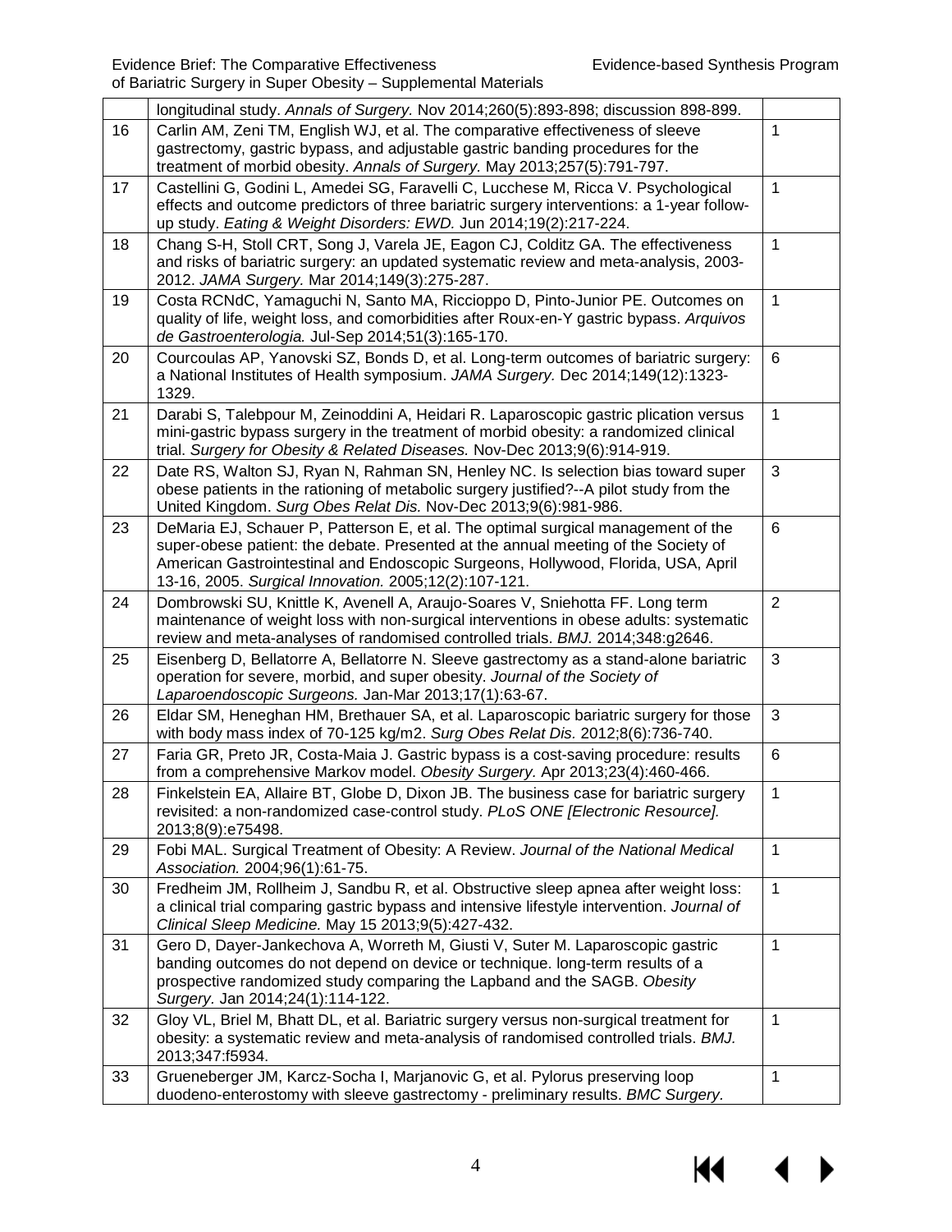| | | |
|---|---|---|
| | longitudinal study. *Annals of Surgery.* Nov 2014;260(5):893-898; discussion 898-899. | |
| 16 | Carlin AM, Zeni TM, English WJ, et al. The comparative effectiveness of sleeve gastrectomy, gastric bypass, and adjustable gastric banding procedures for the treatment of morbid obesity. *Annals of Surgery.* May 2013;257(5):791-797. | 1 |
| 17 | Castellini G, Godini L, Amedei SG, Faravelli C, Lucchese M, Ricca V. Psychological effects and outcome predictors of three bariatric surgery interventions: a 1-year follow-up study. *Eating & Weight Disorders: EWD.* Jun 2014;19(2):217-224. | 1 |
| 18 | Chang S-H, Stoll CRT, Song J, Varela JE, Eagon CJ, Colditz GA. The effectiveness and risks of bariatric surgery: an updated systematic review and meta-analysis, 2003-2012. *JAMA Surgery.* Mar 2014;149(3):275-287. | 1 |
| 19 | Costa RCNdC, Yamaguchi N, Santo MA, Riccioppo D, Pinto-Junior PE. Outcomes on quality of life, weight loss, and comorbidities after Roux-en-Y gastric bypass. *Arquivos de Gastroenterologia.* Jul-Sep 2014;51(3):165-170. | 1 |
| 20 | Courcoulas AP, Yanovski SZ, Bonds D, et al. Long-term outcomes of bariatric surgery: a National Institutes of Health symposium. *JAMA Surgery.* Dec 2014;149(12):1323-1329. | 6 |
| 21 | Darabi S, Talebpour M, Zeinoddini A, Heidari R. Laparoscopic gastric plication versus mini-gastric bypass surgery in the treatment of morbid obesity: a randomized clinical trial. *Surgery for Obesity & Related Diseases.* Nov-Dec 2013;9(6):914-919. | 1 |
| 22 | Date RS, Walton SJ, Ryan N, Rahman SN, Henley NC. Is selection bias toward super obese patients in the rationing of metabolic surgery justified?--A pilot study from the United Kingdom. *Surg Obes Relat Dis.* Nov-Dec 2013;9(6):981-986. | 3 |
| 23 | DeMaria EJ, Schauer P, Patterson E, et al. The optimal surgical management of the super-obese patient: the debate. Presented at the annual meeting of the Society of American Gastrointestinal and Endoscopic Surgeons, Hollywood, Florida, USA, April 13-16, 2005. *Surgical Innovation.* 2005;12(2):107-121. | 6 |
| 24 | Dombrowski SU, Knittle K, Avenell A, Araujo-Soares V, Sniehotta FF. Long term maintenance of weight loss with non-surgical interventions in obese adults: systematic review and meta-analyses of randomised controlled trials. *BMJ.* 2014;348:g2646. | 2 |
| 25 | Eisenberg D, Bellatorre A, Bellatorre N. Sleeve gastrectomy as a stand-alone bariatric operation for severe, morbid, and super obesity. *Journal of the Society of Laparoendoscopic Surgeons.* Jan-Mar 2013;17(1):63-67. | 3 |
| 26 | Eldar SM, Heneghan HM, Brethauer SA, et al. Laparoscopic bariatric surgery for those with body mass index of 70-125 kg/m2. *Surg Obes Relat Dis.* 2012;8(6):736-740. | 3 |
| 27 | Faria GR, Preto JR, Costa-Maia J. Gastric bypass is a cost-saving procedure: results from a comprehensive Markov model. *Obesity Surgery.* Apr 2013;23(4):460-466. | 6 |
| 28 | Finkelstein EA, Allaire BT, Globe D, Dixon JB. The business case for bariatric surgery revisited: a non-randomized case-control study. *PLoS ONE [Electronic Resource].* 2013;8(9):e75498. | 1 |
| 29 | Fobi MAL. Surgical Treatment of Obesity: A Review. *Journal of the National Medical Association.* 2004;96(1):61-75. | 1 |
| 30 | Fredheim JM, Rollheim J, Sandbu R, et al. Obstructive sleep apnea after weight loss: a clinical trial comparing gastric bypass and intensive lifestyle intervention. *Journal of Clinical Sleep Medicine.* May 15 2013;9(5):427-432. | 1 |
| 31 | Gero D, Dayer-Jankechova A, Worreth M, Giusti V, Suter M. Laparoscopic gastric banding outcomes do not depend on device or technique. long-term results of a prospective randomized study comparing the Lapband and the SAGB. *Obesity Surgery*. Jan 2014;24(1):114-122. | 1 |
| 32 | Gloy VL, Briel M, Bhatt DL, et al. Bariatric surgery versus non-surgical treatment for obesity: a systematic review and meta-analysis of randomised controlled trials. *BMJ.* 2013;347:f5934. | 1 |
| 33 | Grueneberger JM, Karcz-Socha I, Marjanovic G, et al. Pylorus preserving loop duodeno-enterostomy with sleeve gastrectomy - preliminary results. *BMC Surgery.* | 1 |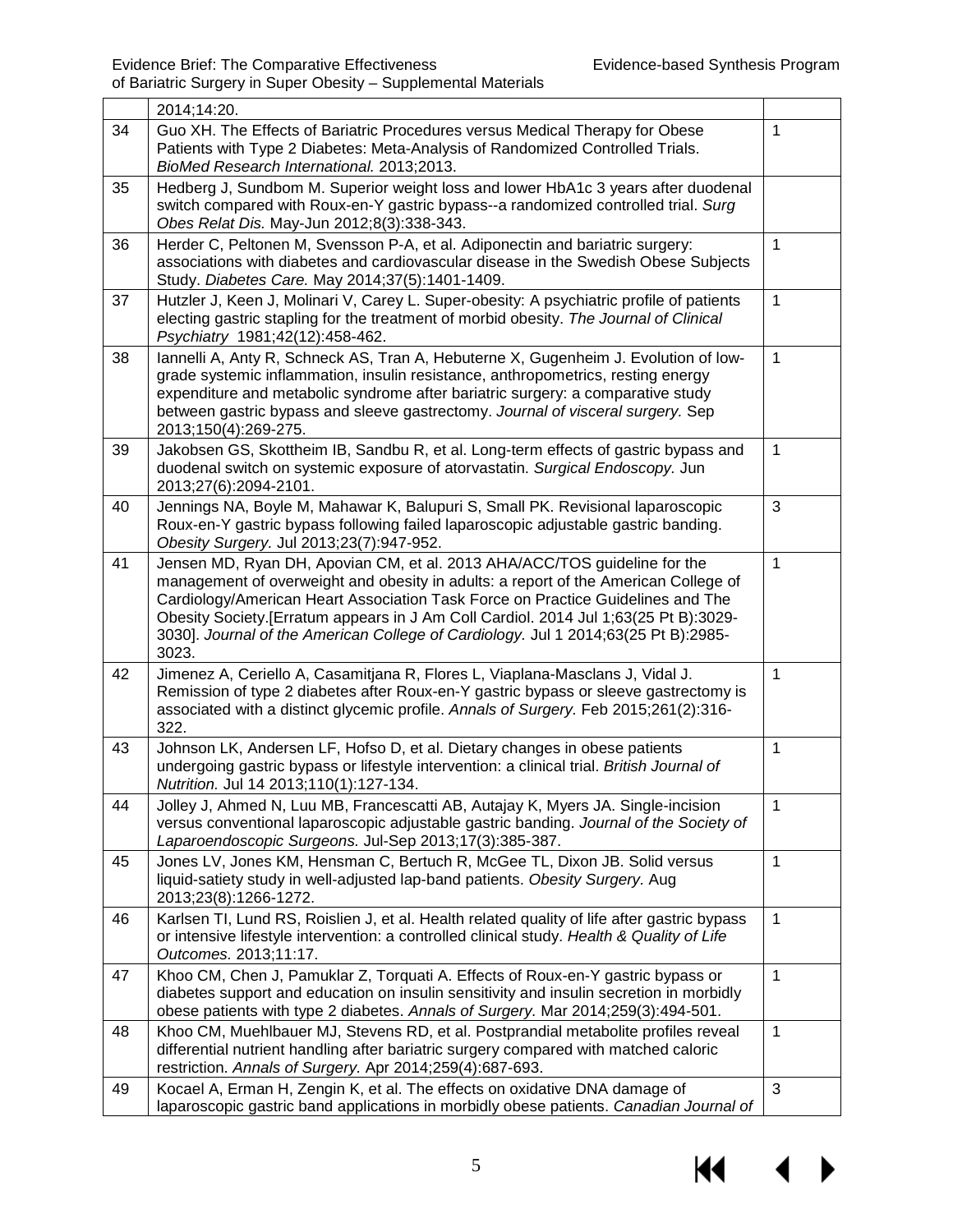|  |  |  |
|---|---|---|
|  | 2014;14:20. |  |
| 34 | Guo XH. The Effects of Bariatric Procedures versus Medical Therapy for Obese Patients with Type 2 Diabetes: Meta-Analysis of Randomized Controlled Trials. *BioMed Research International.* 2013;2013. | 1 |
| 35 | Hedberg J, Sundbom M. Superior weight loss and lower HbA1c 3 years after duodenal switch compared with Roux-en-Y gastric bypass--a randomized controlled trial. *Surg Obes Relat Dis.* May-Jun 2012;8(3):338-343. |  |
| 36 | Herder C, Peltonen M, Svensson P-A, et al. Adiponectin and bariatric surgery: associations with diabetes and cardiovascular disease in the Swedish Obese Subjects Study. *Diabetes Care.* May 2014;37(5):1401-1409. | 1 |
| 37 | Hutzler J, Keen J, Molinari V, Carey L. Super-obesity: A psychiatric profile of patients electing gastric stapling for the treatment of morbid obesity. *The Journal of Clinical Psychiatry* 1981;42(12):458-462. | 1 |
| 38 | Iannelli A, Anty R, Schneck AS, Tran A, Hebuterne X, Gugenheim J. Evolution of low-grade systemic inflammation, insulin resistance, anthropometrics, resting energy expenditure and metabolic syndrome after bariatric surgery: a comparative study between gastric bypass and sleeve gastrectomy. *Journal of visceral surgery.* Sep 2013;150(4):269-275. | 1 |
| 39 | Jakobsen GS, Skottheim IB, Sandbu R, et al. Long-term effects of gastric bypass and duodenal switch on systemic exposure of atorvastatin. *Surgical Endoscopy.* Jun 2013;27(6):2094-2101. | 1 |
| 40 | Jennings NA, Boyle M, Mahawar K, Balupuri S, Small PK. Revisional laparoscopic Roux-en-Y gastric bypass following failed laparoscopic adjustable gastric banding. *Obesity Surgery.* Jul 2013;23(7):947-952. | 3 |
| 41 | Jensen MD, Ryan DH, Apovian CM, et al. 2013 AHA/ACC/TOS guideline for the management of overweight and obesity in adults: a report of the American College of Cardiology/American Heart Association Task Force on Practice Guidelines and The Obesity Society.[Erratum appears in J Am Coll Cardiol. 2014 Jul 1;63(25 Pt B):3029-3030]. *Journal of the American College of Cardiology.* Jul 1 2014;63(25 Pt B):2985-3023. | 1 |
| 42 | Jimenez A, Ceriello A, Casamitjana R, Flores L, Viaplana-Masclans J, Vidal J. Remission of type 2 diabetes after Roux-en-Y gastric bypass or sleeve gastrectomy is associated with a distinct glycemic profile. *Annals of Surgery.* Feb 2015;261(2):316-322. | 1 |
| 43 | Johnson LK, Andersen LF, Hofso D, et al. Dietary changes in obese patients undergoing gastric bypass or lifestyle intervention: a clinical trial. *British Journal of Nutrition.* Jul 14 2013;110(1):127-134. | 1 |
| 44 | Jolley J, Ahmed N, Luu MB, Francescatti AB, Autajay K, Myers JA. Single-incision versus conventional laparoscopic adjustable gastric banding. *Journal of the Society of Laparoendoscopic Surgeons.* Jul-Sep 2013;17(3):385-387. | 1 |
| 45 | Jones LV, Jones KM, Hensman C, Bertuch R, McGee TL, Dixon JB. Solid versus liquid-satiety study in well-adjusted lap-band patients. *Obesity Surgery.* Aug 2013;23(8):1266-1272. | 1 |
| 46 | Karlsen TI, Lund RS, Roislien J, et al. Health related quality of life after gastric bypass or intensive lifestyle intervention: a controlled clinical study. *Health & Quality of Life Outcomes.* 2013;11:17. | 1 |
| 47 | Khoo CM, Chen J, Pamuklar Z, Torquati A. Effects of Roux-en-Y gastric bypass or diabetes support and education on insulin sensitivity and insulin secretion in morbidly obese patients with type 2 diabetes. *Annals of Surgery.* Mar 2014;259(3):494-501. | 1 |
| 48 | Khoo CM, Muehlbauer MJ, Stevens RD, et al. Postprandial metabolite profiles reveal differential nutrient handling after bariatric surgery compared with matched caloric restriction. *Annals of Surgery.* Apr 2014;259(4):687-693. | 1 |
| 49 | Kocael A, Erman H, Zengin K, et al. The effects on oxidative DNA damage of laparoscopic gastric band applications in morbidly obese patients. *Canadian Journal of* | 3 |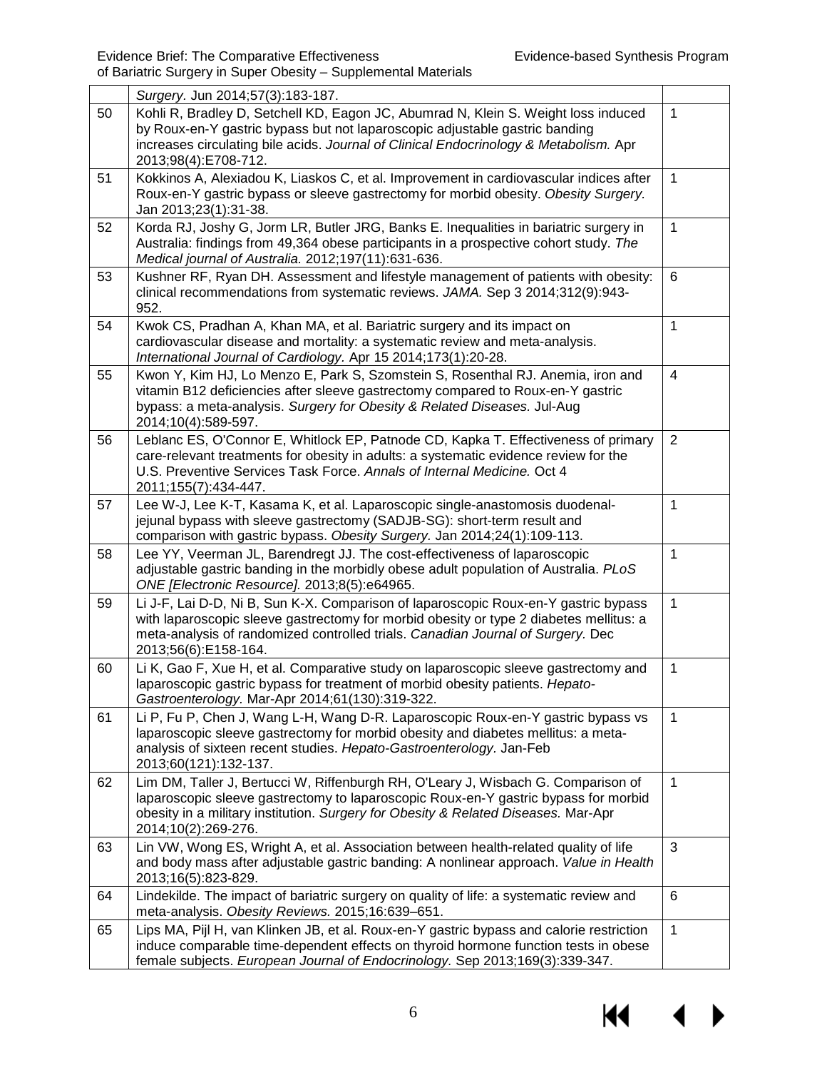|  | Surgery. Jun 2014;57(3):183-187. |  |
|---|---|---|
| 50 | Kohli R, Bradley D, Setchell KD, Eagon JC, Abumrad N, Klein S. Weight loss induced by Roux-en-Y gastric bypass but not laparoscopic adjustable gastric banding increases circulating bile acids. *Journal of Clinical Endocrinology & Metabolism.* Apr 2013;98(4):E708-712. | 1 |
| 51 | Kokkinos A, Alexiadou K, Liaskos C, et al. Improvement in cardiovascular indices after Roux-en-Y gastric bypass or sleeve gastrectomy for morbid obesity. *Obesity Surgery.* Jan 2013;23(1):31-38. | 1 |
| 52 | Korda RJ, Joshy G, Jorm LR, Butler JRG, Banks E. Inequalities in bariatric surgery in Australia: findings from 49,364 obese participants in a prospective cohort study. *The Medical journal of Australia.* 2012;197(11):631-636. | 1 |
| 53 | Kushner RF, Ryan DH. Assessment and lifestyle management of patients with obesity: clinical recommendations from systematic reviews. *JAMA.* Sep 3 2014;312(9):943-952. | 6 |
| 54 | Kwok CS, Pradhan A, Khan MA, et al. Bariatric surgery and its impact on cardiovascular disease and mortality: a systematic review and meta-analysis. *International Journal of Cardiology.* Apr 15 2014;173(1):20-28. | 1 |
| 55 | Kwon Y, Kim HJ, Lo Menzo E, Park S, Szomstein S, Rosenthal RJ. Anemia, iron and vitamin B12 deficiencies after sleeve gastrectomy compared to Roux-en-Y gastric bypass: a meta-analysis. *Surgery for Obesity & Related Diseases.* Jul-Aug 2014;10(4):589-597. | 4 |
| 56 | Leblanc ES, O'Connor E, Whitlock EP, Patnode CD, Kapka T. Effectiveness of primary care-relevant treatments for obesity in adults: a systematic evidence review for the U.S. Preventive Services Task Force. *Annals of Internal Medicine.* Oct 4 2011;155(7):434-447. | 2 |
| 57 | Lee W-J, Lee K-T, Kasama K, et al. Laparoscopic single-anastomosis duodenal-jejunal bypass with sleeve gastrectomy (SADJB-SG): short-term result and comparison with gastric bypass. *Obesity Surgery.* Jan 2014;24(1):109-113. | 1 |
| 58 | Lee YY, Veerman JL, Barendregt JJ. The cost-effectiveness of laparoscopic adjustable gastric banding in the morbidly obese adult population of Australia. *PLoS ONE [Electronic Resource].* 2013;8(5):e64965. | 1 |
| 59 | Li J-F, Lai D-D, Ni B, Sun K-X. Comparison of laparoscopic Roux-en-Y gastric bypass with laparoscopic sleeve gastrectomy for morbid obesity or type 2 diabetes mellitus: a meta-analysis of randomized controlled trials. *Canadian Journal of Surgery.* Dec 2013;56(6):E158-164. | 1 |
| 60 | Li K, Gao F, Xue H, et al. Comparative study on laparoscopic sleeve gastrectomy and laparoscopic gastric bypass for treatment of morbid obesity patients. *Hepato-Gastroenterology.* Mar-Apr 2014;61(130):319-322. | 1 |
| 61 | Li P, Fu P, Chen J, Wang L-H, Wang D-R. Laparoscopic Roux-en-Y gastric bypass vs laparoscopic sleeve gastrectomy for morbid obesity and diabetes mellitus: a meta-analysis of sixteen recent studies. *Hepato-Gastroenterology.* Jan-Feb 2013;60(121):132-137. | 1 |
| 62 | Lim DM, Taller J, Bertucci W, Riffenburgh RH, O'Leary J, Wisbach G. Comparison of laparoscopic sleeve gastrectomy to laparoscopic Roux-en-Y gastric bypass for morbid obesity in a military institution. *Surgery for Obesity & Related Diseases.* Mar-Apr 2014;10(2):269-276. | 1 |
| 63 | Lin VW, Wong ES, Wright A, et al. Association between health-related quality of life and body mass after adjustable gastric banding: A nonlinear approach. *Value in Health* 2013;16(5):823-829. | 3 |
| 64 | Lindekilde. The impact of bariatric surgery on quality of life: a systematic review and meta-analysis. *Obesity Reviews.* 2015;16:639–651. | 6 |
| 65 | Lips MA, Pijl H, van Klinken JB, et al. Roux-en-Y gastric bypass and calorie restriction induce comparable time-dependent effects on thyroid hormone function tests in obese female subjects. *European Journal of Endocrinology.* Sep 2013;169(3):339-347. | 1 |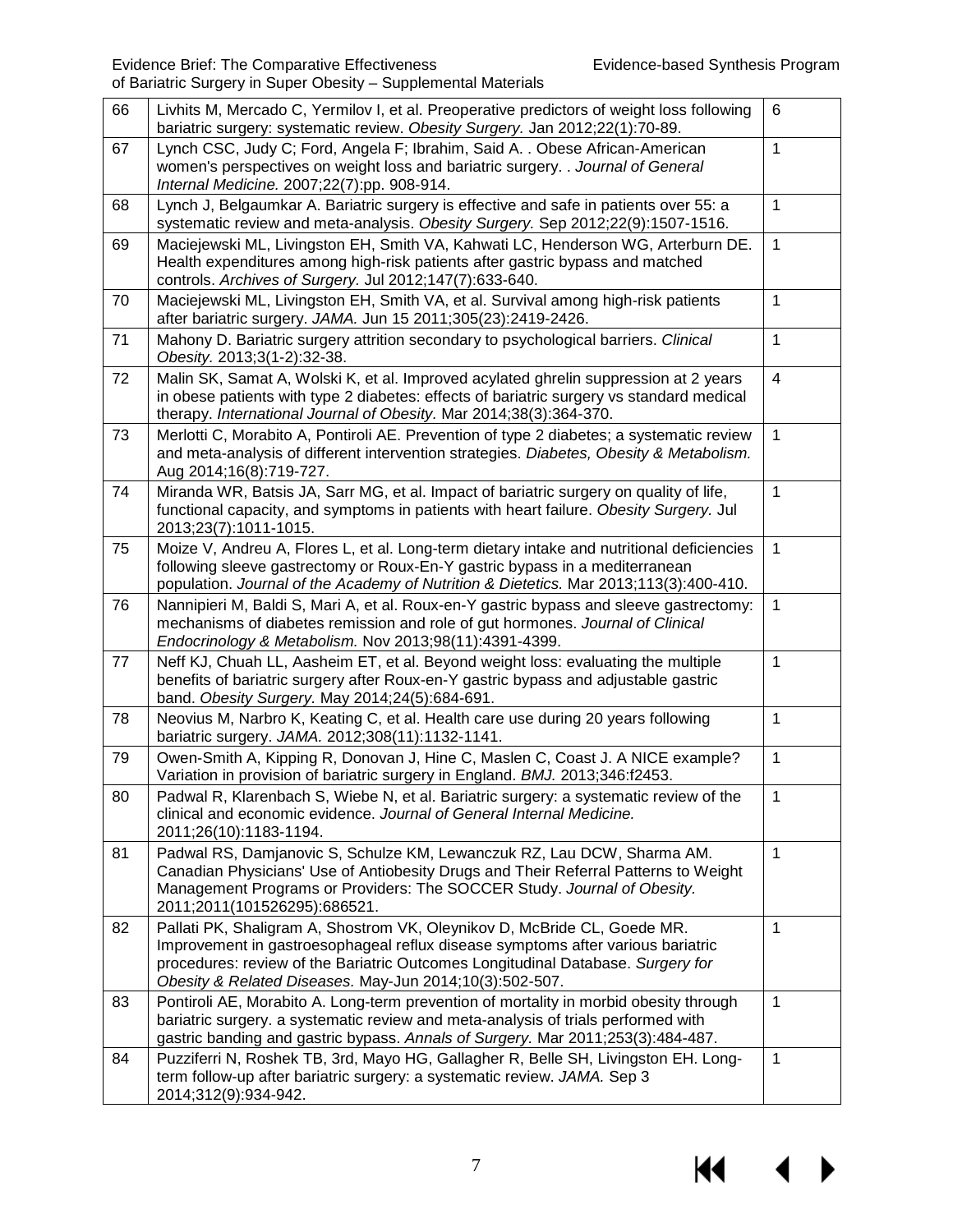| 66 | Livhits M, Mercado C, Yermilov I, et al. Preoperative predictors of weight loss following bariatric surgery: systematic review. *Obesity Surgery.* Jan 2012;22(1):70-89. | 6 |
|---|---|---|
| 67 | Lynch CSC, Judy C; Ford, Angela F; Ibrahim, Said A. . Obese African-American women's perspectives on weight loss and bariatric surgery. . *Journal of General Internal Medicine.* 2007;22(7):pp. 908-914. | 1 |
| 68 | Lynch J, Belgaumkar A. Bariatric surgery is effective and safe in patients over 55: a systematic review and meta-analysis. *Obesity Surgery.* Sep 2012;22(9):1507-1516. | 1 |
| 69 | Maciejewski ML, Livingston EH, Smith VA, Kahwati LC, Henderson WG, Arterburn DE. Health expenditures among high-risk patients after gastric bypass and matched controls. *Archives of Surgery.* Jul 2012;147(7):633-640. | 1 |
| 70 | Maciejewski ML, Livingston EH, Smith VA, et al. Survival among high-risk patients after bariatric surgery. *JAMA.* Jun 15 2011;305(23):2419-2426. | 1 |
| 71 | Mahony D. Bariatric surgery attrition secondary to psychological barriers. *Clinical Obesity.* 2013;3(1-2):32-38. | 1 |
| 72 | Malin SK, Samat A, Wolski K, et al. Improved acylated ghrelin suppression at 2 years in obese patients with type 2 diabetes: effects of bariatric surgery vs standard medical therapy. *International Journal of Obesity.* Mar 2014;38(3):364-370. | 4 |
| 73 | Merlotti C, Morabito A, Pontiroli AE. Prevention of type 2 diabetes; a systematic review and meta-analysis of different intervention strategies. *Diabetes, Obesity & Metabolism.* Aug 2014;16(8):719-727. | 1 |
| 74 | Miranda WR, Batsis JA, Sarr MG, et al. Impact of bariatric surgery on quality of life, functional capacity, and symptoms in patients with heart failure. *Obesity Surgery.* Jul 2013;23(7):1011-1015. | 1 |
| 75 | Moize V, Andreu A, Flores L, et al. Long-term dietary intake and nutritional deficiencies following sleeve gastrectomy or Roux-En-Y gastric bypass in a mediterranean population. *Journal of the Academy of Nutrition & Dietetics.* Mar 2013;113(3):400-410. | 1 |
| 76 | Nannipieri M, Baldi S, Mari A, et al. Roux-en-Y gastric bypass and sleeve gastrectomy: mechanisms of diabetes remission and role of gut hormones. *Journal of Clinical Endocrinology & Metabolism.* Nov 2013;98(11):4391-4399. | 1 |
| 77 | Neff KJ, Chuah LL, Aasheim ET, et al. Beyond weight loss: evaluating the multiple benefits of bariatric surgery after Roux-en-Y gastric bypass and adjustable gastric band. *Obesity Surgery.* May 2014;24(5):684-691. | 1 |
| 78 | Neovius M, Narbro K, Keating C, et al. Health care use during 20 years following bariatric surgery. *JAMA.* 2012;308(11):1132-1141. | 1 |
| 79 | Owen-Smith A, Kipping R, Donovan J, Hine C, Maslen C, Coast J. A NICE example? Variation in provision of bariatric surgery in England. *BMJ.* 2013;346:f2453. | 1 |
| 80 | Padwal R, Klarenbach S, Wiebe N, et al. Bariatric surgery: a systematic review of the clinical and economic evidence. *Journal of General Internal Medicine.* 2011;26(10):1183-1194. | 1 |
| 81 | Padwal RS, Damjanovic S, Schulze KM, Lewanczuk RZ, Lau DCW, Sharma AM. Canadian Physicians' Use of Antiobesity Drugs and Their Referral Patterns to Weight Management Programs or Providers: The SOCCER Study. *Journal of Obesity.* 2011;2011(101526295):686521. | 1 |
| 82 | Pallati PK, Shaligram A, Shostrom VK, Oleynikov D, McBride CL, Goede MR. Improvement in gastroesophageal reflux disease symptoms after various bariatric procedures: review of the Bariatric Outcomes Longitudinal Database. *Surgery for Obesity & Related Diseases.* May-Jun 2014;10(3):502-507. | 1 |
| 83 | Pontiroli AE, Morabito A. Long-term prevention of mortality in morbid obesity through bariatric surgery. a systematic review and meta-analysis of trials performed with gastric banding and gastric bypass. *Annals of Surgery.* Mar 2011;253(3):484-487. | 1 |
| 84 | Puzziferri N, Roshek TB, 3rd, Mayo HG, Gallagher R, Belle SH, Livingston EH. Long-term follow-up after bariatric surgery: a systematic review. *JAMA.* Sep 3 2014;312(9):934-942. | 1 |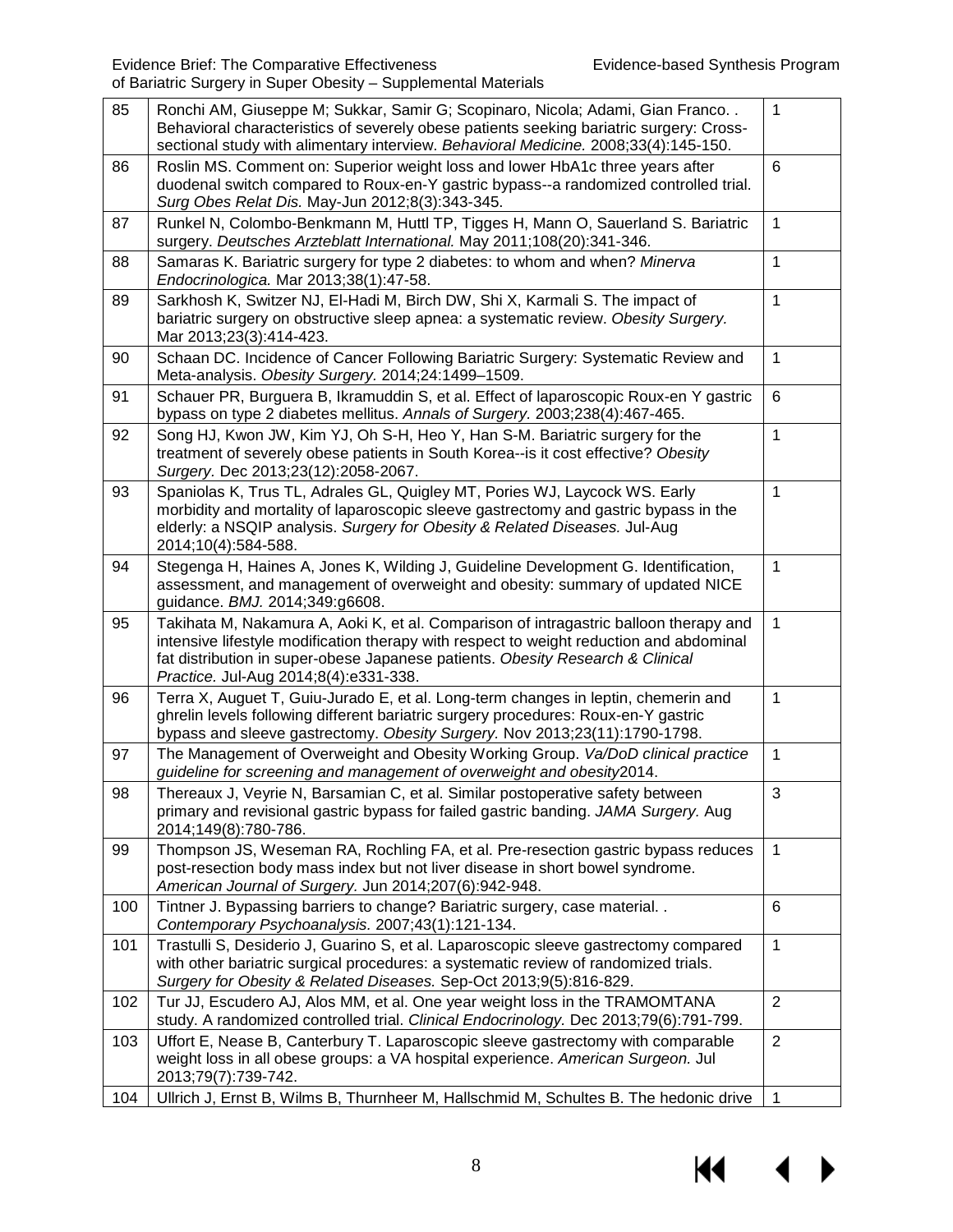| | | |
|---|---|---|
| 85 | Ronchi AM, Giuseppe M; Sukkar, Samir G; Scopinaro, Nicola; Adami, Gian Franco. . Behavioral characteristics of severely obese patients seeking bariatric surgery: Cross-sectional study with alimentary interview. *Behavioral Medicine.* 2008;33(4):145-150. | 1 |
| 86 | Roslin MS. Comment on: Superior weight loss and lower HbA1c three years after duodenal switch compared to Roux-en-Y gastric bypass--a randomized controlled trial. *Surg Obes Relat Dis.* May-Jun 2012;8(3):343-345. | 6 |
| 87 | Runkel N, Colombo-Benkmann M, Huttl TP, Tigges H, Mann O, Sauerland S. Bariatric surgery. *Deutsches Arzteblatt International.* May 2011;108(20):341-346. | 1 |
| 88 | Samaras K. Bariatric surgery for type 2 diabetes: to whom and when? *Minerva Endocrinologica.* Mar 2013;38(1):47-58. | 1 |
| 89 | Sarkhosh K, Switzer NJ, El-Hadi M, Birch DW, Shi X, Karmali S. The impact of bariatric surgery on obstructive sleep apnea: a systematic review. *Obesity Surgery.* Mar 2013;23(3):414-423. | 1 |
| 90 | Schaan DC. Incidence of Cancer Following Bariatric Surgery: Systematic Review and Meta-analysis. *Obesity Surgery.* 2014;24:1499–1509. | 1 |
| 91 | Schauer PR, Burguera B, Ikramuddin S, et al. Effect of laparoscopic Roux-en Y gastric bypass on type 2 diabetes mellitus. *Annals of Surgery.* 2003;238(4):467-465. | 6 |
| 92 | Song HJ, Kwon JW, Kim YJ, Oh S-H, Heo Y, Han S-M. Bariatric surgery for the treatment of severely obese patients in South Korea--is it cost effective? *Obesity Surgery.* Dec 2013;23(12):2058-2067. | 1 |
| 93 | Spaniolas K, Trus TL, Adrales GL, Quigley MT, Pories WJ, Laycock WS. Early morbidity and mortality of laparoscopic sleeve gastrectomy and gastric bypass in the elderly: a NSQIP analysis. *Surgery for Obesity & Related Diseases.* Jul-Aug 2014;10(4):584-588. | 1 |
| 94 | Stegenga H, Haines A, Jones K, Wilding J, Guideline Development G. Identification, assessment, and management of overweight and obesity: summary of updated NICE guidance. *BMJ.* 2014;349:g6608. | 1 |
| 95 | Takihata M, Nakamura A, Aoki K, et al. Comparison of intragastric balloon therapy and intensive lifestyle modification therapy with respect to weight reduction and abdominal fat distribution in super-obese Japanese patients. *Obesity Research & Clinical Practice.* Jul-Aug 2014;8(4):e331-338. | 1 |
| 96 | Terra X, Auguet T, Guiu-Jurado E, et al. Long-term changes in leptin, chemerin and ghrelin levels following different bariatric surgery procedures: Roux-en-Y gastric bypass and sleeve gastrectomy. *Obesity Surgery.* Nov 2013;23(11):1790-1798. | 1 |
| 97 | The Management of Overweight and Obesity Working Group. *Va/DoD clinical practice guideline for screening and management of overweight and obesity*2014. | 1 |
| 98 | Thereaux J, Veyrie N, Barsamian C, et al. Similar postoperative safety between primary and revisional gastric bypass for failed gastric banding. *JAMA Surgery.* Aug 2014;149(8):780-786. | 3 |
| 99 | Thompson JS, Weseman RA, Rochling FA, et al. Pre-resection gastric bypass reduces post-resection body mass index but not liver disease in short bowel syndrome. *American Journal of Surgery.* Jun 2014;207(6):942-948. | 1 |
| 100 | Tintner J. Bypassing barriers to change? Bariatric surgery, case material. . *Contemporary Psychoanalysis.* 2007;43(1):121-134. | 6 |
| 101 | Trastulli S, Desiderio J, Guarino S, et al. Laparoscopic sleeve gastrectomy compared with other bariatric surgical procedures: a systematic review of randomized trials. *Surgery for Obesity & Related Diseases.* Sep-Oct 2013;9(5):816-829. | 1 |
| 102 | Tur JJ, Escudero AJ, Alos MM, et al. One year weight loss in the TRAMOMTANA study. A randomized controlled trial. *Clinical Endocrinology.* Dec 2013;79(6):791-799. | 2 |
| 103 | Uffort E, Nease B, Canterbury T. Laparoscopic sleeve gastrectomy with comparable weight loss in all obese groups: a VA hospital experience. *American Surgeon.* Jul 2013;79(7):739-742. | 2 |
| 104 | Ullrich J, Ernst B, Wilms B, Thurnheer M, Hallschmid M, Schultes B. The hedonic drive | 1 |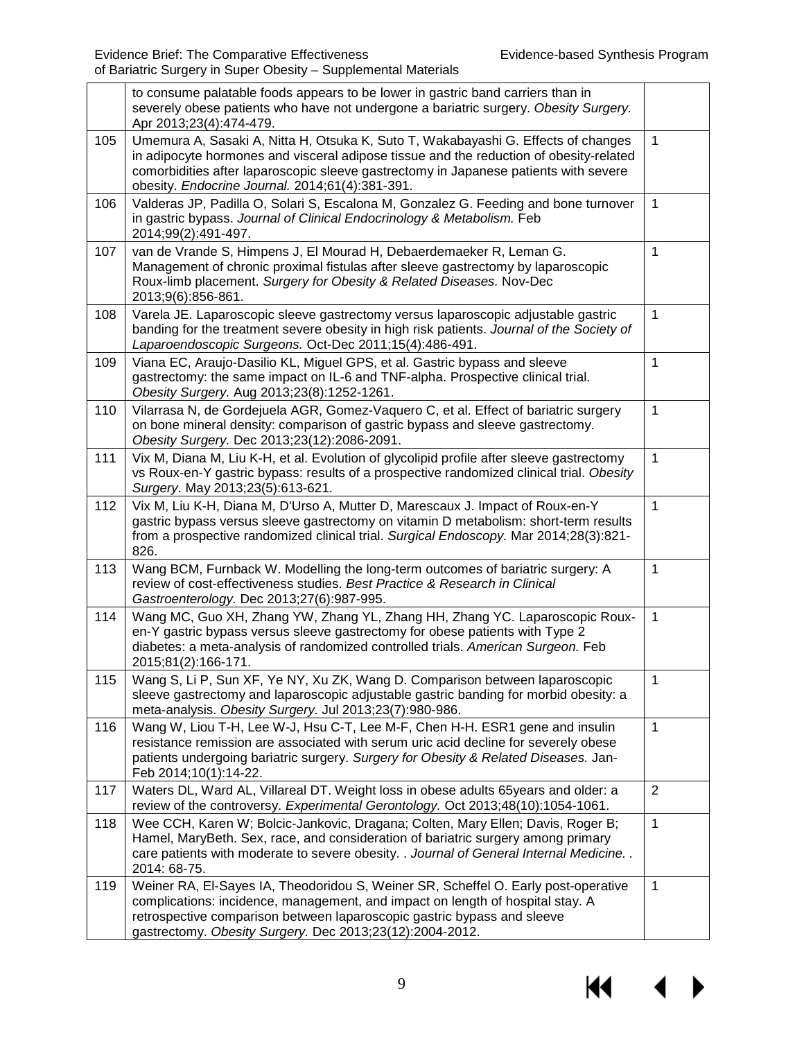| | | |
|---|---|---|
| | to consume palatable foods appears to be lower in gastric band carriers than in severely obese patients who have not undergone a bariatric surgery. *Obesity Surgery.* Apr 2013;23(4):474-479. | |
| 105 | Umemura A, Sasaki A, Nitta H, Otsuka K, Suto T, Wakabayashi G. Effects of changes in adipocyte hormones and visceral adipose tissue and the reduction of obesity-related comorbidities after laparoscopic sleeve gastrectomy in Japanese patients with severe obesity. *Endocrine Journal.* 2014;61(4):381-391. | 1 |
| 106 | Valderas JP, Padilla O, Solari S, Escalona M, Gonzalez G. Feeding and bone turnover in gastric bypass. *Journal of Clinical Endocrinology & Metabolism.* Feb 2014;99(2):491-497. | 1 |
| 107 | van de Vrande S, Himpens J, El Mourad H, Debaerdemaeker R, Leman G. Management of chronic proximal fistulas after sleeve gastrectomy by laparoscopic Roux-limb placement. *Surgery for Obesity & Related Diseases.* Nov-Dec 2013;9(6):856-861. | 1 |
| 108 | Varela JE. Laparoscopic sleeve gastrectomy versus laparoscopic adjustable gastric banding for the treatment severe obesity in high risk patients. *Journal of the Society of Laparoendoscopic Surgeons.* Oct-Dec 2011;15(4):486-491. | 1 |
| 109 | Viana EC, Araujo-Dasilio KL, Miguel GPS, et al. Gastric bypass and sleeve gastrectomy: the same impact on IL-6 and TNF-alpha. Prospective clinical trial. *Obesity Surgery.* Aug 2013;23(8):1252-1261. | 1 |
| 110 | Vilarrasa N, de Gordejuela AGR, Gomez-Vaquero C, et al. Effect of bariatric surgery on bone mineral density: comparison of gastric bypass and sleeve gastrectomy. *Obesity Surgery.* Dec 2013;23(12):2086-2091. | 1 |
| 111 | Vix M, Diana M, Liu K-H, et al. Evolution of glycolipid profile after sleeve gastrectomy vs Roux-en-Y gastric bypass: results of a prospective randomized clinical trial. *Obesity Surgery.* May 2013;23(5):613-621. | 1 |
| 112 | Vix M, Liu K-H, Diana M, D'Urso A, Mutter D, Marescaux J. Impact of Roux-en-Y gastric bypass versus sleeve gastrectomy on vitamin D metabolism: short-term results from a prospective randomized clinical trial. *Surgical Endoscopy.* Mar 2014;28(3):821-826. | 1 |
| 113 | Wang BCM, Furnback W. Modelling the long-term outcomes of bariatric surgery: A review of cost-effectiveness studies. *Best Practice & Research in Clinical Gastroenterology.* Dec 2013;27(6):987-995. | 1 |
| 114 | Wang MC, Guo XH, Zhang YW, Zhang YL, Zhang HH, Zhang YC. Laparoscopic Roux-en-Y gastric bypass versus sleeve gastrectomy for obese patients with Type 2 diabetes: a meta-analysis of randomized controlled trials. *American Surgeon.* Feb 2015;81(2):166-171. | 1 |
| 115 | Wang S, Li P, Sun XF, Ye NY, Xu ZK, Wang D. Comparison between laparoscopic sleeve gastrectomy and laparoscopic adjustable gastric banding for morbid obesity: a meta-analysis. *Obesity Surgery.* Jul 2013;23(7):980-986. | 1 |
| 116 | Wang W, Liou T-H, Lee W-J, Hsu C-T, Lee M-F, Chen H-H. ESR1 gene and insulin resistance remission are associated with serum uric acid decline for severely obese patients undergoing bariatric surgery. *Surgery for Obesity & Related Diseases.* Jan-Feb 2014;10(1):14-22. | 1 |
| 117 | Waters DL, Ward AL, Villareal DT. Weight loss in obese adults 65years and older: a review of the controversy. *Experimental Gerontology.* Oct 2013;48(10):1054-1061. | 2 |
| 118 | Wee CCH, Karen W; Bolcic-Jankovic, Dragana; Colten, Mary Ellen; Davis, Roger B; Hamel, MaryBeth. Sex, race, and consideration of bariatric surgery among primary care patients with moderate to severe obesity. . *Journal of General Internal Medicine.* . 2014: 68-75. | 1 |
| 119 | Weiner RA, El-Sayes IA, Theodoridou S, Weiner SR, Scheffel O. Early post-operative complications: incidence, management, and impact on length of hospital stay. A retrospective comparison between laparoscopic gastric bypass and sleeve gastrectomy. *Obesity Surgery.* Dec 2013;23(12):2004-2012. | 1 |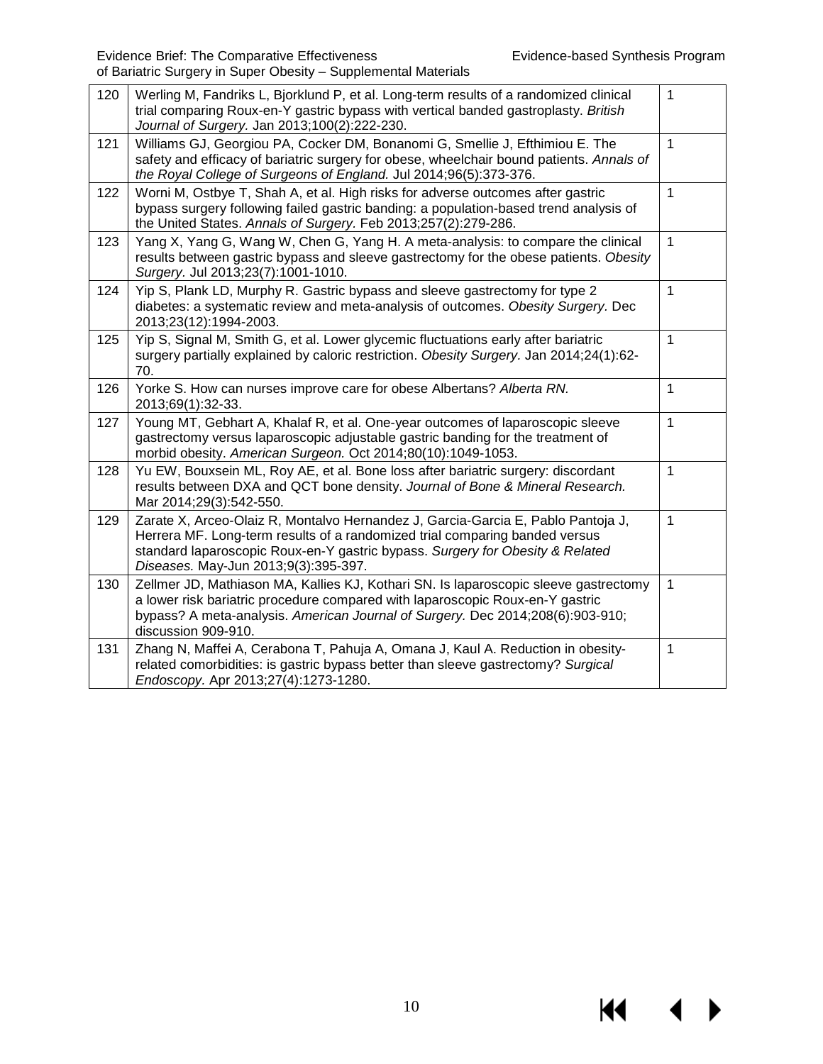| | | |
|---|---|---|
| 120 | Werling M, Fandriks L, Bjorklund P, et al. Long-term results of a randomized clinical trial comparing Roux-en-Y gastric bypass with vertical banded gastroplasty. *British Journal of Surgery.* Jan 2013;100(2):222-230. | 1 |
| 121 | Williams GJ, Georgiou PA, Cocker DM, Bonanomi G, Smellie J, Efthimiou E. The safety and efficacy of bariatric surgery for obese, wheelchair bound patients. *Annals of the Royal College of Surgeons of England.* Jul 2014;96(5):373-376. | 1 |
| 122 | Worni M, Ostbye T, Shah A, et al. High risks for adverse outcomes after gastric bypass surgery following failed gastric banding: a population-based trend analysis of the United States. *Annals of Surgery.* Feb 2013;257(2):279-286. | 1 |
| 123 | Yang X, Yang G, Wang W, Chen G, Yang H. A meta-analysis: to compare the clinical results between gastric bypass and sleeve gastrectomy for the obese patients. *Obesity Surgery.* Jul 2013;23(7):1001-1010. | 1 |
| 124 | Yip S, Plank LD, Murphy R. Gastric bypass and sleeve gastrectomy for type 2 diabetes: a systematic review and meta-analysis of outcomes. *Obesity Surgery.* Dec 2013;23(12):1994-2003. | 1 |
| 125 | Yip S, Signal M, Smith G, et al. Lower glycemic fluctuations early after bariatric surgery partially explained by caloric restriction. *Obesity Surgery.* Jan 2014;24(1):62-70. | 1 |
| 126 | Yorke S. How can nurses improve care for obese Albertans? *Alberta RN.* 2013;69(1):32-33. | 1 |
| 127 | Young MT, Gebhart A, Khalaf R, et al. One-year outcomes of laparoscopic sleeve gastrectomy versus laparoscopic adjustable gastric banding for the treatment of morbid obesity. *American Surgeon.* Oct 2014;80(10):1049-1053. | 1 |
| 128 | Yu EW, Bouxsein ML, Roy AE, et al. Bone loss after bariatric surgery: discordant results between DXA and QCT bone density. *Journal of Bone & Mineral Research.* Mar 2014;29(3):542-550. | 1 |
| 129 | Zarate X, Arceo-Olaiz R, Montalvo Hernandez J, Garcia-Garcia E, Pablo Pantoja J, Herrera MF. Long-term results of a randomized trial comparing banded versus standard laparoscopic Roux-en-Y gastric bypass. *Surgery for Obesity & Related Diseases.* May-Jun 2013;9(3):395-397. | 1 |
| 130 | Zellmer JD, Mathiason MA, Kallies KJ, Kothari SN. Is laparoscopic sleeve gastrectomy a lower risk bariatric procedure compared with laparoscopic Roux-en-Y gastric bypass? A meta-analysis. *American Journal of Surgery.* Dec 2014;208(6):903-910; discussion 909-910. | 1 |
| 131 | Zhang N, Maffei A, Cerabona T, Pahuja A, Omana J, Kaul A. Reduction in obesity-related comorbidities: is gastric bypass better than sleeve gastrectomy? *Surgical Endoscopy.* Apr 2013;27(4):1273-1280. | 1 |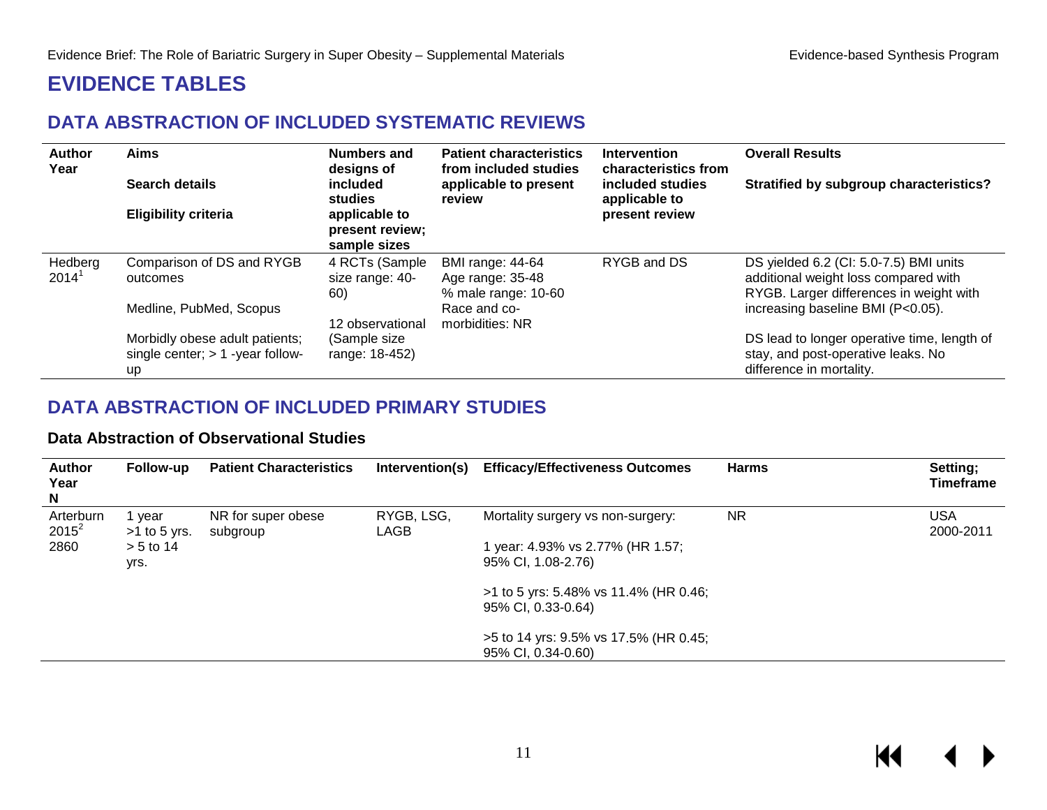# EVIDENCE TABLES

## DATA ABSTRACTION OF INCLUDED SYSTEMATIC REVIEWS

| Author Year | Aims<br><br>Search details<br><br>Eligibility criteria | Numbers and designs of included studies applicable to present review; sample sizes | Patient characteristics from included studies applicable to present review | Intervention characteristics from included studies applicable to present review | Overall Results<br><br>Stratified by subgroup characteristics? |
|---|---|---|---|---|---|
| Hedberg 2014[1] | Comparison of DS and RYGB outcomes<br><br>Medline, PubMed, Scopus<br><br>Morbidly obese adult patients; single center; > 1 -year follow-up | 4 RCTs (Sample size range: 40-60)<br><br>12 observational (Sample size range: 18-452) | BMI range: 44-64<br>Age range: 35-48<br>% male range: 10-60<br>Race and co-morbidities: NR | RYGB and DS | DS yielded 6.2 (CI: 5.0-7.5) BMI units additional weight loss compared with RYGB. Larger differences in weight with increasing baseline BMI (P<0.05).<br><br>DS lead to longer operative time, length of stay, and post-operative leaks. No difference in mortality. |

## DATA ABSTRACTION OF INCLUDED PRIMARY STUDIES

### Data Abstraction of Observational Studies

| Author Year N | Follow-up | Patient Characteristics | Intervention(s) | Efficacy/Effectiveness Outcomes | Harms | Setting; Timeframe |
|---|---|---|---|---|---|---|
| Arterburn 2015[2]<br>2860 | 1 year<br>>1 to 5 yrs.<br>> 5 to 14 yrs. | NR for super obese subgroup | RYGB, LSG, LAGB | Mortality surgery vs non-surgery:<br><br>1 year: 4.93% vs 2.77% (HR 1.57; 95% CI, 1.08-2.76)<br><br>>1 to 5 yrs: 5.48% vs 11.4% (HR 0.46; 95% CI, 0.33-0.64)<br><br>>5 to 14 yrs: 9.5% vs 17.5% (HR 0.45; 95% CI, 0.34-0.60) | NR | USA<br>2000-2011 |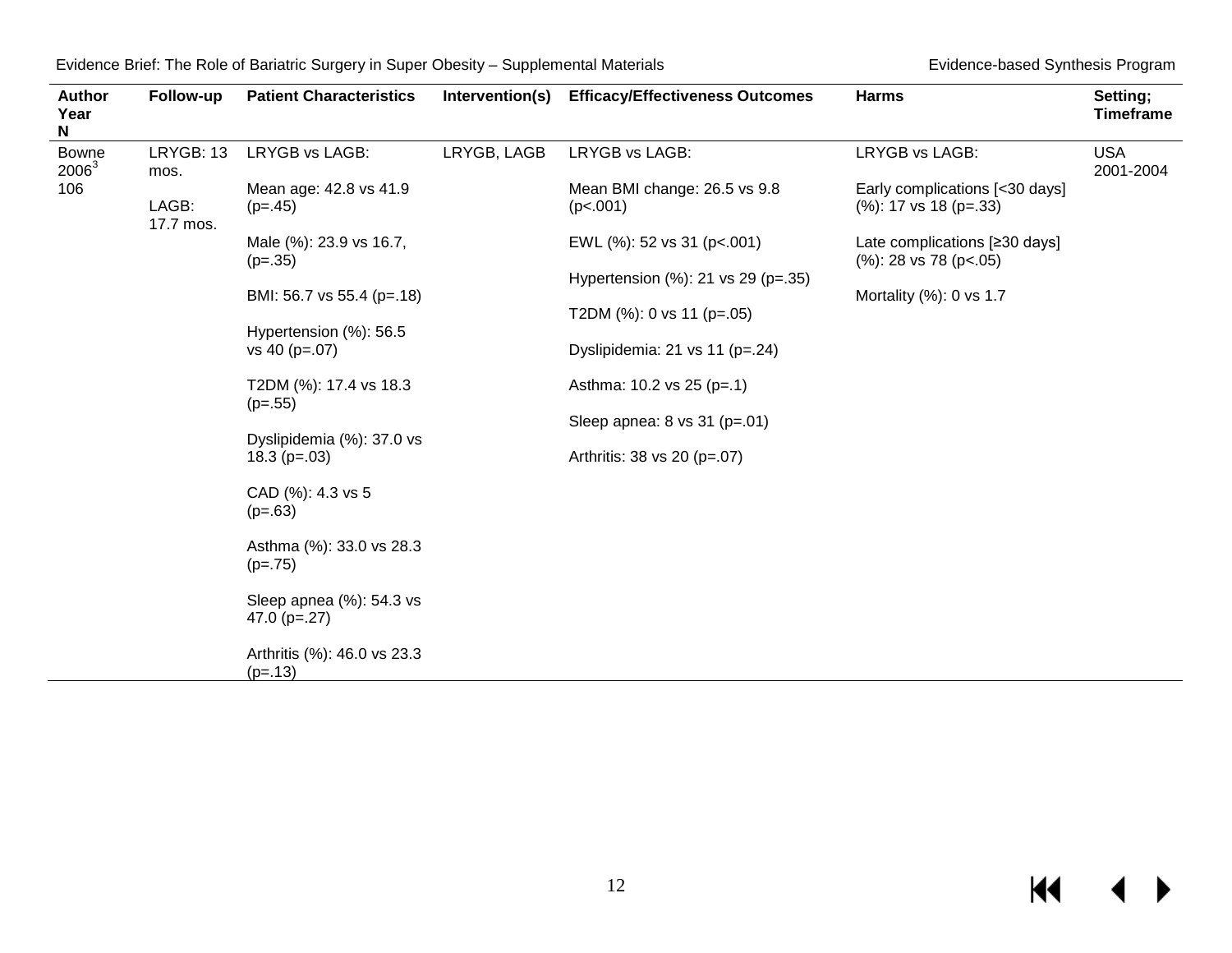| Author Year N | Follow-up | Patient Characteristics | Intervention(s) | Efficacy/Effectiveness Outcomes | Harms | Setting; Timeframe |
|---|---|---|---|---|---|---|
| Bowne 2006[3] 106 | LRYGB: 13 mos.<br><br>LAGB: 17.7 mos. | LRYGB vs LAGB:<br><br>Mean age: 42.8 vs 41.9 (p=.45)<br><br>Male (%): 23.9 vs 16.7, (p=.35)<br><br>BMI: 56.7 vs 55.4 (p=.18)<br><br>Hypertension (%): 56.5 vs 40 (p=.07)<br><br>T2DM (%): 17.4 vs 18.3 (p=.55)<br><br>Dyslipidemia (%): 37.0 vs 18.3 (p=.03)<br><br>CAD (%): 4.3 vs 5 (p=.63)<br><br>Asthma (%): 33.0 vs 28.3 (p=.75)<br><br>Sleep apnea (%): 54.3 vs 47.0 (p=.27)<br><br>Arthritis (%): 46.0 vs 23.3 (p=.13) | LRYGB, LAGB | LRYGB vs LAGB:<br><br>Mean BMI change: 26.5 vs 9.8 (p<.001)<br><br>EWL (%): 52 vs 31 (p<.001)<br><br>Hypertension (%): 21 vs 29 (p=.35)<br><br>T2DM (%): 0 vs 11 (p=.05)<br><br>Dyslipidemia: 21 vs 11 (p=.24)<br><br>Asthma: 10.2 vs 25 (p=.1)<br><br>Sleep apnea: 8 vs 31 (p=.01)<br><br>Arthritis: 38 vs 20 (p=.07) | LRYGB vs LAGB:<br><br>Early complications [<30 days] (%): 17 vs 18 (p=.33)<br><br>Late complications [≥30 days] (%): 28 vs 78 (p<.05)<br><br>Mortality (%): 0 vs 1.7 | USA 2001-2004 |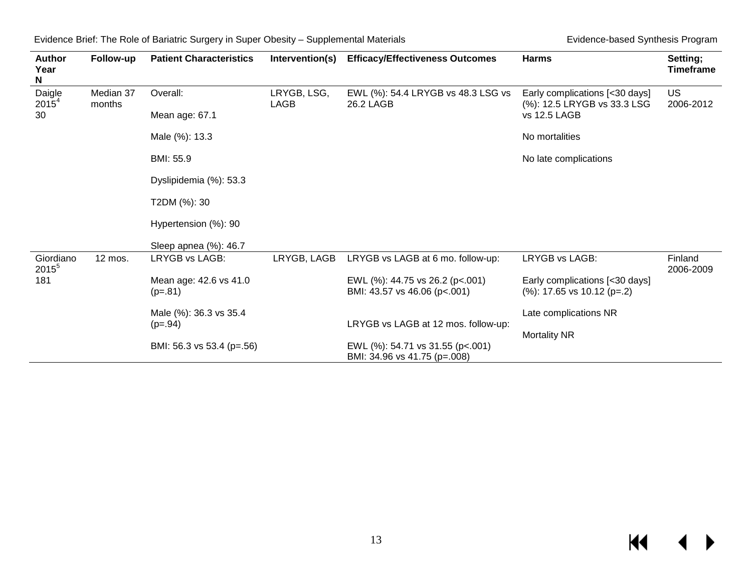| Author Year N | Follow-up | Patient Characteristics | Intervention(s) | Efficacy/Effectiveness Outcomes | Harms | Setting; Timeframe |
|---|---|---|---|---|---|---|
| Daigle 2015[4] 30 | Median 37 months | Overall:<br><br>Mean age: 67.1<br><br>Male (%): 13.3<br><br>BMI: 55.9<br><br>Dyslipidemia (%): 53.3<br><br>T2DM (%): 30<br><br>Hypertension (%): 90<br><br>Sleep apnea (%): 46.7 | LRYGB, LSG, LAGB | EWL (%): 54.4 LRYGB vs 48.3 LSG vs 26.2 LAGB | Early complications [<30 days] (%): 12.5 LRYGB vs 33.3 LSG vs 12.5 LAGB<br><br>No mortalities<br><br>No late complications | US 2006-2012 |
| Giordiano 2015[5] 181 | 12 mos. | LRYGB vs LAGB:<br><br>Mean age: 42.6 vs 41.0 (p=.81)<br><br>Male (%): 36.3 vs 35.4 (p=.94)<br><br>BMI: 56.3 vs 53.4 (p=.56) | LRYGB, LAGB | LRYGB vs LAGB at 6 mo. follow-up:<br><br>EWL (%): 44.75 vs 26.2 (p<.001)<br>BMI: 43.57 vs 46.06 (p<.001)<br><br>LRYGB vs LAGB at 12 mos. follow-up:<br><br>EWL (%): 54.71 vs 31.55 (p<.001)<br>BMI: 34.96 vs 41.75 (p=.008) | LRYGB vs LAGB:<br><br>Early complications [<30 days] (%): 17.65 vs 10.12 (p=.2)<br><br>Late complications NR<br><br>Mortality NR | Finland 2006-2009 |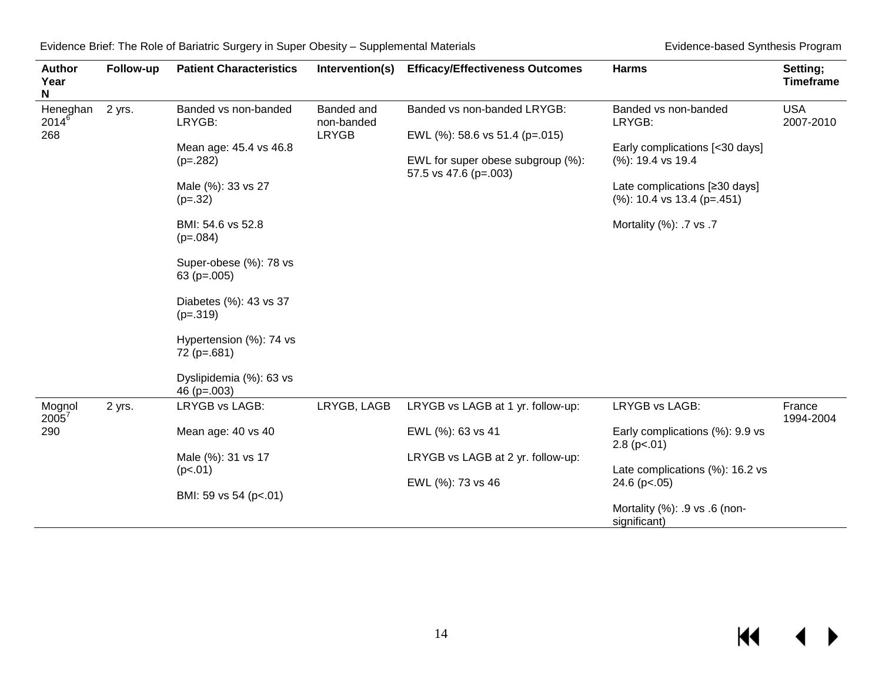| Author Year N | Follow-up | Patient Characteristics | Intervention(s) | Efficacy/Effectiveness Outcomes | Harms | Setting; Timeframe |
|---|---|---|---|---|---|---|
| Heneghan 2014[6] 268 | 2 yrs. | Banded vs non-banded LRYGB:<br><br>Mean age: 45.4 vs 46.8 (p=.282)<br><br>Male (%): 33 vs 27 (p=.32)<br><br>BMI: 54.6 vs 52.8 (p=.084)<br><br>Super-obese (%): 78 vs 63 (p=.005)<br><br>Diabetes (%): 43 vs 37 (p=.319)<br><br>Hypertension (%): 74 vs 72 (p=.681)<br><br>Dyslipidemia (%): 63 vs 46 (p=.003) | Banded and non-banded LRYGB | Banded vs non-banded LRYGB:<br><br>EWL (%): 58.6 vs 51.4 (p=.015)<br><br>EWL for super obese subgroup (%): 57.5 vs 47.6 (p=.003) | Banded vs non-banded LRYGB:<br><br>Early complications [<30 days] (%): 19.4 vs 19.4<br><br>Late complications [≥30 days] (%): 10.4 vs 13.4 (p=.451)<br><br>Mortality (%): .7 vs .7 | USA 2007-2010 |
| Mognol 2005[7] 290 | 2 yrs. | LRYGB vs LAGB:<br><br>Mean age: 40 vs 40<br><br>Male (%): 31 vs 17 (p<.01)<br><br>BMI: 59 vs 54 (p<.01) | LRYGB, LAGB | LRYGB vs LAGB at 1 yr. follow-up:<br><br>EWL (%): 63 vs 41<br><br>LRYGB vs LAGB at 2 yr. follow-up:<br><br>EWL (%): 73 vs 46 | LRYGB vs LAGB:<br><br>Early complications (%): 9.9 vs 2.8 (p<.01)<br><br>Late complications (%): 16.2 vs 24.6 (p<.05)<br><br>Mortality (%): .9 vs .6 (non-significant) | France 1994-2004 |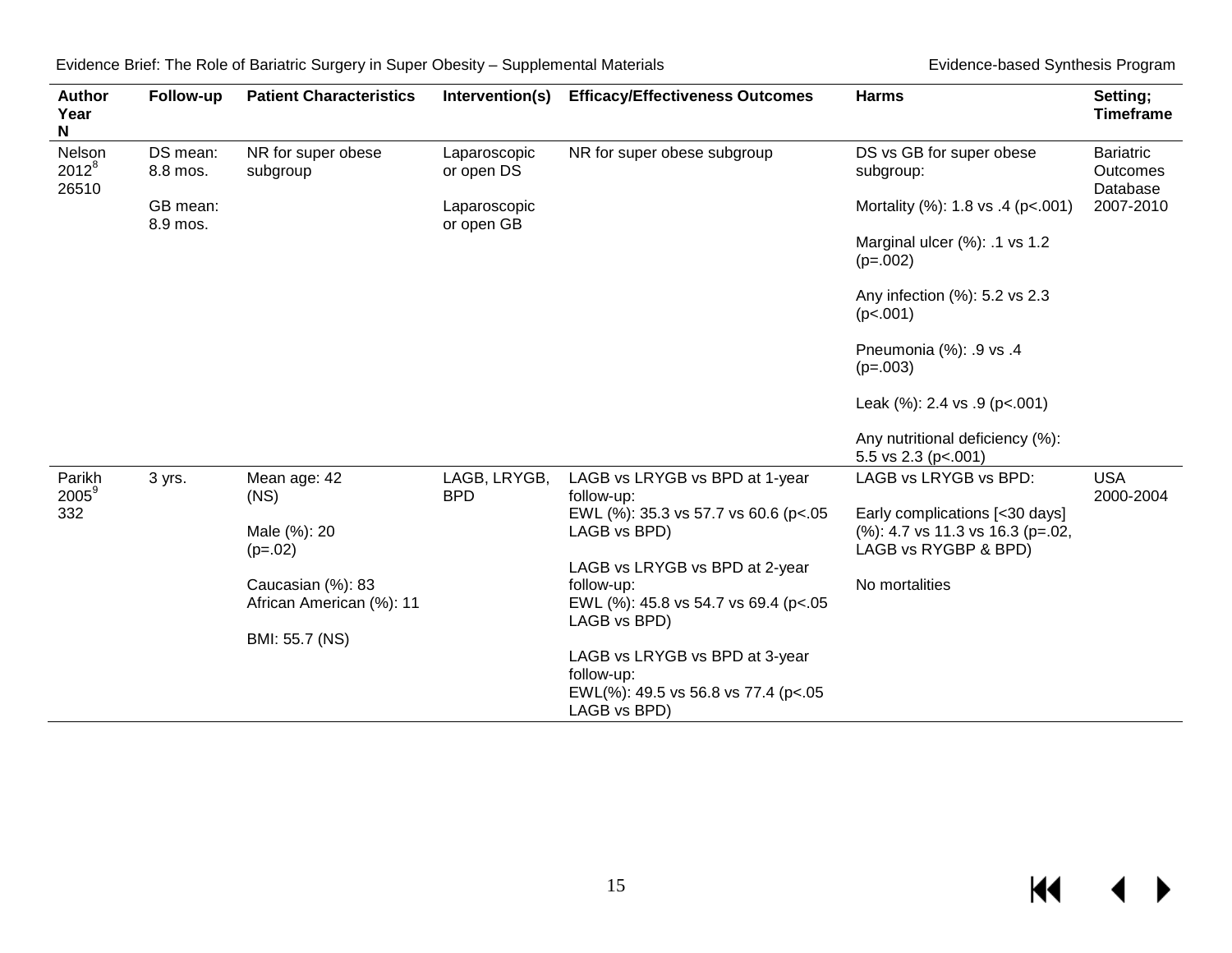| Author Year N | Follow-up | Patient Characteristics | Intervention(s) | Efficacy/Effectiveness Outcomes | Harms | Setting; Timeframe |
|---|---|---|---|---|---|---|
| Nelson 2012[8] 26510 | DS mean: 8.8 mos.<br><br>GB mean: 8.9 mos. | NR for super obese subgroup | Laparoscopic or open DS<br><br>Laparoscopic or open GB | NR for super obese subgroup | DS vs GB for super obese subgroup:<br><br>Mortality (%): 1.8 vs .4 (p<.001)<br><br>Marginal ulcer (%): .1 vs 1.2 (p=.002)<br><br>Any infection (%): 5.2 vs 2.3 (p<.001)<br><br>Pneumonia (%): .9 vs .4 (p=.003)<br><br>Leak (%): 2.4 vs .9 (p<.001)<br><br>Any nutritional deficiency (%): 5.5 vs 2.3 (p<.001) | Bariatric Outcomes Database 2007-2010 |
| Parikh 2005[9] 332 | 3 yrs. | Mean age: 42 (NS)<br><br>Male (%): 20 (p=.02)<br><br>Caucasian (%): 83<br>African American (%): 11<br><br>BMI: 55.7 (NS) | LAGB, LRYGB, BPD | LAGB vs LRYGB vs BPD at 1-year follow-up:<br>EWL (%): 35.3 vs 57.7 vs 60.6 (p<.05 LAGB vs BPD)<br><br>LAGB vs LRYGB vs BPD at 2-year follow-up:<br>EWL (%): 45.8 vs 54.7 vs 69.4 (p<.05 LAGB vs BPD)<br><br>LAGB vs LRYGB vs BPD at 3-year follow-up:<br>EWL(%): 49.5 vs 56.8 vs 77.4 (p<.05 LAGB vs BPD) | LAGB vs LRYGB vs BPD:<br><br>Early complications [<30 days] (%): 4.7 vs 11.3 vs 16.3 (p=.02, LAGB vs RYGBP & BPD)<br><br>No mortalities | USA 2000-2004 |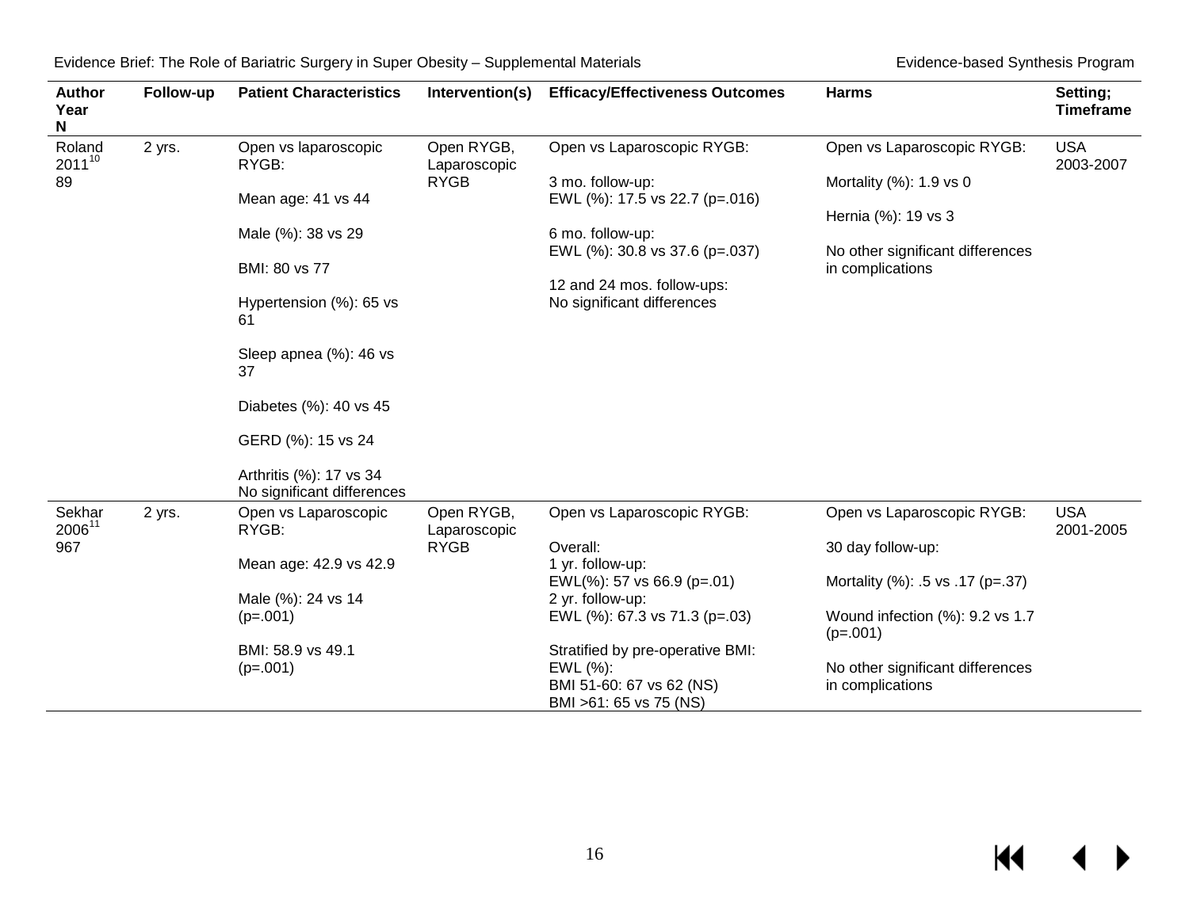| Author Year N | Follow-up | Patient Characteristics | Intervention(s) | Efficacy/Effectiveness Outcomes | Harms | Setting; Timeframe |
|---|---|---|---|---|---|---|
| Roland 2011[10] 89 | 2 yrs. | Open vs laparoscopic RYGB:<br><br>Mean age: 41 vs 44<br><br>Male (%): 38 vs 29<br><br>BMI: 80 vs 77<br><br>Hypertension (%): 65 vs 61<br><br>Sleep apnea (%): 46 vs 37<br><br>Diabetes (%): 40 vs 45<br><br>GERD (%): 15 vs 24<br><br>Arthritis (%): 17 vs 34<br>No significant differences | Open RYGB, Laparoscopic RYGB | Open vs Laparoscopic RYGB:<br><br>3 mo. follow-up:<br>EWL (%): 17.5 vs 22.7 (p=.016)<br><br>6 mo. follow-up:<br>EWL (%): 30.8 vs 37.6 (p=.037)<br><br>12 and 24 mos. follow-ups:<br>No significant differences | Open vs Laparoscopic RYGB:<br><br>Mortality (%): 1.9 vs 0<br><br>Hernia (%): 19 vs 3<br><br>No other significant differences in complications | USA 2003-2007 |
| Sekhar 2006[11] 967 | 2 yrs. | Open vs Laparoscopic RYGB:<br><br>Mean age: 42.9 vs 42.9<br><br>Male (%): 24 vs 14 (p=.001)<br><br>BMI: 58.9 vs 49.1 (p=.001) | Open RYGB, Laparoscopic RYGB | Open vs Laparoscopic RYGB:<br><br>Overall:<br>1 yr. follow-up:<br>EWL(%): 57 vs 66.9 (p=.01)<br>2 yr. follow-up:<br>EWL (%): 67.3 vs 71.3 (p=.03)<br><br>Stratified by pre-operative BMI:<br>EWL (%):<br>BMI 51-60: 67 vs 62 (NS)<br>BMI >61: 65 vs 75 (NS) | Open vs Laparoscopic RYGB:<br><br>30 day follow-up:<br><br>Mortality (%): .5 vs .17 (p=.37)<br><br>Wound infection (%): 9.2 vs 1.7 (p=.001)<br><br>No other significant differences in complications | USA 2001-2005 |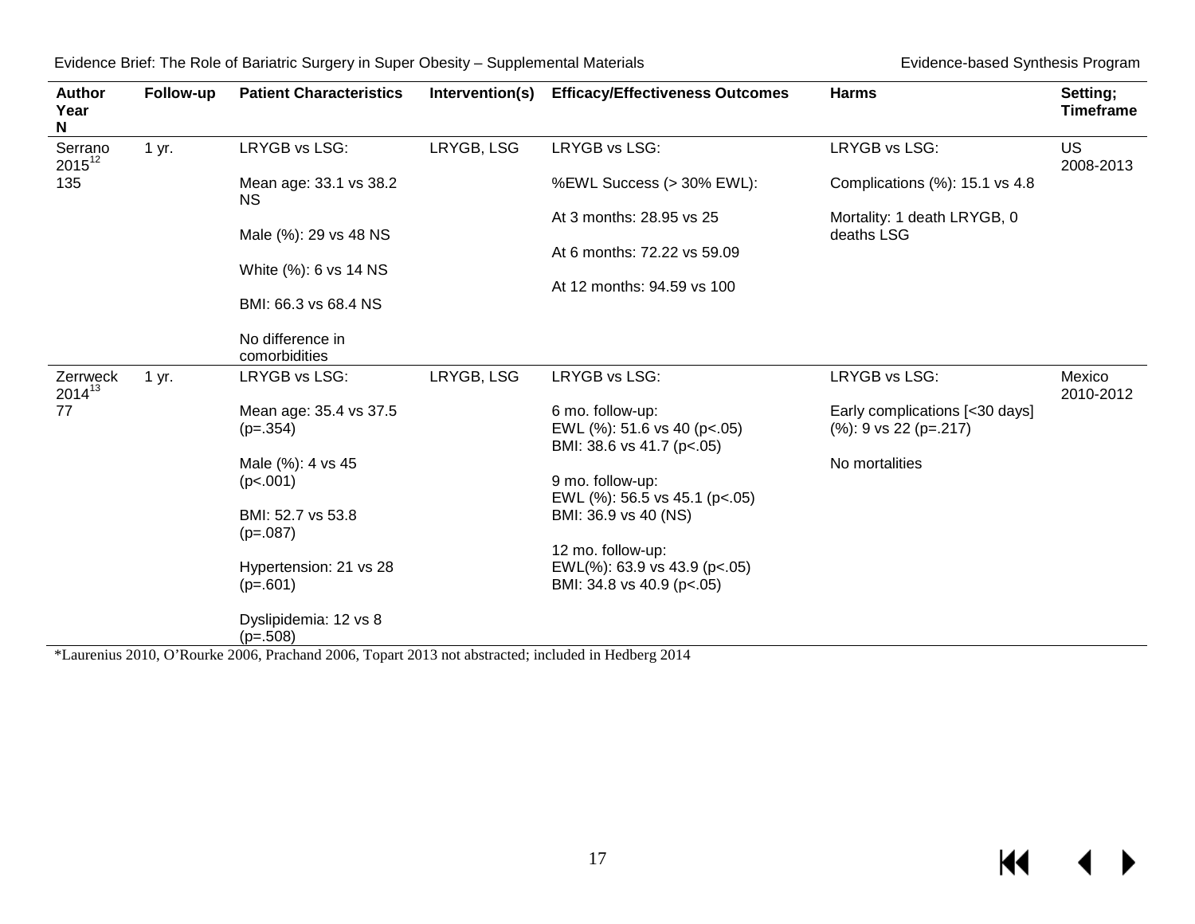| Author Year N | Follow-up | Patient Characteristics | Intervention(s) | Efficacy/Effectiveness Outcomes | Harms | Setting; Timeframe |
|---|---|---|---|---|---|---|
| Serrano 2015[12] 135 | 1 yr. | LRYGB vs LSG:<br><br>Mean age: 33.1 vs 38.2 NS<br><br>Male (%): 29 vs 48 NS<br><br>White (%): 6 vs 14 NS<br><br>BMI: 66.3 vs 68.4 NS<br><br>No difference in comorbidities | LRYGB, LSG | LRYGB vs LSG:<br><br>%EWL Success (> 30% EWL):<br><br>At 3 months: 28.95 vs 25<br><br>At 6 months: 72.22 vs 59.09<br><br>At 12 months: 94.59 vs 100 | LRYGB vs LSG:<br><br>Complications (%): 15.1 vs 4.8<br><br>Mortality: 1 death LRYGB, 0 deaths LSG | US 2008-2013 |
| Zerrweck 2014[13] 77 | 1 yr. | LRYGB vs LSG:<br><br>Mean age: 35.4 vs 37.5 (p=.354)<br><br>Male (%): 4 vs 45 (p<.001)<br><br>BMI: 52.7 vs 53.8 (p=.087)<br><br>Hypertension: 21 vs 28 (p=.601)<br><br>Dyslipidemia: 12 vs 8 (p=.508) | LRYGB, LSG | LRYGB vs LSG:<br><br>6 mo. follow-up:<br>EWL (%): 51.6 vs 40 (p<.05)<br>BMI: 38.6 vs 41.7 (p<.05)<br><br>9 mo. follow-up:<br>EWL (%): 56.5 vs 45.1 (p<.05)<br>BMI: 36.9 vs 40 (NS)<br><br>12 mo. follow-up:<br>EWL(%): 63.9 vs 43.9 (p<.05)<br>BMI: 34.8 vs 40.9 (p<.05) | LRYGB vs LSG:<br><br>Early complications [<30 days] (%): 9 vs 22 (p=.217)<br><br>No mortalities | Mexico 2010-2012 |

*Laurenius 2010, O'Rourke 2006, Prachand 2006, Topart 2013 not abstracted; included in Hedberg 2014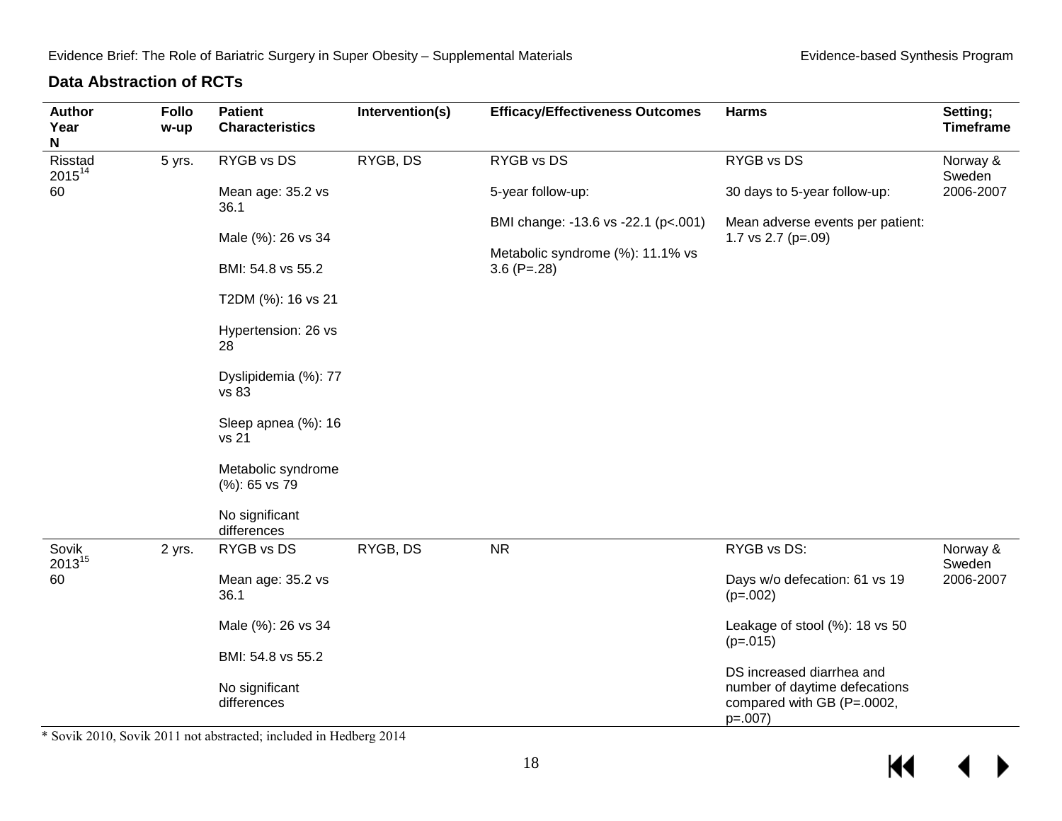### Data Abstraction of RCTs

| Author Year N | Follow-up | Patient Characteristics | Intervention(s) | Efficacy/Effectiveness Outcomes | Harms | Setting; Timeframe |
|---|---|---|---|---|---|---|
| Risstad 2015[14] 60 | 5 yrs. | RYGB vs DS<br><br>Mean age: 35.2 vs 36.1<br><br>Male (%): 26 vs 34<br><br>BMI: 54.8 vs 55.2<br><br>T2DM (%): 16 vs 21<br><br>Hypertension: 26 vs 28<br><br>Dyslipidemia (%): 77 vs 83<br><br>Sleep apnea (%): 16 vs 21<br><br>Metabolic syndrome (%): 65 vs 79<br><br>No significant differences | RYGB, DS | RYGB vs DS<br><br>5-year follow-up:<br><br>BMI change: -13.6 vs -22.1 (p<.001)<br><br>Metabolic syndrome (%): 11.1% vs 3.6 (P=.28) | RYGB vs DS<br><br>30 days to 5-year follow-up:<br><br>Mean adverse events per patient: 1.7 vs 2.7 (p=.09) | Norway & Sweden 2006-2007 |
| Sovik 2013[15] 60 | 2 yrs. | RYGB vs DS<br><br>Mean age: 35.2 vs 36.1<br><br>Male (%): 26 vs 34<br><br>BMI: 54.8 vs 55.2<br><br>No significant differences | RYGB, DS | NR | RYGB vs DS:<br><br>Days w/o defecation: 61 vs 19 (p=.002)<br><br>Leakage of stool (%): 18 vs 50 (p=.015)<br><br>DS increased diarrhea and number of daytime defecations compared with GB (P=.0002, p=.007) | Norway & Sweden 2006-2007 |

* Sovik 2010, Sovik 2011 not abstracted; included in Hedberg 2014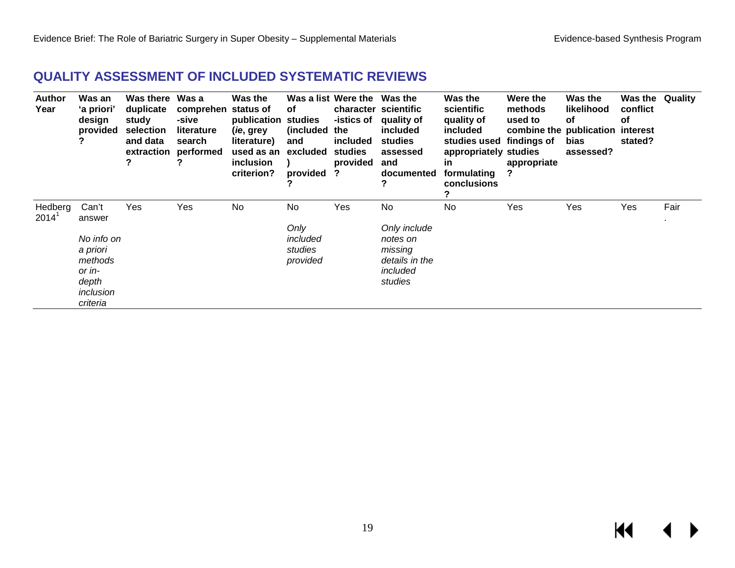## QUALITY ASSESSMENT OF INCLUDED SYSTEMATIC REVIEWS

| Author Year | Was an 'a priori' design provided? | Was there duplicate study selection and data extraction? | Was a comprehensive literature search performed? | Was the status of publication (*ie*, grey literature) used as an inclusion criterion? | Was a list of studies (included and excluded) provided? | Were the characteristics of the included studies provided? | Was the scientific quality of included studies assessed and documented? | Was the scientific quality of included studies used appropriately in formulating conclusions? | Were the methods used to combine the findings of studies appropriate? | Was the likelihood of publication bias assessed? | Was the conflict of interest stated? | Quality |
|---|---|---|---|---|---|---|---|---|---|---|---|---|
| Hedberg 2014[1] | Can't answer<br><br>*No info on a priori methods or in-depth inclusion criteria* | Yes | Yes | No | No<br><br>*Only included studies provided* | Yes | No<br><br>*Only include notes on missing details in the included studies* | No | Yes | Yes | Yes | Fair. |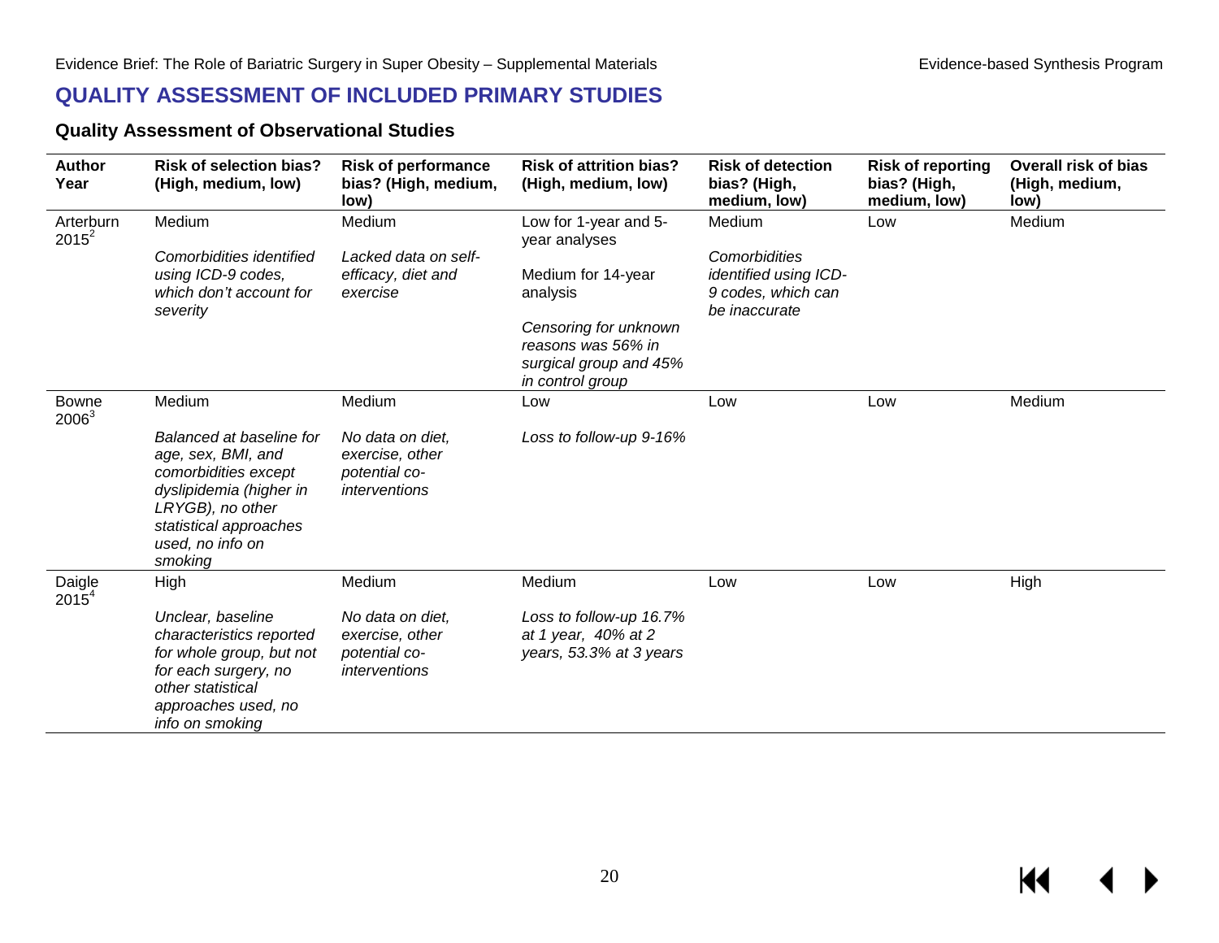## QUALITY ASSESSMENT OF INCLUDED PRIMARY STUDIES

### Quality Assessment of Observational Studies

| Author Year | Risk of selection bias? (High, medium, low) | Risk of performance bias? (High, medium, low) | Risk of attrition bias? (High, medium, low) | Risk of detection bias? (High, medium, low) | Risk of reporting bias? (High, medium, low) | Overall risk of bias (High, medium, low) |
|---|---|---|---|---|---|---|
| Arterburn 2015[2] | Medium<br><br>*Comorbidities identified using ICD-9 codes, which don't account for severity* | Medium<br><br>*Lacked data on self-efficacy, diet and exercise* | Low for 1-year and 5-year analyses<br><br>Medium for 14-year analysis<br><br>*Censoring for unknown reasons was 56% in surgical group and 45% in control group* | Medium<br><br>*Comorbidities identified using ICD-9 codes, which can be inaccurate* | Low | Medium |
| Bowne 2006[3] | Medium<br><br>*Balanced at baseline for age, sex, BMI, and comorbidities except dyslipidemia (higher in LRYGB), no other statistical approaches used, no info on smoking* | Medium<br><br>*No data on diet, exercise, other potential co-interventions* | Low<br><br>*Loss to follow-up 9-16%* | Low | Low | Medium |
| Daigle 2015[4] | High<br><br>*Unclear, baseline characteristics reported for whole group, but not for each surgery, no other statistical approaches used, no info on smoking* | Medium<br><br>*No data on diet, exercise, other potential co-interventions* | Medium<br><br>*Loss to follow-up 16.7% at 1 year, 40% at 2 years, 53.3% at 3 years* | Low | Low | High |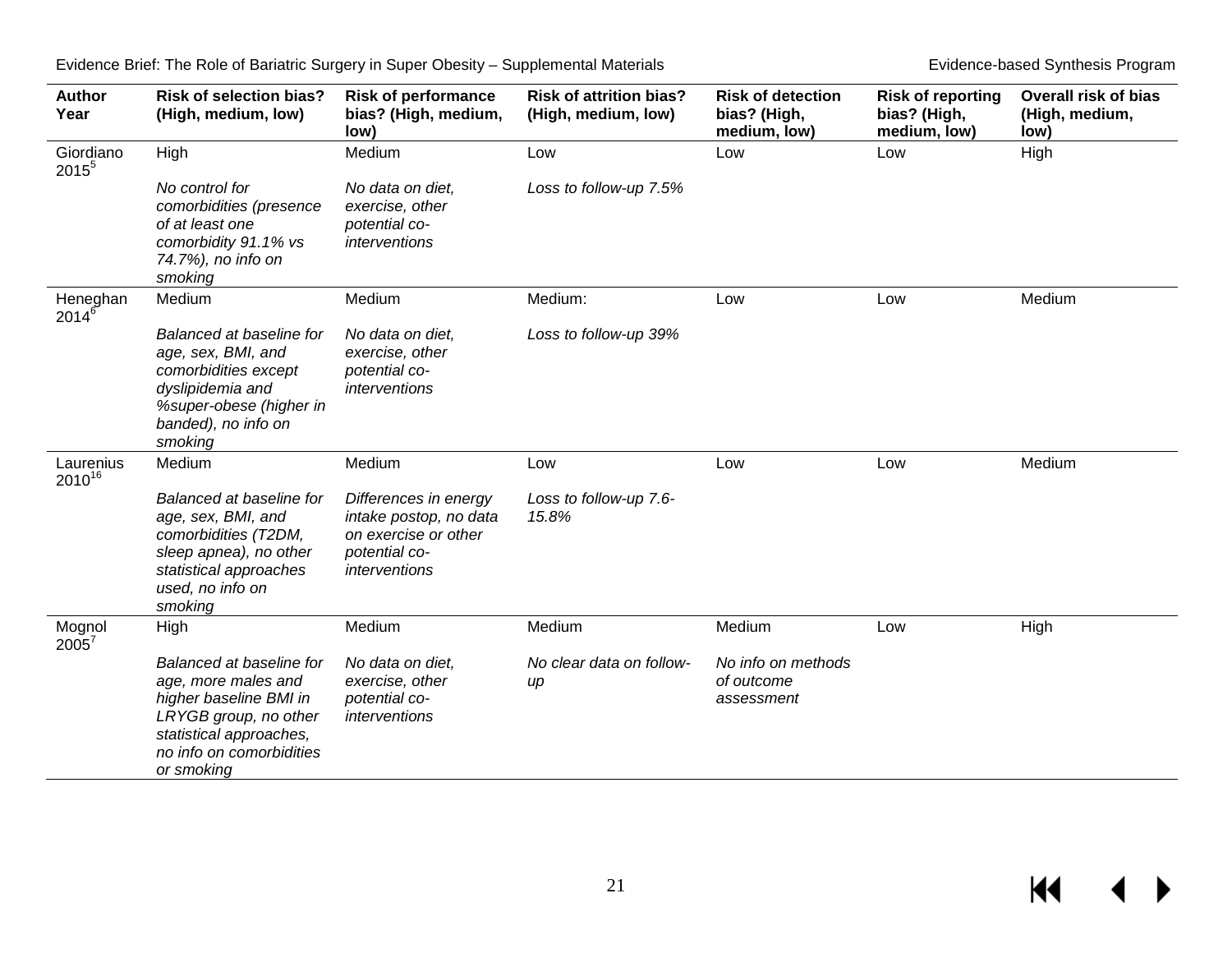| Author Year | Risk of selection bias? (High, medium, low) | Risk of performance bias? (High, medium, low) | Risk of attrition bias? (High, medium, low) | Risk of detection bias? (High, medium, low) | Risk of reporting bias? (High, medium, low) | Overall risk of bias (High, medium, low) |
|---|---|---|---|---|---|---|
| Giordiano 2015[5] | High<br><br>*No control for comorbidities (presence of at least one comorbidity 91.1% vs 74.7%), no info on smoking* | Medium<br><br>*No data on diet, exercise, other potential co-interventions* | Low<br><br>*Loss to follow-up 7.5%* | Low | Low | High |
| Heneghan 2014[6] | Medium<br><br>*Balanced at baseline for age, sex, BMI, and comorbidities except dyslipidemia and %super-obese (higher in banded), no info on smoking* | Medium<br><br>*No data on diet, exercise, other potential co-interventions* | Medium:<br><br>*Loss to follow-up 39%* | Low | Low | Medium |
| Laurenius 2010[16] | Medium<br><br>*Balanced at baseline for age, sex, BMI, and comorbidities (T2DM, sleep apnea), no other statistical approaches used, no info on smoking* | Medium<br><br>*Differences in energy intake postop, no data on exercise or other potential co-interventions* | Low<br><br>*Loss to follow-up 7.6-15.8%* | Low | Low | Medium |
| Mognol 2005[7] | High<br><br>*Balanced at baseline for age, more males and higher baseline BMI in LRYGB group, no other statistical approaches, no info on comorbidities or smoking* | Medium<br><br>*No data on diet, exercise, other potential co-interventions* | Medium<br><br>*No clear data on follow-up* | Medium<br><br>*No info on methods of outcome assessment* | Low | High |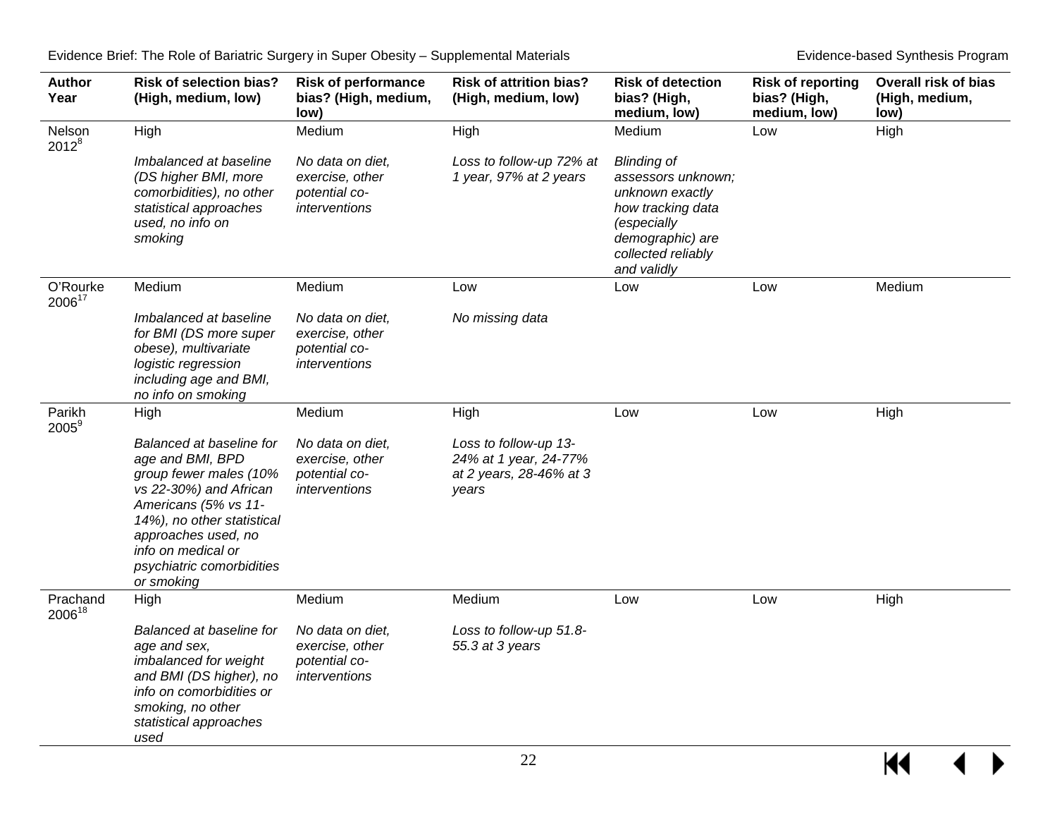| Author Year | Risk of selection bias? (High, medium, low) | Risk of performance bias? (High, medium, low) | Risk of attrition bias? (High, medium, low) | Risk of detection bias? (High, medium, low) | Risk of reporting bias? (High, medium, low) | Overall risk of bias (High, medium, low) |
|---|---|---|---|---|---|---|
| Nelson 2012[8] | High<br><br>*Imbalanced at baseline (DS higher BMI, more comorbidities), no other statistical approaches used, no info on smoking* | Medium<br><br>*No data on diet, exercise, other potential co-interventions* | High<br><br>*Loss to follow-up 72% at 1 year, 97% at 2 years* | Medium<br><br>*Blinding of assessors unknown; unknown exactly how tracking data (especially demographic) are collected reliably and validly* | Low | High |
| O'Rourke 2006[17] | Medium<br><br>*Imbalanced at baseline for BMI (DS more super obese), multivariate logistic regression including age and BMI, no info on smoking* | Medium<br><br>*No data on diet, exercise, other potential co-interventions* | Low<br><br>*No missing data* | Low | Low | Medium |
| Parikh 2005[9] | High<br><br>*Balanced at baseline for age and BMI, BPD group fewer males (10% vs 22-30%) and African Americans (5% vs 11-14%), no other statistical approaches used, no info on medical or psychiatric comorbidities or smoking* | Medium<br><br>*No data on diet, exercise, other potential co-interventions* | High<br><br>*Loss to follow-up 13-24% at 1 year, 24-77% at 2 years, 28-46% at 3 years* | Low | Low | High |
| Prachand 2006[18] | High<br><br>*Balanced at baseline for age and sex, imbalanced for weight and BMI (DS higher), no info on comorbidities or smoking, no other statistical approaches used* | Medium<br><br>*No data on diet, exercise, other potential co-interventions* | Medium<br><br>*Loss to follow-up 51.8-55.3 at 3 years* | Low | Low | High |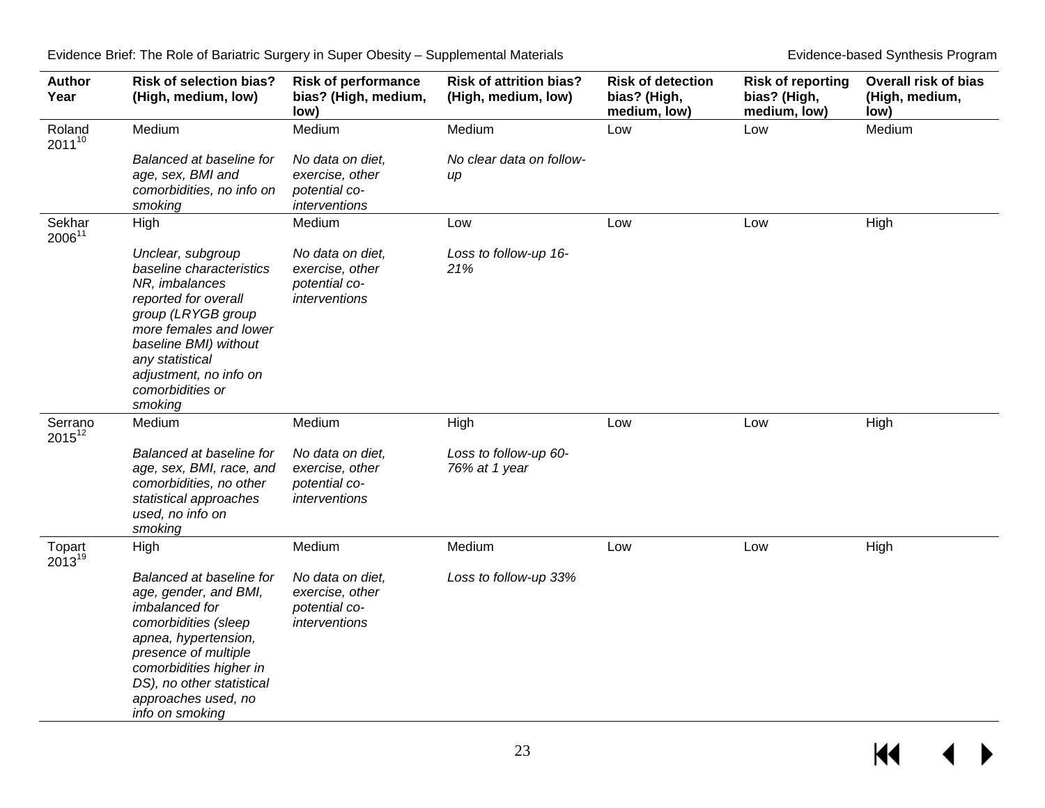| Author Year | Risk of selection bias? (High, medium, low) | Risk of performance bias? (High, medium, low) | Risk of attrition bias? (High, medium, low) | Risk of detection bias? (High, medium, low) | Risk of reporting bias? (High, medium, low) | Overall risk of bias (High, medium, low) |
|---|---|---|---|---|---|---|
| Roland 2011[10] | Medium<br><br>*Balanced at baseline for age, sex, BMI and comorbidities, no info on smoking* | Medium<br><br>*No data on diet, exercise, other potential co-interventions* | Medium<br><br>*No clear data on follow-up* | Low | Low | Medium |
| Sekhar 2006[11] | High<br><br>*Unclear, subgroup baseline characteristics NR, imbalances reported for overall group (LRYGB group more females and lower baseline BMI) without any statistical adjustment, no info on comorbidities or smoking* | Medium<br><br>*No data on diet, exercise, other potential co-interventions* | Low<br><br>*Loss to follow-up 16-21%* | Low | Low | High |
| Serrano 2015[12] | Medium<br><br>*Balanced at baseline for age, sex, BMI, race, and comorbidities, no other statistical approaches used, no info on smoking* | Medium<br><br>*No data on diet, exercise, other potential co-interventions* | High<br><br>*Loss to follow-up 60-76% at 1 year* | Low | Low | High |
| Topart 2013[19] | High<br><br>*Balanced at baseline for age, gender, and BMI, imbalanced for comorbidities (sleep apnea, hypertension, presence of multiple comorbidities higher in DS), no other statistical approaches used, no info on smoking* | Medium<br><br>*No data on diet, exercise, other potential co-interventions* | Medium<br><br>*Loss to follow-up 33%* | Low | Low | High |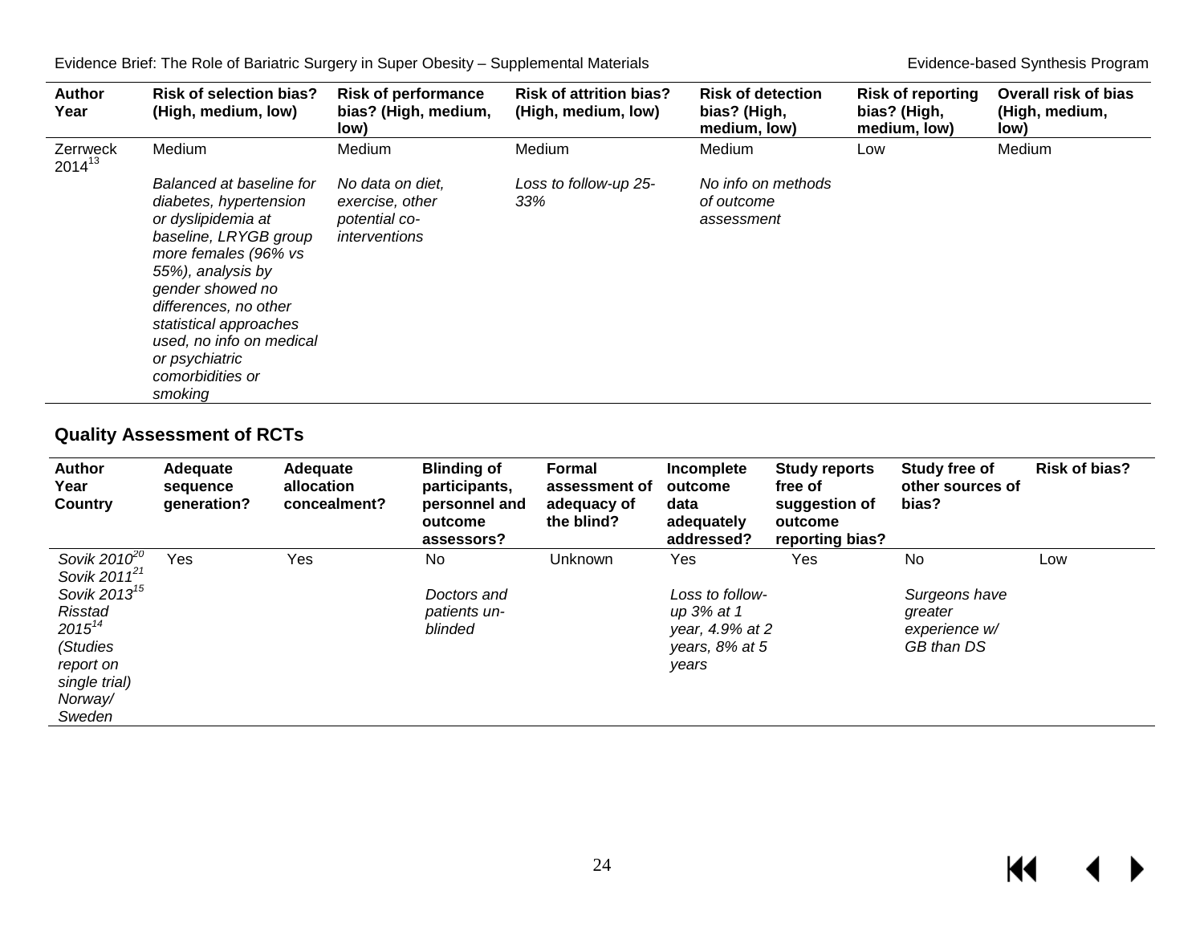| Author Year | Risk of selection bias? (High, medium, low) | Risk of performance bias? (High, medium, low) | Risk of attrition bias? (High, medium, low) | Risk of detection bias? (High, medium, low) | Risk of reporting bias? (High, medium, low) | Overall risk of bias (High, medium, low) |
|---|---|---|---|---|---|---|
| Zerrweck 2014[13] | Medium<br><br>*Balanced at baseline for diabetes, hypertension or dyslipidemia at baseline, LRYGB group more females (96% vs 55%), analysis by gender showed no differences, no other statistical approaches used, no info on medical or psychiatric comorbidities or smoking* | Medium<br><br>*No data on diet, exercise, other potential co-interventions* | Medium<br><br>*Loss to follow-up 25-33%* | Medium<br><br>*No info on methods of outcome assessment* | Low | Medium |

## Quality Assessment of RCTs

| Author Year Country | Adequate sequence generation? | Adequate allocation concealment? | Blinding of participants, personnel and outcome assessors? | Formal assessment of adequacy of the blind? | Incomplete outcome data adequately addressed? | Study reports free of suggestion of outcome reporting bias? | Study free of other sources of bias? | Risk of bias? |
|---|---|---|---|---|---|---|---|---|
| *Sovik 2010[20]*<br>*Sovik 2011[21]*<br>*Sovik 2013[15]*<br>*Risstad 2015[14]*<br>*(Studies report on single trial)*<br>*Norway/ Sweden* | Yes | Yes | No<br><br>*Doctors and patients un-blinded* | Unknown | Yes<br><br>*Loss to follow-up 3% at 1 year, 4.9% at 2 years, 8% at 5 years* | Yes | No<br><br>*Surgeons have greater experience w/ GB than DS* | Low |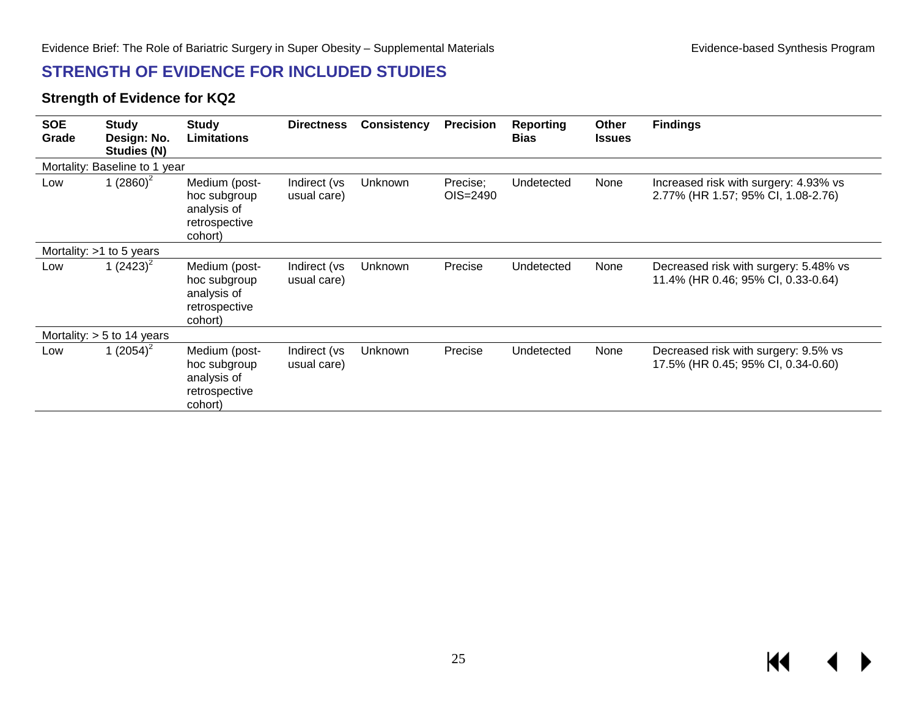## STRENGTH OF EVIDENCE FOR INCLUDED STUDIES

### Strength of Evidence for KQ2

| SOE Grade | Study Design: No. Studies (N) | Study Limitations | Directness | Consistency | Precision | Reporting Bias | Other Issues | Findings |
|---|---|---|---|---|---|---|---|---|
| Mortality: Baseline to 1 year | | | | | | | | |
| Low | 1 (2860)[2] | Medium (post-hoc subgroup analysis of retrospective cohort) | Indirect (vs usual care) | Unknown | Precise; OIS=2490 | Undetected | None | Increased risk with surgery: 4.93% vs 2.77% (HR 1.57; 95% CI, 1.08-2.76) |
| Mortality: >1 to 5 years | | | | | | | | |
| Low | 1 (2423)[2] | Medium (post-hoc subgroup analysis of retrospective cohort) | Indirect (vs usual care) | Unknown | Precise | Undetected | None | Decreased risk with surgery: 5.48% vs 11.4% (HR 0.46; 95% CI, 0.33-0.64) |
| Mortality: > 5 to 14 years | | | | | | | | |
| Low | 1 (2054)[2] | Medium (post-hoc subgroup analysis of retrospective cohort) | Indirect (vs usual care) | Unknown | Precise | Undetected | None | Decreased risk with surgery: 9.5% vs 17.5% (HR 0.45; 95% CI, 0.34-0.60) |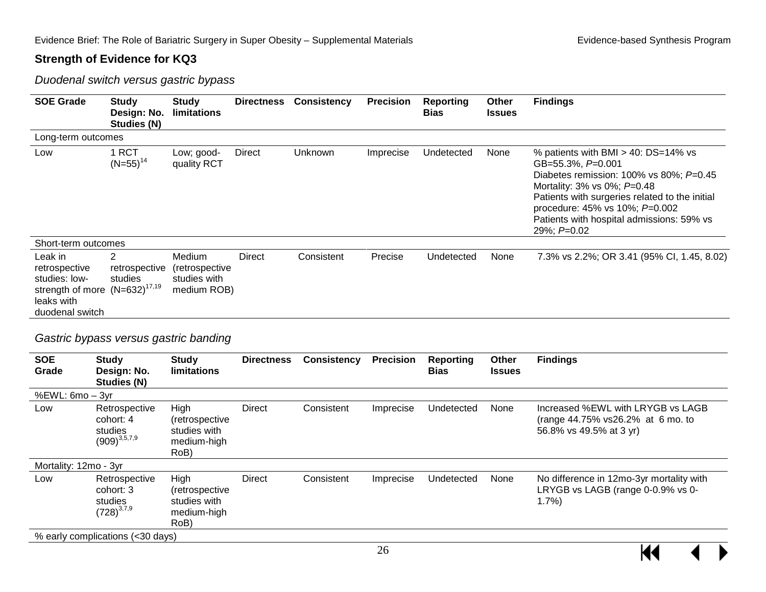### Strength of Evidence for KQ3

*Duodenal switch versus gastric bypass*

| SOE Grade | Study Design: No. Studies (N) | Study limitations | Directness | Consistency | Precision | Reporting Bias | Other Issues | Findings |
|---|---|---|---|---|---|---|---|---|
| Long-term outcomes | | | | | | | | |
| Low | 1 RCT (N=55)[14] | Low; good-quality RCT | Direct | Unknown | Imprecise | Undetected | None | % patients with BMI > 40: DS=14% vs GB=55.3%, *P*=0.001<br>Diabetes remission: 100% vs 80%; *P*=0.45<br>Mortality: 3% vs 0%; *P*=0.48<br>Patients with surgeries related to the initial procedure: 45% vs 10%; *P*=0.002<br>Patients with hospital admissions: 59% vs 29%; *P*=0.02 |
| Short-term outcomes | | | | | | | | |
| Leak in retrospective studies: low-strength of more leaks with duodenal switch | 2 retrospective studies (N=632)[17,19] | Medium (retrospective studies with medium ROB) | Direct | Consistent | Precise | Undetected | None | 7.3% vs 2.2%; OR 3.41 (95% CI, 1.45, 8.02) |

*Gastric bypass versus gastric banding*

| SOE Grade | Study Design: No. Studies (N) | Study limitations | Directness | Consistency | Precision | Reporting Bias | Other Issues | Findings |
|---|---|---|---|---|---|---|---|---|
| %EWL: 6mo – 3yr | | | | | | | | |
| Low | Retrospective cohort: 4 studies (909)[3,5,7,9] | High (retrospective studies with medium-high RoB) | Direct | Consistent | Imprecise | Undetected | None | Increased %EWL with LRYGB vs LAGB (range 44.75% vs26.2% at 6 mo. to 56.8% vs 49.5% at 3 yr) |
| Mortality: 12mo - 3yr | | | | | | | | |
| Low | Retrospective cohort: 3 studies (728)[3,7,9] | High (retrospective studies with medium-high RoB) | Direct | Consistent | Imprecise | Undetected | None | No difference in 12mo-3yr mortality with LRYGB vs LAGB (range 0-0.9% vs 0-1.7%) |
| % early complications (<30 days) | | | | | | | | |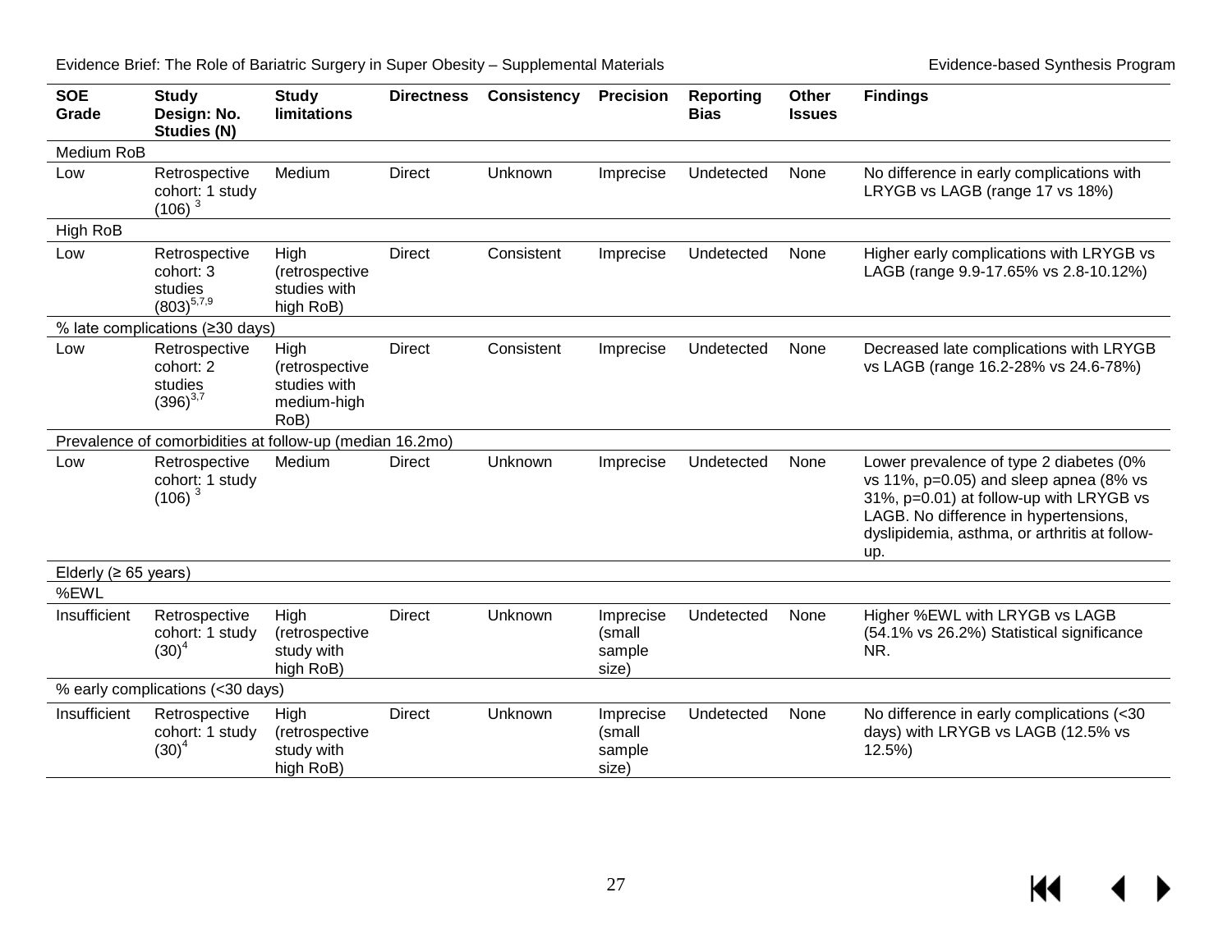| SOE Grade | Study Design: No. Studies (N) | Study limitations | Directness | Consistency | Precision | Reporting Bias | Other Issues | Findings |
|---|---|---|---|---|---|---|---|---|
| Medium RoB | | | | | | | | |
| Low | Retrospective cohort: 1 study (106) [3] | Medium | Direct | Unknown | Imprecise | Undetected | None | No difference in early complications with LRYGB vs LAGB (range 17 vs 18%) |
| High RoB | | | | | | | | |
| Low | Retrospective cohort: 3 studies (803)[5,7,9] | High (retrospective studies with high RoB) | Direct | Consistent | Imprecise | Undetected | None | Higher early complications with LRYGB vs LAGB (range 9.9-17.65% vs 2.8-10.12%) |
| % late complications (≥30 days) | | | | | | | | |
| Low | Retrospective cohort: 2 studies (396)[3,7] | High (retrospective studies with medium-high RoB) | Direct | Consistent | Imprecise | Undetected | None | Decreased late complications with LRYGB vs LAGB (range 16.2-28% vs 24.6-78%) |
| Prevalence of comorbidities at follow-up (median 16.2mo) | | | | | | | | |
| Low | Retrospective cohort: 1 study (106) [3] | Medium | Direct | Unknown | Imprecise | Undetected | None | Lower prevalence of type 2 diabetes (0% vs 11%, p=0.05) and sleep apnea (8% vs 31%, p=0.01) at follow-up with LRYGB vs LAGB. No difference in hypertensions, dyslipidemia, asthma, or arthritis at follow-up. |
| Elderly (≥ 65 years) | | | | | | | | |
| %EWL | | | | | | | | |
| Insufficient | Retrospective cohort: 1 study (30)[4] | High (retrospective study with high RoB) | Direct | Unknown | Imprecise (small sample size) | Undetected | None | Higher %EWL with LRYGB vs LAGB (54.1% vs 26.2%) Statistical significance NR. |
| % early complications (<30 days) | | | | | | | | |
| Insufficient | Retrospective cohort: 1 study (30)[4] | High (retrospective study with high RoB) | Direct | Unknown | Imprecise (small sample size) | Undetected | None | No difference in early complications (<30 days) with LRYGB vs LAGB (12.5% vs 12.5%) |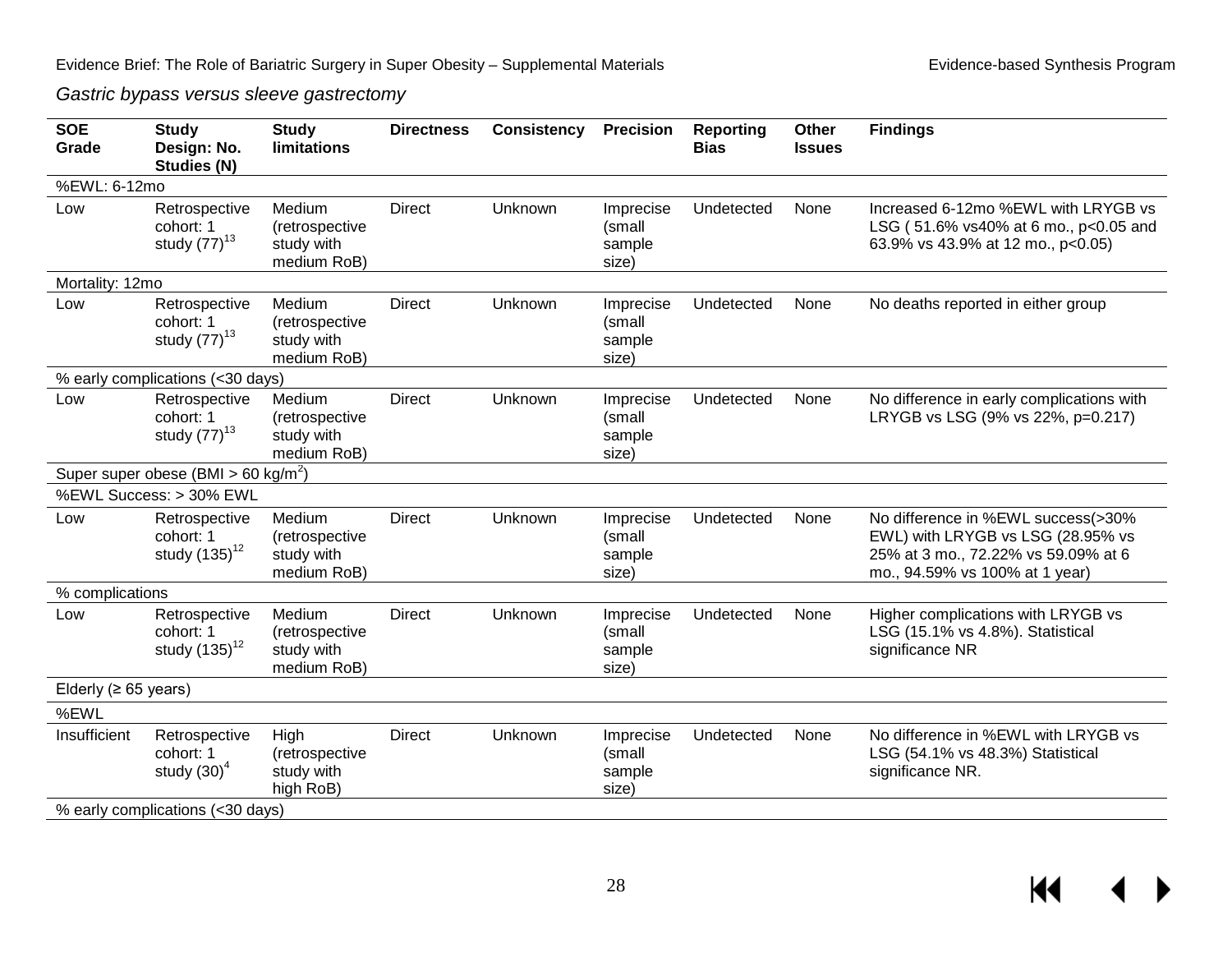*Gastric bypass versus sleeve gastrectomy*

| SOE Grade | Study Design: No. Studies (N) | Study limitations | Directness | Consistency | Precision | Reporting Bias | Other Issues | Findings |
|---|---|---|---|---|---|---|---|---|
| %EWL: 6-12mo | | | | | | | | |
| Low | Retrospective cohort: 1 study (77)[13] | Medium (retrospective study with medium RoB) | Direct | Unknown | Imprecise (small sample size) | Undetected | None | Increased 6-12mo %EWL with LRYGB vs LSG ( 51.6% vs40% at 6 mo., p<0.05 and 63.9% vs 43.9% at 12 mo., p<0.05) |
| Mortality: 12mo | | | | | | | | |
| Low | Retrospective cohort: 1 study (77)[13] | Medium (retrospective study with medium RoB) | Direct | Unknown | Imprecise (small sample size) | Undetected | None | No deaths reported in either group |
| % early complications (<30 days) | | | | | | | | |
| Low | Retrospective cohort: 1 study (77)[13] | Medium (retrospective study with medium RoB) | Direct | Unknown | Imprecise (small sample size) | Undetected | None | No difference in early complications with LRYGB vs LSG (9% vs 22%, p=0.217) |
| Super super obese (BMI > 60 kg/m$^2$) | | | | | | | | |
| %EWL Success: > 30% EWL | | | | | | | | |
| Low | Retrospective cohort: 1 study (135)[12] | Medium (retrospective study with medium RoB) | Direct | Unknown | Imprecise (small sample size) | Undetected | None | No difference in %EWL success(>30% EWL) with LRYGB vs LSG (28.95% vs 25% at 3 mo., 72.22% vs 59.09% at 6 mo., 94.59% vs 100% at 1 year) |
| % complications | | | | | | | | |
| Low | Retrospective cohort: 1 study (135)[12] | Medium (retrospective study with medium RoB) | Direct | Unknown | Imprecise (small sample size) | Undetected | None | Higher complications with LRYGB vs LSG (15.1% vs 4.8%). Statistical significance NR |
| Elderly (≥ 65 years) | | | | | | | | |
| %EWL | | | | | | | | |
| Insufficient | Retrospective cohort: 1 study (30)[4] | High (retrospective study with high RoB) | Direct | Unknown | Imprecise (small sample size) | Undetected | None | No difference in %EWL with LRYGB vs LSG (54.1% vs 48.3%) Statistical significance NR. |
| % early complications (<30 days) | | | | | | | | |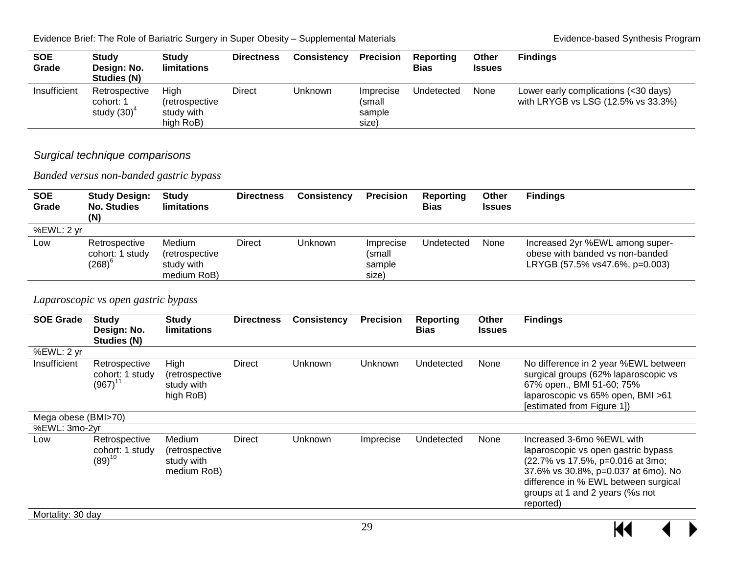| SOE Grade | Study Design: No. Studies (N) | Study limitations | Directness | Consistency | Precision | Reporting Bias | Other Issues | Findings |
|---|---|---|---|---|---|---|---|---|
| Insufficient | Retrospective cohort: 1 study (30)[4] | High (retrospective study with high RoB) | Direct | Unknown | Imprecise (small sample size) | Undetected | None | Lower early complications (<30 days) with LRYGB vs LSG (12.5% vs 33.3%) |

*Surgical technique comparisons*

*Banded versus non-banded gastric bypass*

| SOE Grade | Study Design: No. Studies (N) | Study limitations | Directness | Consistency | Precision | Reporting Bias | Other Issues | Findings |
|---|---|---|---|---|---|---|---|---|
| %EWL: 2 yr | | | | | | | | |
| Low | Retrospective cohort: 1 study (268)[6] | Medium (retrospective study with medium RoB) | Direct | Unknown | Imprecise (small sample size) | Undetected | None | Increased 2yr %EWL among super-obese with banded vs non-banded LRYGB (57.5% vs47.6%, p=0.003) |

*Laparoscopic vs open gastric bypass*

| SOE Grade | Study Design: No. Studies (N) | Study limitations | Directness | Consistency | Precision | Reporting Bias | Other Issues | Findings |
|---|---|---|---|---|---|---|---|---|
| %EWL: 2 yr | | | | | | | | |
| Insufficient | Retrospective cohort: 1 study (967)[11] | High (retrospective study with high RoB) | Direct | Unknown | Unknown | Undetected | None | No difference in 2 year %EWL between surgical groups (62% laparoscopic vs 67% open., BMI 51-60; 75% laparoscopic vs 65% open, BMI >61 [estimated from Figure 1]) |
| Mega obese (BMI>70) | | | | | | | | |
| %EWL: 3mo-2yr | | | | | | | | |
| Low | Retrospective cohort: 1 study (89)[10] | Medium (retrospective study with medium RoB) | Direct | Unknown | Imprecise | Undetected | None | Increased 3-6mo %EWL with laparoscopic vs open gastric bypass (22.7% vs 17.5%, p=0.016 at 3mo; 37.6% vs 30.8%, p=0.037 at 6mo). No difference in % EWL between surgical groups at 1 and 2 years (%s not reported) |
| Mortality: 30 day | | | | | | | | |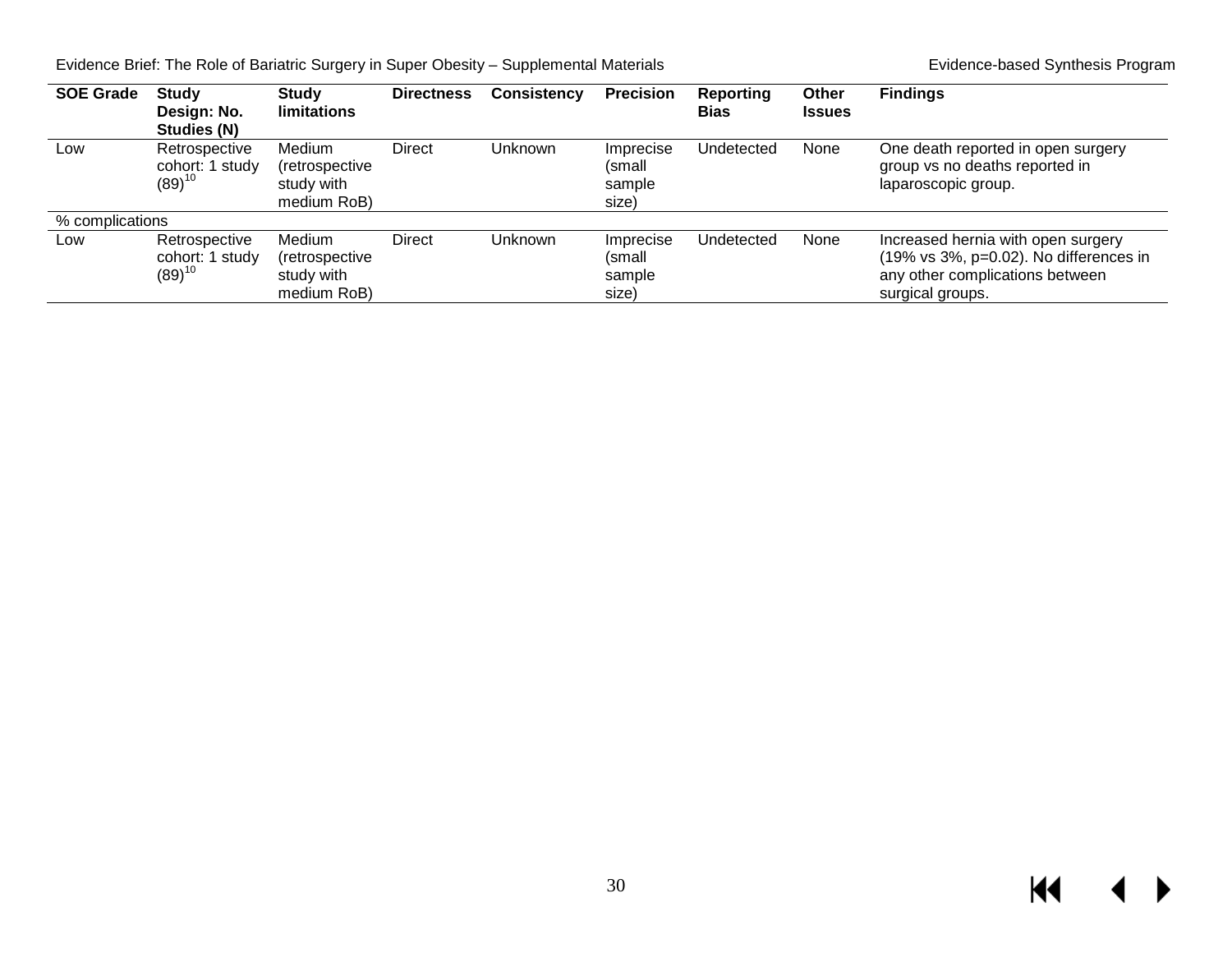| SOE Grade | Study Design: No. Studies (N) | Study limitations | Directness | Consistency | Precision | Reporting Bias | Other Issues | Findings |
|---|---|---|---|---|---|---|---|---|
| Low | Retrospective cohort: 1 study (89)[10] | Medium (retrospective study with medium RoB) | Direct | Unknown | Imprecise (small sample size) | Undetected | None | One death reported in open surgery group vs no deaths reported in laparoscopic group. |
| % complications | | | | | | | | |
| Low | Retrospective cohort: 1 study (89)[10] | Medium (retrospective study with medium RoB) | Direct | Unknown | Imprecise (small sample size) | Undetected | None | Increased hernia with open surgery (19% vs 3%, p=0.02). No differences in any other complications between surgical groups. |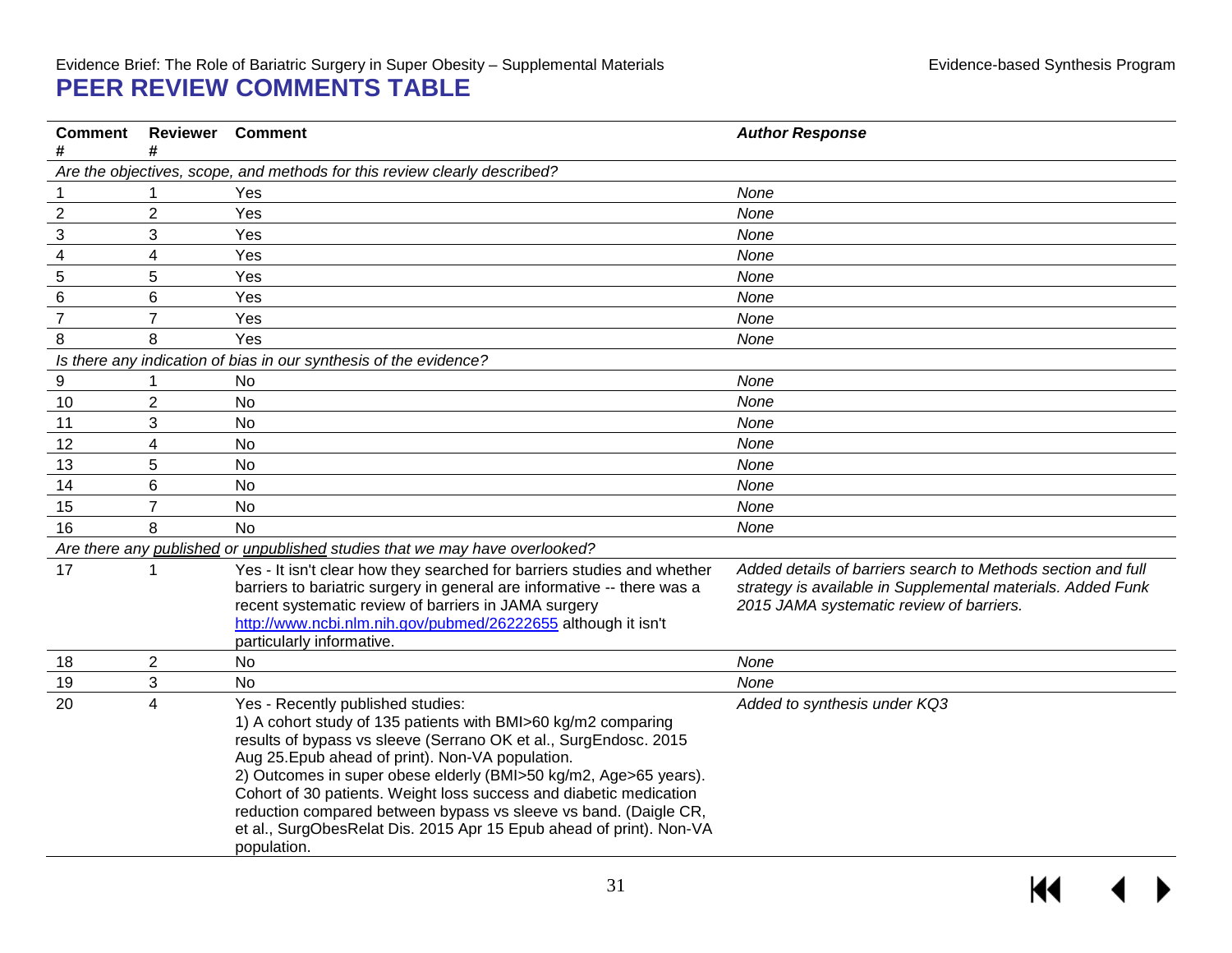# PEER REVIEW COMMENTS TABLE

| Comment # | Reviewer # | Comment | *Author Response* |
|---|---|---|---|
| *Are the objectives, scope, and methods for this review clearly described?* | | | |
| 1 | 1 | Yes | *None* |
| 2 | 2 | Yes | *None* |
| 3 | 3 | Yes | *None* |
| 4 | 4 | Yes | *None* |
| 5 | 5 | Yes | *None* |
| 6 | 6 | Yes | *None* |
| 7 | 7 | Yes | *None* |
| 8 | 8 | Yes | *None* |
| *Is there any indication of bias in our synthesis of the evidence?* | | | |
| 9 | 1 | No | *None* |
| 10 | 2 | No | *None* |
| 11 | 3 | No | *None* |
| 12 | 4 | No | *None* |
| 13 | 5 | No | *None* |
| 14 | 6 | No | *None* |
| 15 | 7 | No | *None* |
| 16 | 8 | No | *None* |
| *Are there any published or unpublished studies that we may have overlooked?* | | | |
| 17 | 1 | Yes - It isn't clear how they searched for barriers studies and whether barriers to bariatric surgery in general are informative -- there was a recent systematic review of barriers in JAMA surgery http://www.ncbi.nlm.nih.gov/pubmed/26222655 although it isn't particularly informative. | *Added details of barriers search to Methods section and full strategy is available in Supplemental materials. Added Funk 2015 JAMA systematic review of barriers.* |
| 18 | 2 | No | *None* |
| 19 | 3 | No | *None* |
| 20 | 4 | Yes - Recently published studies:<br>1) A cohort study of 135 patients with BMI>60 kg/m2 comparing results of bypass vs sleeve (Serrano OK et al., SurgEndosc. 2015 Aug 25.Epub ahead of print). Non-VA population.<br>2) Outcomes in super obese elderly (BMI>50 kg/m2, Age>65 years). Cohort of 30 patients. Weight loss success and diabetic medication reduction compared between bypass vs sleeve vs band. (Daigle CR, et al., SurgObesRelat Dis. 2015 Apr 15 Epub ahead of print). Non-VA population. | *Added to synthesis under KQ3* |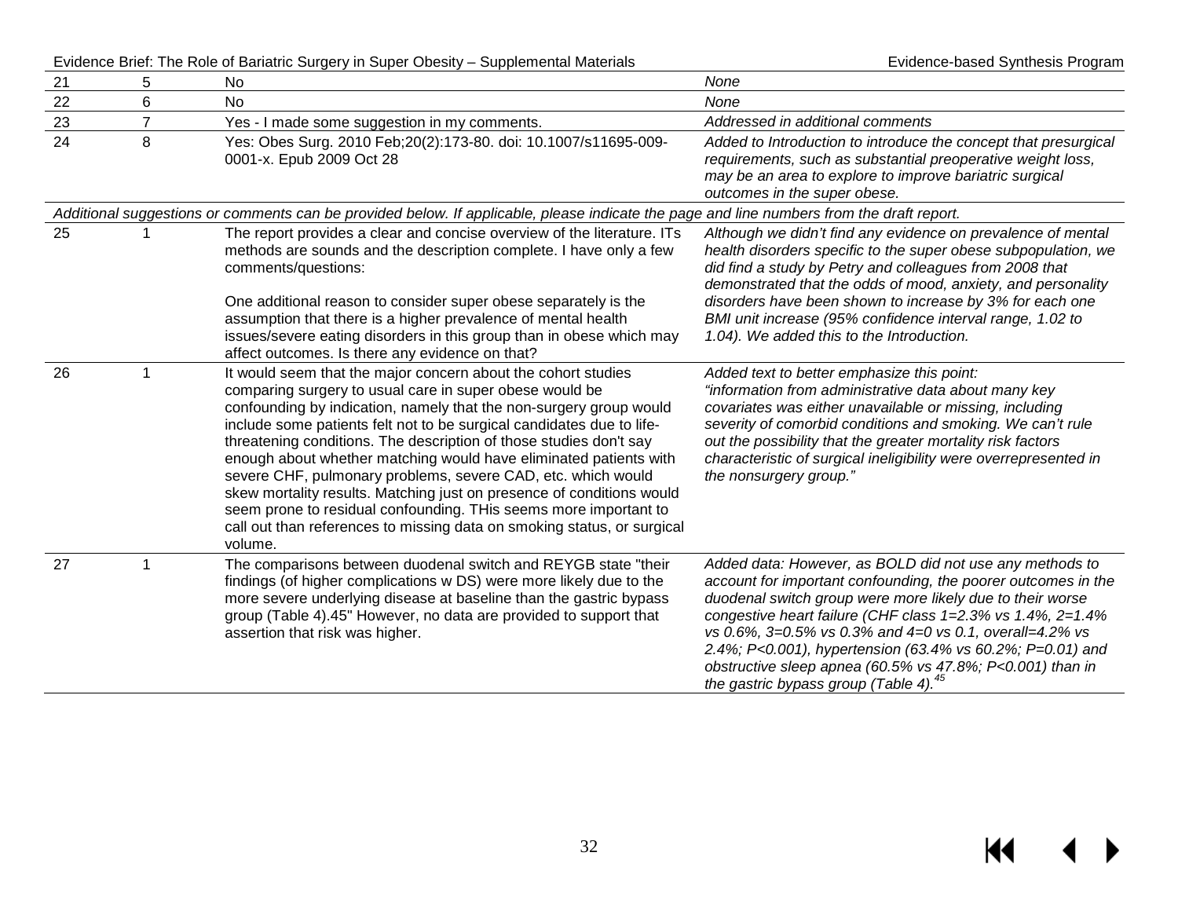| | | | |
|---|---|---|---|
| 21 | 5 | No | *None* |
| 22 | 6 | No | *None* |
| 23 | 7 | Yes - I made some suggestion in my comments. | *Addressed in additional comments* |
| 24 | 8 | Yes: Obes Surg. 2010 Feb;20(2):173-80. doi: 10.1007/s11695-009-0001-x. Epub 2009 Oct 28 | *Added to Introduction to introduce the concept that presurgical requirements, such as substantial preoperative weight loss, may be an area to explore to improve bariatric surgical outcomes in the super obese.* |
| *Additional suggestions or comments can be provided below. If applicable, please indicate the page and line numbers from the draft report.* | | | |
| 25 | 1 | The report provides a clear and concise overview of the literature. ITs methods are sounds and the description complete. I have only a few comments/questions:<br><br>One additional reason to consider super obese separately is the assumption that there is a higher prevalence of mental health issues/severe eating disorders in this group than in obese which may affect outcomes. Is there any evidence on that? | *Although we didn't find any evidence on prevalence of mental health disorders specific to the super obese subpopulation, we did find a study by Petry and colleagues from 2008 that demonstrated that the odds of mood, anxiety, and personality disorders have been shown to increase by 3% for each one BMI unit increase (95% confidence interval range, 1.02 to 1.04). We added this to the Introduction.* |
| 26 | 1 | It would seem that the major concern about the cohort studies comparing surgery to usual care in super obese would be confounding by indication, namely that the non-surgery group would include some patients felt not to be surgical candidates due to life-threatening conditions. The description of those studies don't say enough about whether matching would have eliminated patients with severe CHF, pulmonary problems, severe CAD, etc. which would skew mortality results. Matching just on presence of conditions would seem prone to residual confounding. THis seems more important to call out than references to missing data on smoking status, or surgical volume. | *Added text to better emphasize this point:<br>"information from administrative data about many key covariates was either unavailable or missing, including severity of comorbid conditions and smoking. We can't rule out the possibility that the greater mortality risk factors characteristic of surgical ineligibility were overrepresented in the nonsurgery group."* |
| 27 | 1 | The comparisons between duodenal switch and REYGB state "their findings (of higher complications w DS) were more likely due to the more severe underlying disease at baseline than the gastric bypass group (Table 4).45" However, no data are provided to support that assertion that risk was higher. | *Added data: However, as BOLD did not use any methods to account for important confounding, the poorer outcomes in the duodenal switch group were more likely due to their worse congestive heart failure (CHF class 1=2.3% vs 1.4%, 2=1.4% vs 0.6%, 3=0.5% vs 0.3% and 4=0 vs 0.1, overall=4.2% vs 2.4%; P<0.001), hypertension (63.4% vs 60.2%; P=0.01) and obstructive sleep apnea (60.5% vs 47.8%; P<0.001) than in the gastric bypass group (Table 4).[45]* |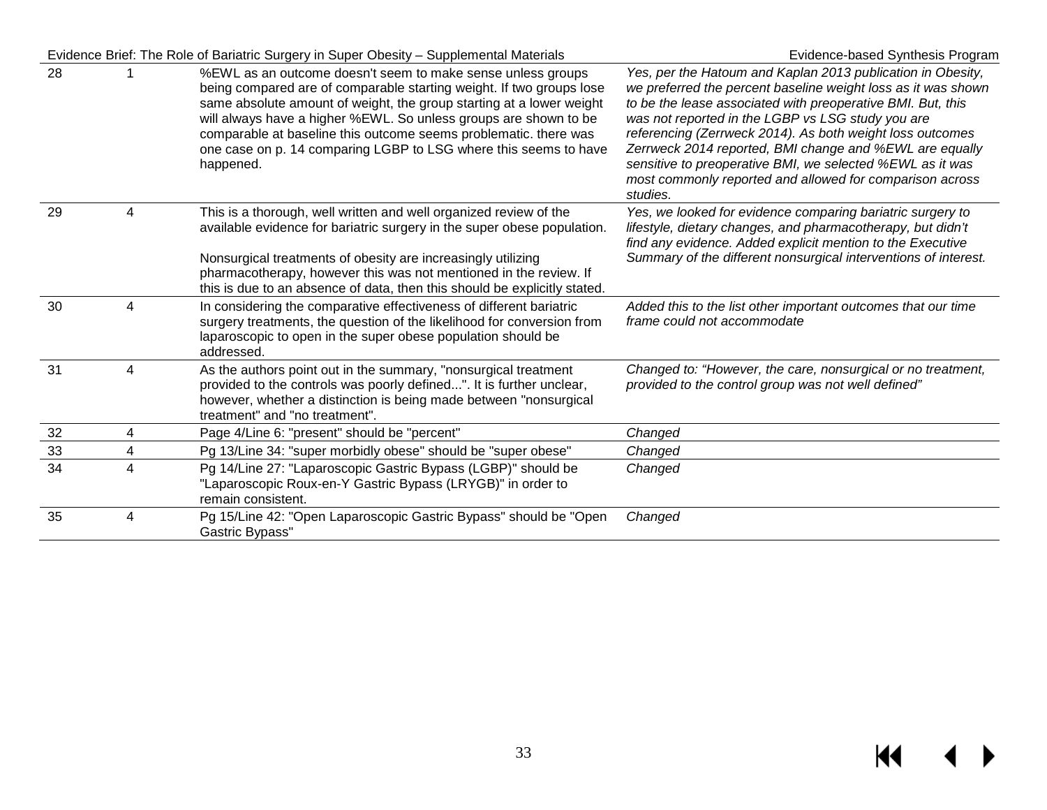| 28 | 1 | %EWL as an outcome doesn't seem to make sense unless groups being compared are of comparable starting weight. If two groups lose same absolute amount of weight, the group starting at a lower weight will always have a higher %EWL. So unless groups are shown to be comparable at baseline this outcome seems problematic. there was one case on p. 14 comparing LGBP to LSG where this seems to have happened. | *Yes, per the Hatoum and Kaplan 2013 publication in Obesity, we preferred the percent baseline weight loss as it was shown to be the lease associated with preoperative BMI. But, this was not reported in the LGBP vs LSG study you are referencing (Zerrweck 2014). As both weight loss outcomes Zerrweck 2014 reported, BMI change and %EWL are equally sensitive to preoperative BMI, we selected %EWL as it was most commonly reported and allowed for comparison across studies.* |
|---|---|---|---|
| 29 | 4 | This is a thorough, well written and well organized review of the available evidence for bariatric surgery in the super obese population.<br><br>Nonsurgical treatments of obesity are increasingly utilizing pharmacotherapy, however this was not mentioned in the review. If this is due to an absence of data, then this should be explicitly stated. | *Yes, we looked for evidence comparing bariatric surgery to lifestyle, dietary changes, and pharmacotherapy, but didn't find any evidence. Added explicit mention to the Executive Summary of the different nonsurgical interventions of interest.* |
| 30 | 4 | In considering the comparative effectiveness of different bariatric surgery treatments, the question of the likelihood for conversion from laparoscopic to open in the super obese population should be addressed. | *Added this to the list other important outcomes that our time frame could not accommodate* |
| 31 | 4 | As the authors point out in the summary, "nonsurgical treatment provided to the controls was poorly defined...". It is further unclear, however, whether a distinction is being made between "nonsurgical treatment" and "no treatment". | *Changed to: "However, the care, nonsurgical or no treatment, provided to the control group was not well defined"* |
| 32 | 4 | Page 4/Line 6: "present" should be "percent" | *Changed* |
| 33 | 4 | Pg 13/Line 34: "super morbidly obese" should be "super obese" | *Changed* |
| 34 | 4 | Pg 14/Line 27: "Laparoscopic Gastric Bypass (LGBP)" should be "Laparoscopic Roux-en-Y Gastric Bypass (LRYGB)" in order to remain consistent. | *Changed* |
| 35 | 4 | Pg 15/Line 42: "Open Laparoscopic Gastric Bypass" should be "Open Gastric Bypass" | *Changed* |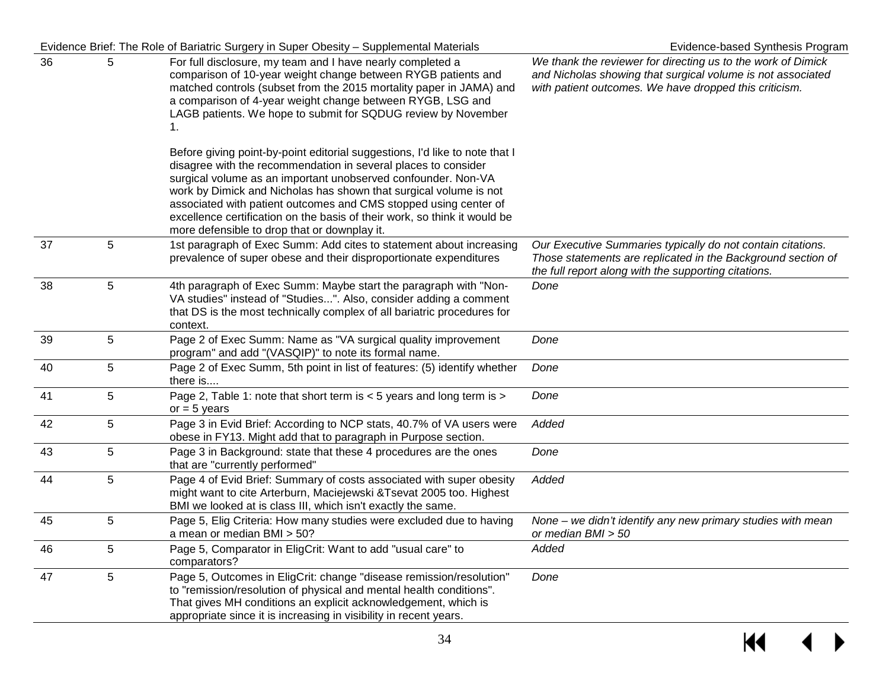| | | | |
|---|---|---|---|
| 36 | 5 | For full disclosure, my team and I have nearly completed a comparison of 10-year weight change between RYGB patients and matched controls (subset from the 2015 mortality paper in JAMA) and a comparison of 4-year weight change between RYGB, LSG and LAGB patients. We hope to submit for SQDUG review by November 1.<br><br>Before giving point-by-point editorial suggestions, I'd like to note that I disagree with the recommendation in several places to consider surgical volume as an important unobserved confounder. Non-VA work by Dimick and Nicholas has shown that surgical volume is not associated with patient outcomes and CMS stopped using center of excellence certification on the basis of their work, so think it would be more defensible to drop that or downplay it. | *We thank the reviewer for directing us to the work of Dimick and Nicholas showing that surgical volume is not associated with patient outcomes. We have dropped this criticism.* |
| 37 | 5 | 1st paragraph of Exec Summ: Add cites to statement about increasing prevalence of super obese and their disproportionate expenditures | *Our Executive Summaries typically do not contain citations. Those statements are replicated in the Background section of the full report along with the supporting citations.* |
| 38 | 5 | 4th paragraph of Exec Summ: Maybe start the paragraph with "Non-VA studies" instead of "Studies...". Also, consider adding a comment that DS is the most technically complex of all bariatric procedures for context. | *Done* |
| 39 | 5 | Page 2 of Exec Summ: Name as "VA surgical quality improvement program" and add "(VASQIP)" to note its formal name. | *Done* |
| 40 | 5 | Page 2 of Exec Summ, 5th point in list of features: (5) identify whether there is.... | *Done* |
| 41 | 5 | Page 2, Table 1: note that short term is < 5 years and long term is > or = 5 years | *Done* |
| 42 | 5 | Page 3 in Evid Brief: According to NCP stats, 40.7% of VA users were obese in FY13. Might add that to paragraph in Purpose section. | *Added* |
| 43 | 5 | Page 3 in Background: state that these 4 procedures are the ones that are "currently performed" | *Done* |
| 44 | 5 | Page 4 of Evid Brief: Summary of costs associated with super obesity might want to cite Arterburn, Maciejewski &Tsevat 2005 too. Highest BMI we looked at is class III, which isn't exactly the same. | *Added* |
| 45 | 5 | Page 5, Elig Criteria: How many studies were excluded due to having a mean or median BMI > 50? | *None – we didn't identify any new primary studies with mean or median BMI > 50* |
| 46 | 5 | Page 5, Comparator in EligCrit: Want to add "usual care" to comparators? | *Added* |
| 47 | 5 | Page 5, Outcomes in EligCrit: change "disease remission/resolution" to "remission/resolution of physical and mental health conditions". That gives MH conditions an explicit acknowledgement, which is appropriate since it is increasing in visibility in recent years. | *Done* |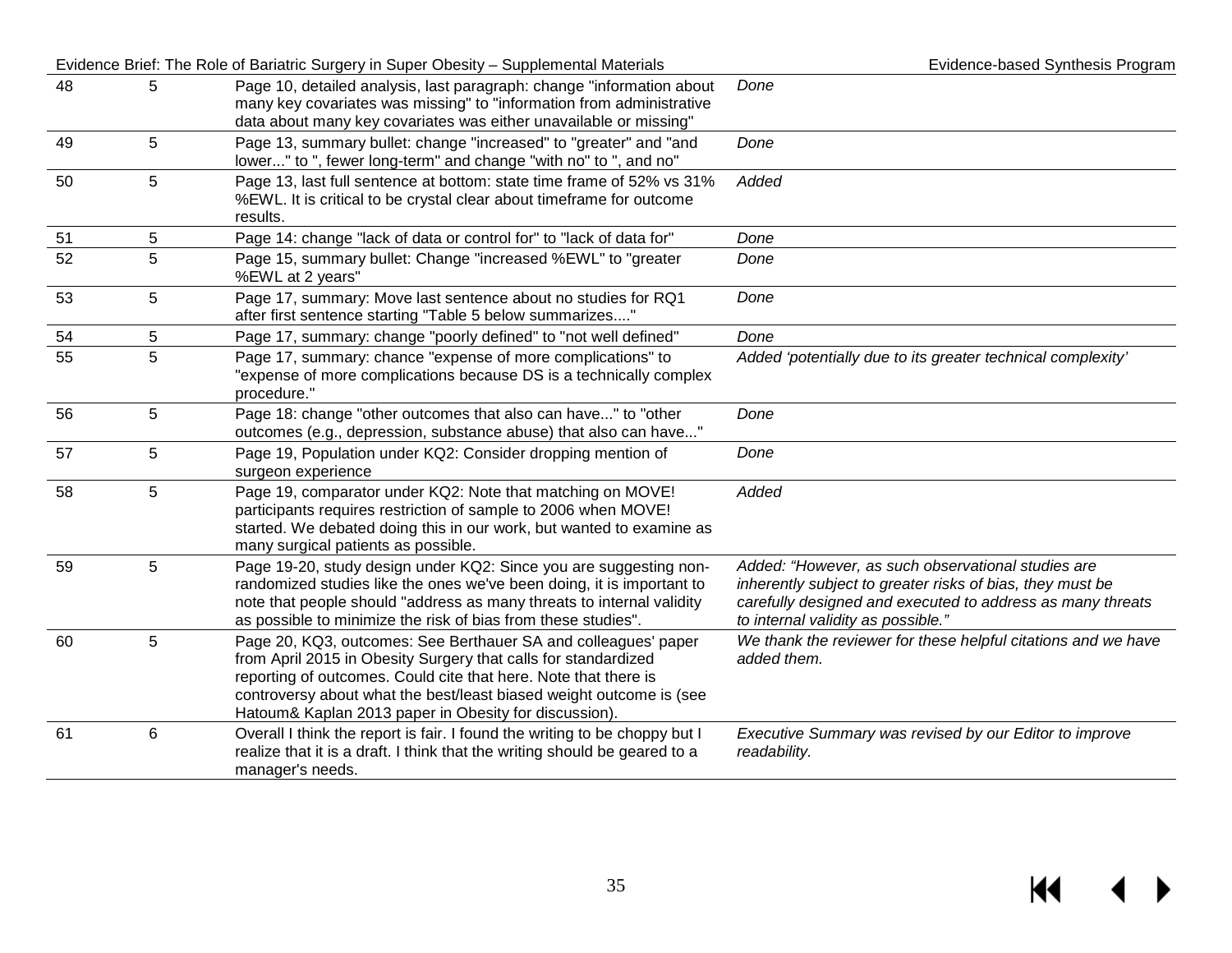| 48 | 5 | Page 10, detailed analysis, last paragraph: change "information about many key covariates was missing" to "information from administrative data about many key covariates was either unavailable or missing" | *Done* |
|---|---|---|---|
| 49 | 5 | Page 13, summary bullet: change "increased" to "greater" and "and lower..." to ", fewer long-term" and change "with no" to ", and no" | *Done* |
| 50 | 5 | Page 13, last full sentence at bottom: state time frame of 52% vs 31% %EWL. It is critical to be crystal clear about timeframe for outcome results. | *Added* |
| 51 | 5 | Page 14: change "lack of data or control for" to "lack of data for" | *Done* |
| 52 | 5 | Page 15, summary bullet: Change "increased %EWL" to "greater %EWL at 2 years" | *Done* |
| 53 | 5 | Page 17, summary: Move last sentence about no studies for RQ1 after first sentence starting "Table 5 below summarizes...." | *Done* |
| 54 | 5 | Page 17, summary: change "poorly defined" to "not well defined" | *Done* |
| 55 | 5 | Page 17, summary: chance "expense of more complications" to "expense of more complications because DS is a technically complex procedure." | *Added 'potentially due to its greater technical complexity'* |
| 56 | 5 | Page 18: change "other outcomes that also can have..." to "other outcomes (e.g., depression, substance abuse) that also can have..." | *Done* |
| 57 | 5 | Page 19, Population under KQ2: Consider dropping mention of surgeon experience | *Done* |
| 58 | 5 | Page 19, comparator under KQ2: Note that matching on MOVE! participants requires restriction of sample to 2006 when MOVE! started. We debated doing this in our work, but wanted to examine as many surgical patients as possible. | *Added* |
| 59 | 5 | Page 19-20, study design under KQ2: Since you are suggesting non-randomized studies like the ones we've been doing, it is important to note that people should "address as many threats to internal validity as possible to minimize the risk of bias from these studies". | *Added: "However, as such observational studies are inherently subject to greater risks of bias, they must be carefully designed and executed to address as many threats to internal validity as possible."* |
| 60 | 5 | Page 20, KQ3, outcomes: See Berthauer SA and colleagues' paper from April 2015 in Obesity Surgery that calls for standardized reporting of outcomes. Could cite that here. Note that there is controversy about what the best/least biased weight outcome is (see Hatoum& Kaplan 2013 paper in Obesity for discussion). | *We thank the reviewer for these helpful citations and we have added them.* |
| 61 | 6 | Overall I think the report is fair. I found the writing to be choppy but I realize that it is a draft. I think that the writing should be geared to a manager's needs. | *Executive Summary was revised by our Editor to improve readability.* |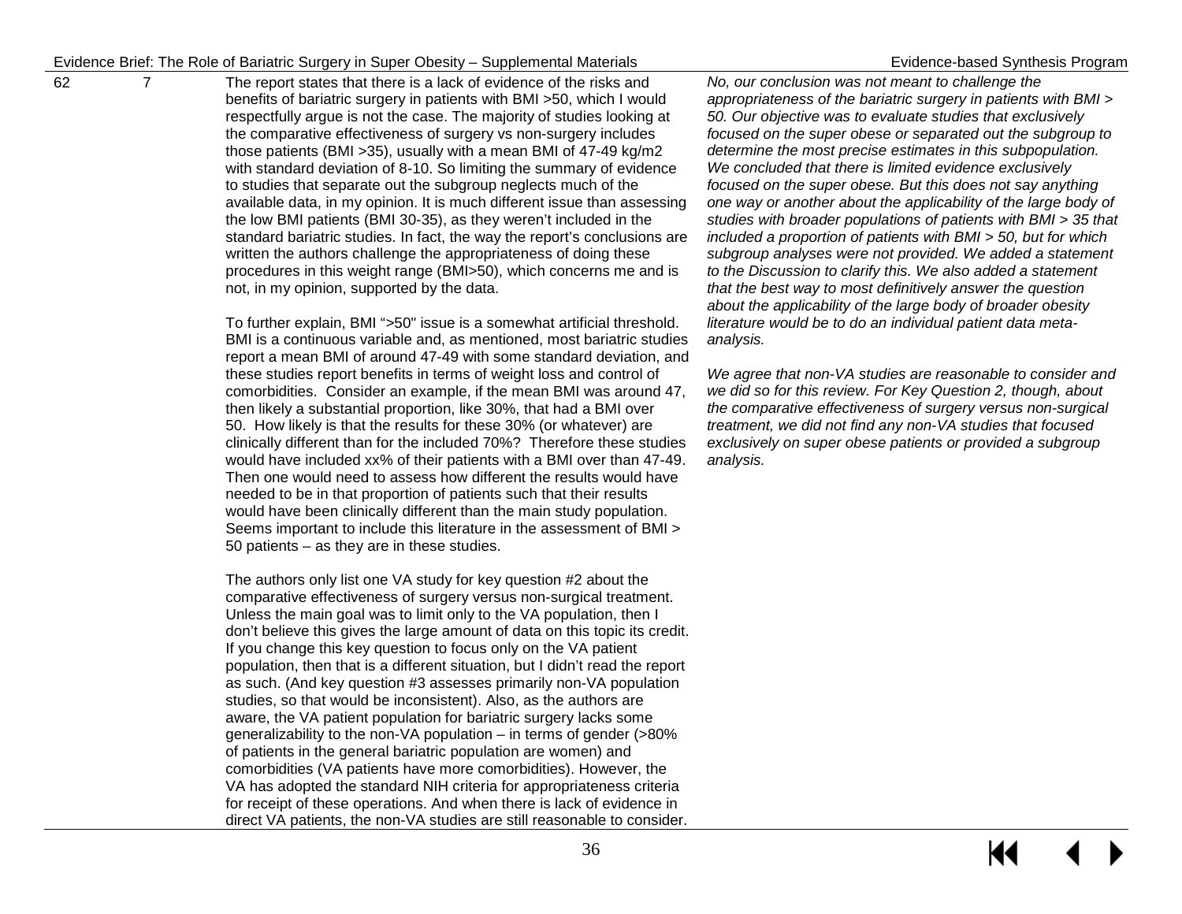| | | | |
|---|---|---|---|
| 62 | 7 | The report states that there is a lack of evidence of the risks and benefits of bariatric surgery in patients with BMI >50, which I would respectfully argue is not the case. The majority of studies looking at the comparative effectiveness of surgery vs non-surgery includes those patients (BMI >35), usually with a mean BMI of 47-49 kg/m2 with standard deviation of 8-10. So limiting the summary of evidence to studies that separate out the subgroup neglects much of the available data, in my opinion. It is much different issue than assessing the low BMI patients (BMI 30-35), as they weren't included in the standard bariatric studies. In fact, the way the report's conclusions are written the authors challenge the appropriateness of doing these procedures in this weight range (BMI>50), which concerns me and is not, in my opinion, supported by the data.<br><br>To further explain, BMI ">50" issue is a somewhat artificial threshold. BMI is a continuous variable and, as mentioned, most bariatric studies report a mean BMI of around 47-49 with some standard deviation, and these studies report benefits in terms of weight loss and control of comorbidities. Consider an example, if the mean BMI was around 47, then likely a substantial proportion, like 30%, that had a BMI over 50. How likely is that the results for these 30% (or whatever) are clinically different than for the included 70%? Therefore these studies would have included xx% of their patients with a BMI over than 47-49. Then one would need to assess how different the results would have needed to be in that proportion of patients such that their results would have been clinically different than the main study population. Seems important to include this literature in the assessment of BMI > 50 patients – as they are in these studies.<br><br>The authors only list one VA study for key question #2 about the comparative effectiveness of surgery versus non-surgical treatment. Unless the main goal was to limit only to the VA population, then I don't believe this gives the large amount of data on this topic its credit. If you change this key question to focus only on the VA patient population, then that is a different situation, but I didn't read the report as such. (And key question #3 assesses primarily non-VA population studies, so that would be inconsistent). Also, as the authors are aware, the VA patient population for bariatric surgery lacks some generalizability to the non-VA population – in terms of gender (>80% of patients in the general bariatric population are women) and comorbidities (VA patients have more comorbidities). However, the VA has adopted the standard NIH criteria for appropriateness criteria for receipt of these operations. And when there is lack of evidence in direct VA patients, the non-VA studies are still reasonable to consider. | *No, our conclusion was not meant to challenge the appropriateness of the bariatric surgery in patients with BMI > 50. Our objective was to evaluate studies that exclusively focused on the super obese or separated out the subgroup to determine the most precise estimates in this subpopulation. We concluded that there is limited evidence exclusively focused on the super obese. But this does not say anything one way or another about the applicability of the large body of studies with broader populations of patients with BMI > 35 that included a proportion of patients with BMI > 50, but for which subgroup analyses were not provided. We added a statement to the Discussion to clarify this. We also added a statement that the best way to most definitively answer the question about the applicability of the large body of broader obesity literature would be to do an individual patient data meta-analysis.*<br><br>*We agree that non-VA studies are reasonable to consider and we did so for this review. For Key Question 2, though, about the comparative effectiveness of surgery versus non-surgical treatment, we did not find any non-VA studies that focused exclusively on super obese patients or provided a subgroup analysis.* |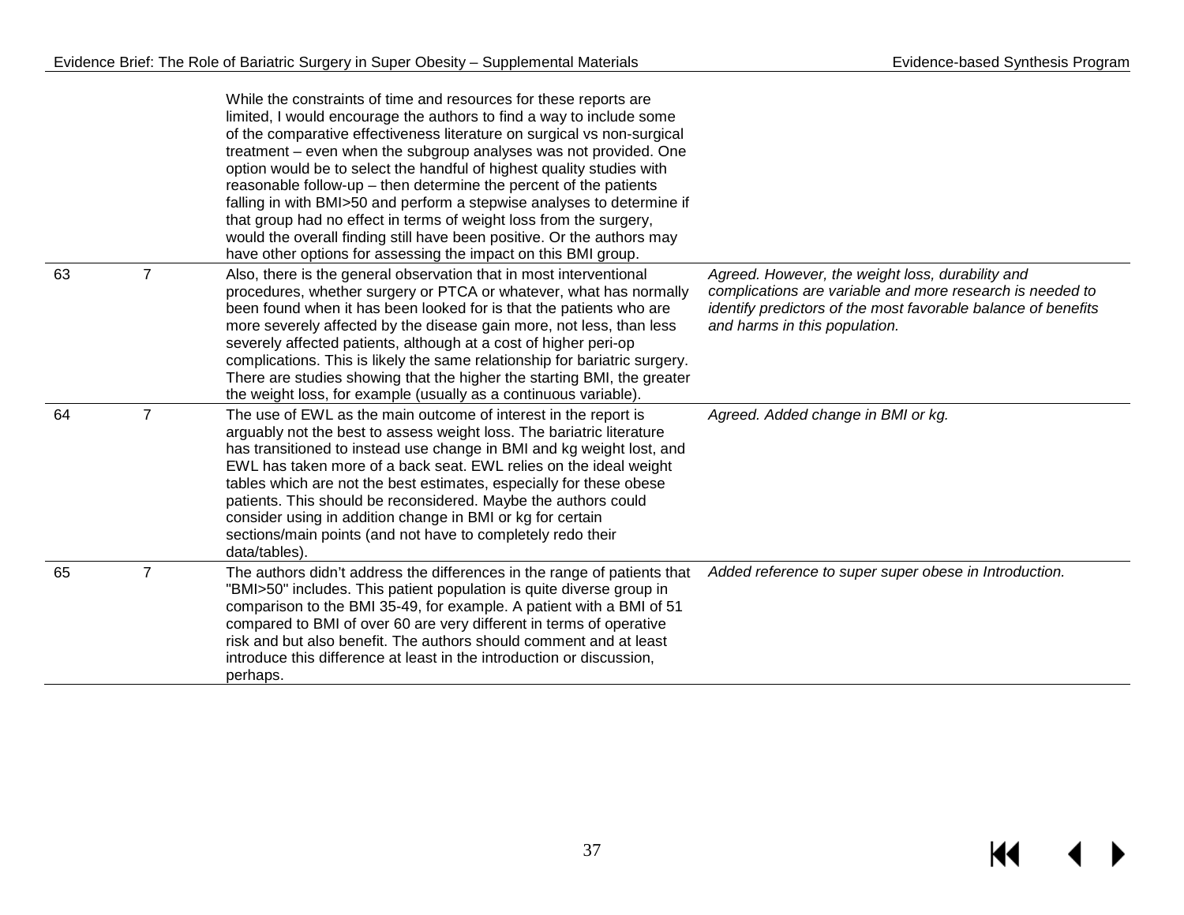| | | | |
|---|---|---|---|
| | | While the constraints of time and resources for these reports are limited, I would encourage the authors to find a way to include some of the comparative effectiveness literature on surgical vs non-surgical treatment – even when the subgroup analyses was not provided. One option would be to select the handful of highest quality studies with reasonable follow-up – then determine the percent of the patients falling in with BMI>50 and perform a stepwise analyses to determine if that group had no effect in terms of weight loss from the surgery, would the overall finding still have been positive. Or the authors may have other options for assessing the impact on this BMI group. | |
| 63 | 7 | Also, there is the general observation that in most interventional procedures, whether surgery or PTCA or whatever, what has normally been found when it has been looked for is that the patients who are more severely affected by the disease gain more, not less, than less severely affected patients, although at a cost of higher peri-op complications. This is likely the same relationship for bariatric surgery. There are studies showing that the higher the starting BMI, the greater the weight loss, for example (usually as a continuous variable). | *Agreed. However, the weight loss, durability and complications are variable and more research is needed to identify predictors of the most favorable balance of benefits and harms in this population.* |
| 64 | 7 | The use of EWL as the main outcome of interest in the report is arguably not the best to assess weight loss. The bariatric literature has transitioned to instead use change in BMI and kg weight lost, and EWL has taken more of a back seat. EWL relies on the ideal weight tables which are not the best estimates, especially for these obese patients. This should be reconsidered. Maybe the authors could consider using in addition change in BMI or kg for certain sections/main points (and not have to completely redo their data/tables). | *Agreed. Added change in BMI or kg.* |
| 65 | 7 | The authors didn't address the differences in the range of patients that "BMI>50" includes. This patient population is quite diverse group in comparison to the BMI 35-49, for example. A patient with a BMI of 51 compared to BMI of over 60 are very different in terms of operative risk and but also benefit. The authors should comment and at least introduce this difference at least in the introduction or discussion, perhaps. | *Added reference to super super obese in Introduction.* |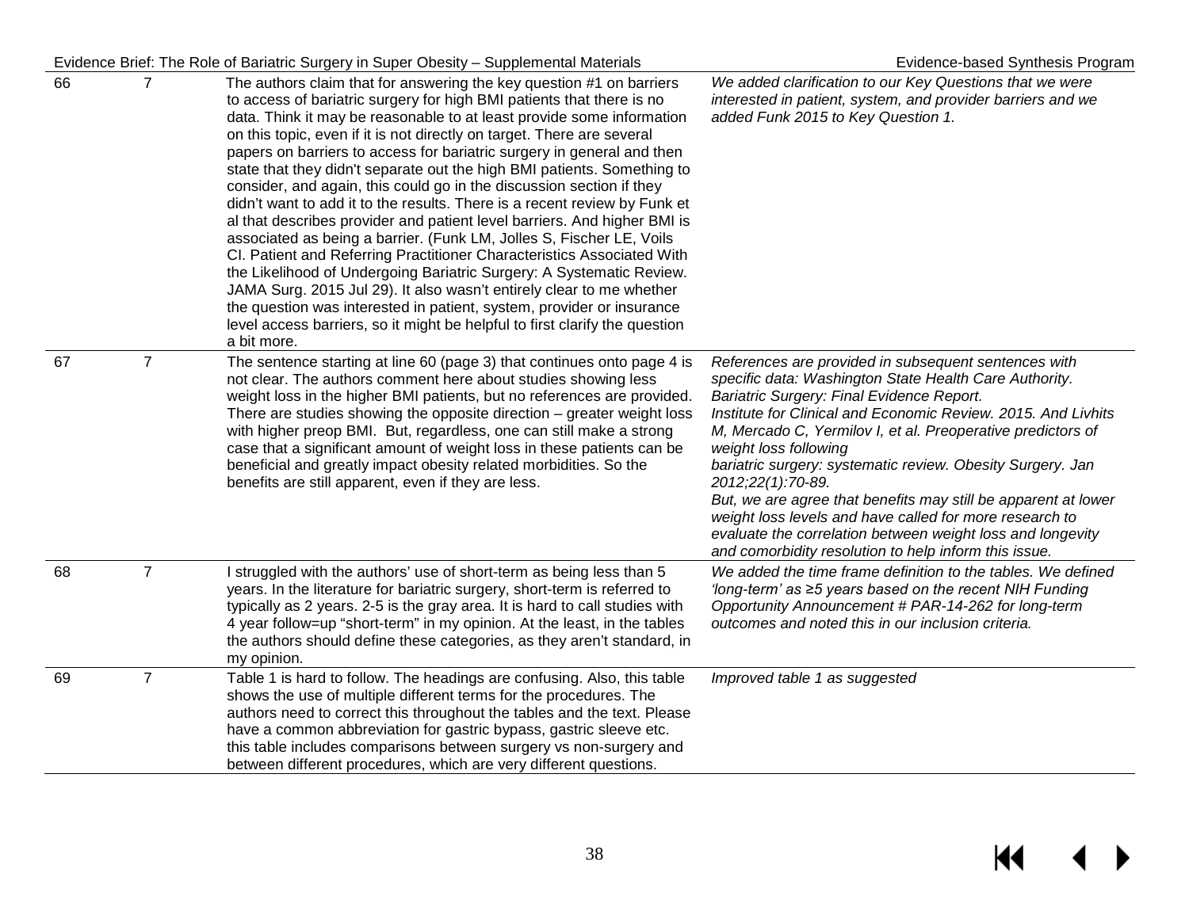| 66 | 7 | The authors claim that for answering the key question #1 on barriers to access of bariatric surgery for high BMI patients that there is no data. Think it may be reasonable to at least provide some information on this topic, even if it is not directly on target. There are several papers on barriers to access for bariatric surgery in general and then state that they didn't separate out the high BMI patients. Something to consider, and again, this could go in the discussion section if they didn't want to add it to the results. There is a recent review by Funk et al that describes provider and patient level barriers. And higher BMI is associated as being a barrier. (Funk LM, Jolles S, Fischer LE, Voils CI. Patient and Referring Practitioner Characteristics Associated With the Likelihood of Undergoing Bariatric Surgery: A Systematic Review. JAMA Surg. 2015 Jul 29). It also wasn't entirely clear to me whether the question was interested in patient, system, provider or insurance level access barriers, so it might be helpful to first clarify the question a bit more. | *We added clarification to our Key Questions that we were interested in patient, system, and provider barriers and we added Funk 2015 to Key Question 1.* |
|---|---|---|---|
| 67 | 7 | The sentence starting at line 60 (page 3) that continues onto page 4 is not clear. The authors comment here about studies showing less weight loss in the higher BMI patients, but no references are provided. There are studies showing the opposite direction – greater weight loss with higher preop BMI. But, regardless, one can still make a strong case that a significant amount of weight loss in these patients can be beneficial and greatly impact obesity related morbidities. So the benefits are still apparent, even if they are less. | *References are provided in subsequent sentences with specific data: Washington State Health Care Authority. Bariatric Surgery: Final Evidence Report. Institute for Clinical and Economic Review. 2015. And Livhits M, Mercado C, Yermilov I, et al. Preoperative predictors of weight loss following bariatric surgery: systematic review. Obesity Surgery. Jan 2012;22(1):70-89. But, we are agree that benefits may still be apparent at lower weight loss levels and have called for more research to evaluate the correlation between weight loss and longevity and comorbidity resolution to help inform this issue.* |
| 68 | 7 | I struggled with the authors' use of short-term as being less than 5 years. In the literature for bariatric surgery, short-term is referred to typically as 2 years. 2-5 is the gray area. It is hard to call studies with 4 year follow=up "short-term" in my opinion. At the least, in the tables the authors should define these categories, as they aren't standard, in my opinion. | *We added the time frame definition to the tables. We defined 'long-term' as ≥5 years based on the recent NIH Funding Opportunity Announcement # PAR-14-262 for long-term outcomes and noted this in our inclusion criteria.* |
| 69 | 7 | Table 1 is hard to follow. The headings are confusing. Also, this table shows the use of multiple different terms for the procedures. The authors need to correct this throughout the tables and the text. Please have a common abbreviation for gastric bypass, gastric sleeve etc. this table includes comparisons between surgery vs non-surgery and between different procedures, which are very different questions. | *Improved table 1 as suggested* |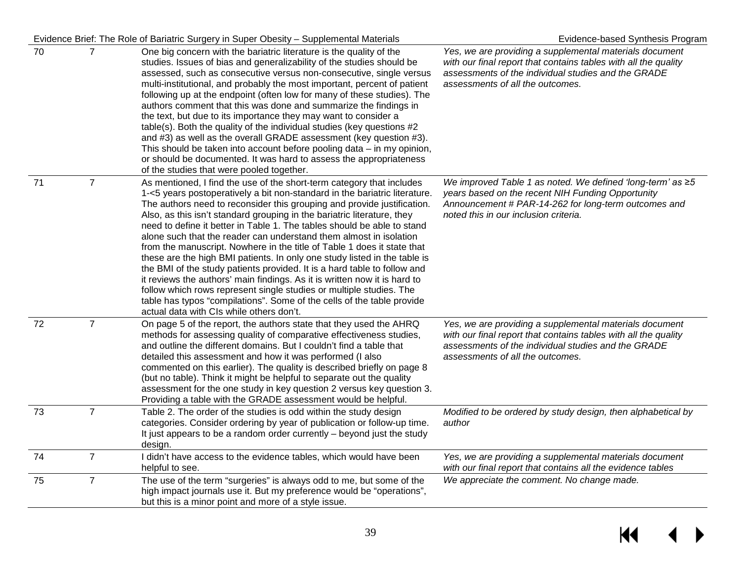| 70 | 7 | One big concern with the bariatric literature is the quality of the studies. Issues of bias and generalizability of the studies should be assessed, such as consecutive versus non-consecutive, single versus multi-institutional, and probably the most important, percent of patient following up at the endpoint (often low for many of these studies). The authors comment that this was done and summarize the findings in the text, but due to its importance they may want to consider a table(s). Both the quality of the individual studies (key questions #2 and #3) as well as the overall GRADE assessment (key question #3). This should be taken into account before pooling data – in my opinion, or should be documented. It was hard to assess the appropriateness of the studies that were pooled together. | *Yes, we are providing a supplemental materials document with our final report that contains tables with all the quality assessments of the individual studies and the GRADE assessments of all the outcomes.* |
|---|---|---|---|
| 71 | 7 | As mentioned, I find the use of the short-term category that includes 1-<5 years postoperatively a bit non-standard in the bariatric literature. The authors need to reconsider this grouping and provide justification. Also, as this isn't standard grouping in the bariatric literature, they need to define it better in Table 1. The tables should be able to stand alone such that the reader can understand them almost in isolation from the manuscript. Nowhere in the title of Table 1 does it state that these are the high BMI patients. In only one study listed in the table is the BMI of the study patients provided. It is a hard table to follow and it reviews the authors' main findings. As it is written now it is hard to follow which rows represent single studies or multiple studies. The table has typos "compilations". Some of the cells of the table provide actual data with CIs while others don't. | *We improved Table 1 as noted. We defined 'long-term' as ≥5 years based on the recent NIH Funding Opportunity Announcement # PAR-14-262 for long-term outcomes and noted this in our inclusion criteria.* |
| 72 | 7 | On page 5 of the report, the authors state that they used the AHRQ methods for assessing quality of comparative effectiveness studies, and outline the different domains. But I couldn't find a table that detailed this assessment and how it was performed (I also commented on this earlier). The quality is described briefly on page 8 (but no table). Think it might be helpful to separate out the quality assessment for the one study in key question 2 versus key question 3. Providing a table with the GRADE assessment would be helpful. | *Yes, we are providing a supplemental materials document with our final report that contains tables with all the quality assessments of the individual studies and the GRADE assessments of all the outcomes.* |
| 73 | 7 | Table 2. The order of the studies is odd within the study design categories. Consider ordering by year of publication or follow-up time. It just appears to be a random order currently – beyond just the study design. | *Modified to be ordered by study design, then alphabetical by author* |
| 74 | 7 | I didn't have access to the evidence tables, which would have been helpful to see. | *Yes, we are providing a supplemental materials document with our final report that contains all the evidence tables* |
| 75 | 7 | The use of the term "surgeries" is always odd to me, but some of the high impact journals use it. But my preference would be "operations", but this is a minor point and more of a style issue. | *We appreciate the comment. No change made.* |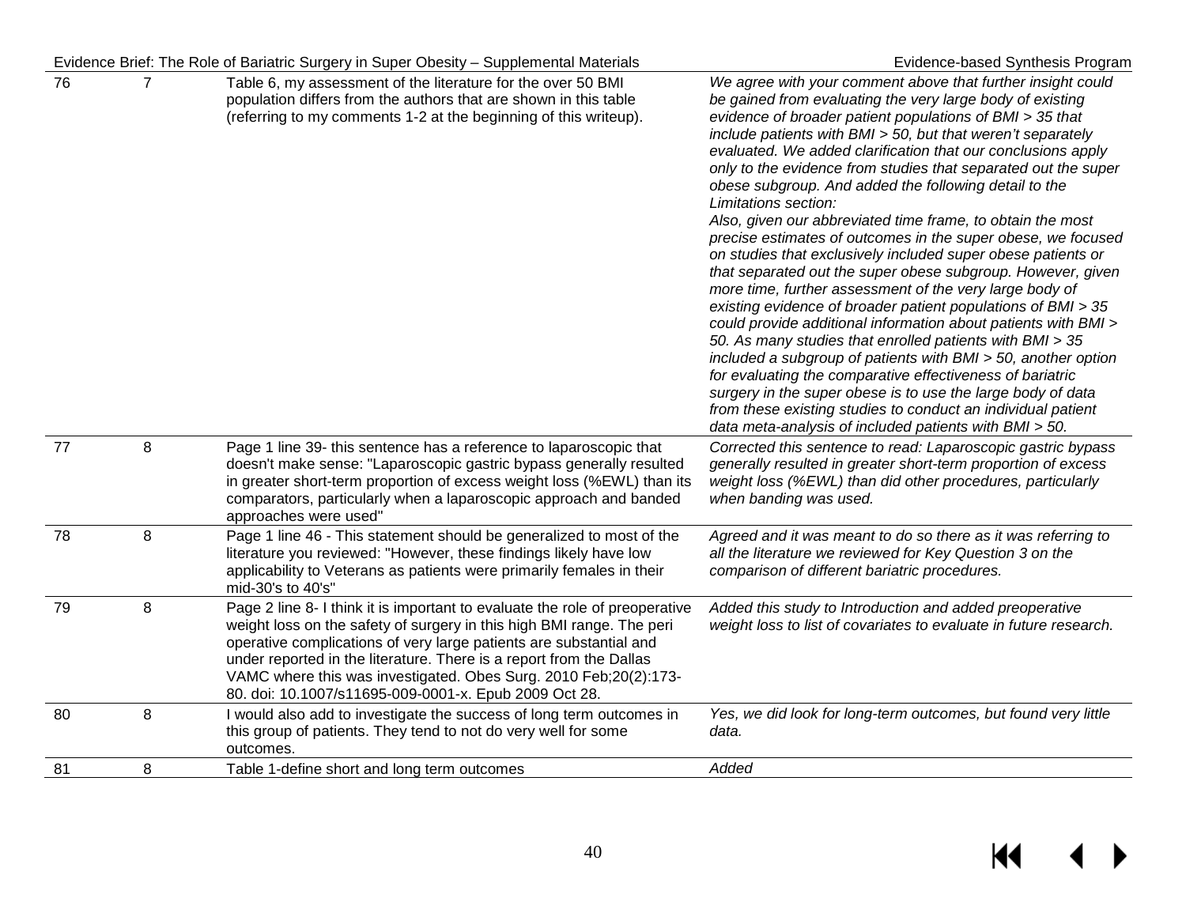| 76 | 7 | Table 6, my assessment of the literature for the over 50 BMI population differs from the authors that are shown in this table (referring to my comments 1-2 at the beginning of this writeup). | *We agree with your comment above that further insight could be gained from evaluating the very large body of existing evidence of broader patient populations of BMI > 35 that include patients with BMI > 50, but that weren't separately evaluated. We added clarification that our conclusions apply only to the evidence from studies that separated out the super obese subgroup. And added the following detail to the Limitations section: Also, given our abbreviated time frame, to obtain the most precise estimates of outcomes in the super obese, we focused on studies that exclusively included super obese patients or that separated out the super obese subgroup. However, given more time, further assessment of the very large body of existing evidence of broader patient populations of BMI > 35 could provide additional information about patients with BMI > 50. As many studies that enrolled patients with BMI > 35 included a subgroup of patients with BMI > 50, another option for evaluating the comparative effectiveness of bariatric surgery in the super obese is to use the large body of data from these existing studies to conduct an individual patient data meta-analysis of included patients with BMI > 50.* |
|---|---|---|---|
| 77 | 8 | Page 1 line 39- this sentence has a reference to laparoscopic that doesn't make sense: "Laparoscopic gastric bypass generally resulted in greater short-term proportion of excess weight loss (%EWL) than its comparators, particularly when a laparoscopic approach and banded approaches were used" | *Corrected this sentence to read: Laparoscopic gastric bypass generally resulted in greater short-term proportion of excess weight loss (%EWL) than did other procedures, particularly when banding was used.* |
| 78 | 8 | Page 1 line 46 - This statement should be generalized to most of the literature you reviewed: "However, these findings likely have low applicability to Veterans as patients were primarily females in their mid-30's to 40's" | *Agreed and it was meant to do so there as it was referring to all the literature we reviewed for Key Question 3 on the comparison of different bariatric procedures.* |
| 79 | 8 | Page 2 line 8- I think it is important to evaluate the role of preoperative weight loss on the safety of surgery in this high BMI range. The peri operative complications of very large patients are substantial and under reported in the literature. There is a report from the Dallas VAMC where this was investigated. Obes Surg. 2010 Feb;20(2):173-80. doi: 10.1007/s11695-009-0001-x. Epub 2009 Oct 28. | *Added this study to Introduction and added preoperative weight loss to list of covariates to evaluate in future research.* |
| 80 | 8 | I would also add to investigate the success of long term outcomes in this group of patients. They tend to not do very well for some outcomes. | *Yes, we did look for long-term outcomes, but found very little data.* |
| 81 | 8 | Table 1-define short and long term outcomes | *Added* |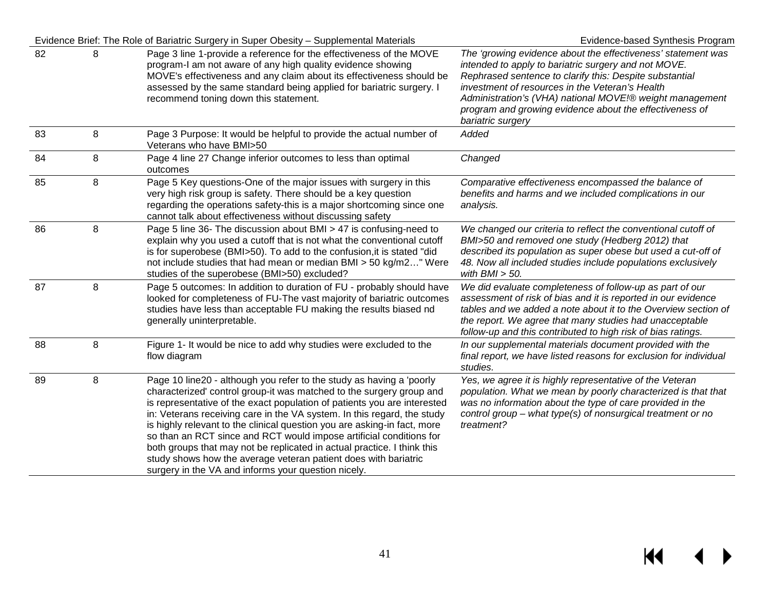| | | | |
|---|---|---|---|
| 82 | 8 | Page 3 line 1-provide a reference for the effectiveness of the MOVE program-I am not aware of any high quality evidence showing MOVE's effectiveness and any claim about its effectiveness should be assessed by the same standard being applied for bariatric surgery. I recommend toning down this statement. | *The 'growing evidence about the effectiveness' statement was intended to apply to bariatric surgery and not MOVE. Rephrased sentence to clarify this: Despite substantial investment of resources in the Veteran's Health Administration's (VHA) national MOVE!® weight management program and growing evidence about the effectiveness of bariatric surgery* |
| 83 | 8 | Page 3 Purpose: It would be helpful to provide the actual number of Veterans who have BMI>50 | *Added* |
| 84 | 8 | Page 4 line 27 Change inferior outcomes to less than optimal outcomes | *Changed* |
| 85 | 8 | Page 5 Key questions-One of the major issues with surgery in this very high risk group is safety. There should be a key question regarding the operations safety-this is a major shortcoming since one cannot talk about effectiveness without discussing safety | *Comparative effectiveness encompassed the balance of benefits and harms and we included complications in our analysis.* |
| 86 | 8 | Page 5 line 36- The discussion about BMI > 47 is confusing-need to explain why you used a cutoff that is not what the conventional cutoff is for superobese (BMI>50). To add to the confusion,it is stated "did not include studies that had mean or median BMI > 50 kg/m2…" Were studies of the superobese (BMI>50) excluded? | *We changed our criteria to reflect the conventional cutoff of BMI>50 and removed one study (Hedberg 2012) that described its population as super obese but used a cut-off of 48. Now all included studies include populations exclusively with BMI > 50.* |
| 87 | 8 | Page 5 outcomes: In addition to duration of FU - probably should have looked for completeness of FU-The vast majority of bariatric outcomes studies have less than acceptable FU making the results biased nd generally uninterpretable. | *We did evaluate completeness of follow-up as part of our assessment of risk of bias and it is reported in our evidence tables and we added a note about it to the Overview section of the report. We agree that many studies had unacceptable follow-up and this contributed to high risk of bias ratings.* |
| 88 | 8 | Figure 1- It would be nice to add why studies were excluded to the flow diagram | *In our supplemental materials document provided with the final report, we have listed reasons for exclusion for individual studies.* |
| 89 | 8 | Page 10 line20 - although you refer to the study as having a 'poorly characterized' control group-it was matched to the surgery group and is representative of the exact population of patients you are interested in: Veterans receiving care in the VA system. In this regard, the study is highly relevant to the clinical question you are asking-in fact, more so than an RCT since and RCT would impose artificial conditions for both groups that may not be replicated in actual practice. I think this study shows how the average veteran patient does with bariatric surgery in the VA and informs your question nicely. | *Yes, we agree it is highly representative of the Veteran population. What we mean by poorly characterized is that that was no information about the type of care provided in the control group – what type(s) of nonsurgical treatment or no treatment?* |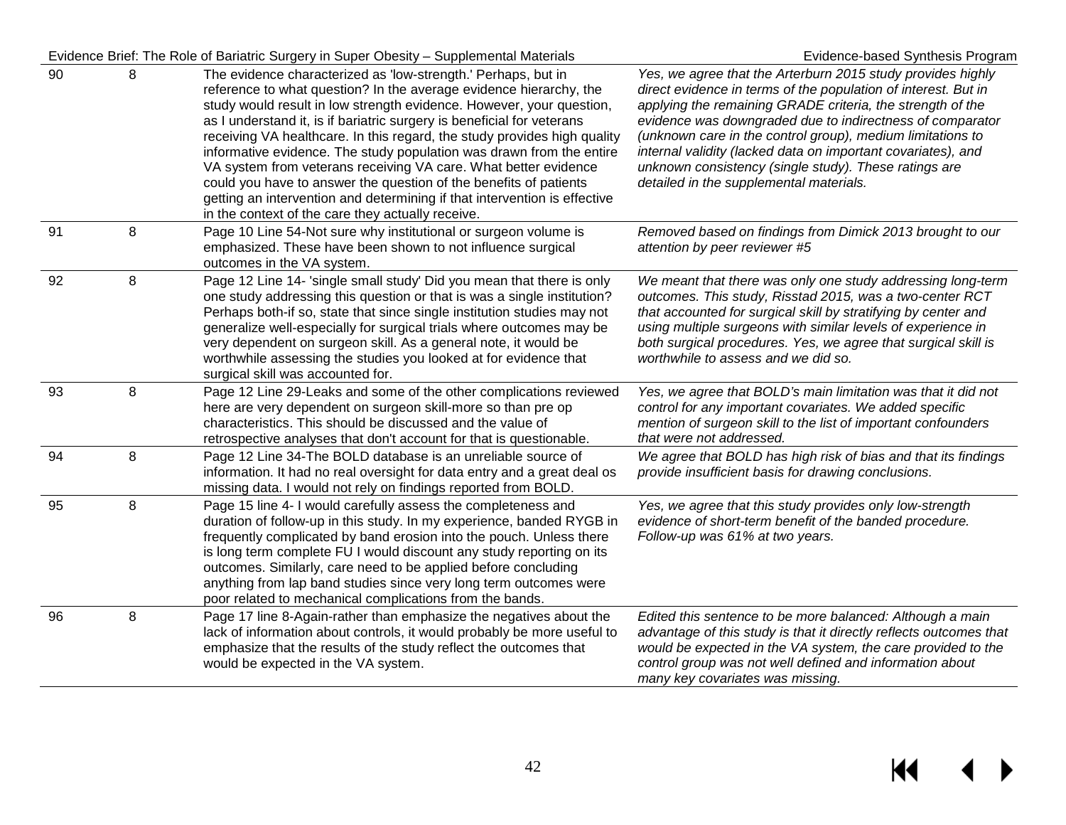| | | | |
|---|---|---|---|
| 90 | 8 | The evidence characterized as 'low-strength.' Perhaps, but in reference to what question? In the average evidence hierarchy, the study would result in low strength evidence. However, your question, as I understand it, is if bariatric surgery is beneficial for veterans receiving VA healthcare. In this regard, the study provides high quality informative evidence. The study population was drawn from the entire VA system from veterans receiving VA care. What better evidence could you have to answer the question of the benefits of patients getting an intervention and determining if that intervention is effective in the context of the care they actually receive. | *Yes, we agree that the Arterburn 2015 study provides highly direct evidence in terms of the population of interest. But in applying the remaining GRADE criteria, the strength of the evidence was downgraded due to indirectness of comparator (unknown care in the control group), medium limitations to internal validity (lacked data on important covariates), and unknown consistency (single study). These ratings are detailed in the supplemental materials.* |
| 91 | 8 | Page 10 Line 54-Not sure why institutional or surgeon volume is emphasized. These have been shown to not influence surgical outcomes in the VA system. | *Removed based on findings from Dimick 2013 brought to our attention by peer reviewer #5* |
| 92 | 8 | Page 12 Line 14- 'single small study' Did you mean that there is only one study addressing this question or that is was a single institution? Perhaps both-if so, state that since single institution studies may not generalize well-especially for surgical trials where outcomes may be very dependent on surgeon skill. As a general note, it would be worthwhile assessing the studies you looked at for evidence that surgical skill was accounted for. | *We meant that there was only one study addressing long-term outcomes. This study, Risstad 2015, was a two-center RCT that accounted for surgical skill by stratifying by center and using multiple surgeons with similar levels of experience in both surgical procedures. Yes, we agree that surgical skill is worthwhile to assess and we did so.* |
| 93 | 8 | Page 12 Line 29-Leaks and some of the other complications reviewed here are very dependent on surgeon skill-more so than pre op characteristics. This should be discussed and the value of retrospective analyses that don't account for that is questionable. | *Yes, we agree that BOLD's main limitation was that it did not control for any important covariates. We added specific mention of surgeon skill to the list of important confounders that were not addressed.* |
| 94 | 8 | Page 12 Line 34-The BOLD database is an unreliable source of information. It had no real oversight for data entry and a great deal os missing data. I would not rely on findings reported from BOLD. | *We agree that BOLD has high risk of bias and that its findings provide insufficient basis for drawing conclusions.* |
| 95 | 8 | Page 15 line 4- I would carefully assess the completeness and duration of follow-up in this study. In my experience, banded RYGB in frequently complicated by band erosion into the pouch. Unless there is long term complete FU I would discount any study reporting on its outcomes. Similarly, care need to be applied before concluding anything from lap band studies since very long term outcomes were poor related to mechanical complications from the bands. | *Yes, we agree that this study provides only low-strength evidence of short-term benefit of the banded procedure. Follow-up was 61% at two years.* |
| 96 | 8 | Page 17 line 8-Again-rather than emphasize the negatives about the lack of information about controls, it would probably be more useful to emphasize that the results of the study reflect the outcomes that would be expected in the VA system. | *Edited this sentence to be more balanced: Although a main advantage of this study is that it directly reflects outcomes that would be expected in the VA system, the care provided to the control group was not well defined and information about many key covariates was missing.* |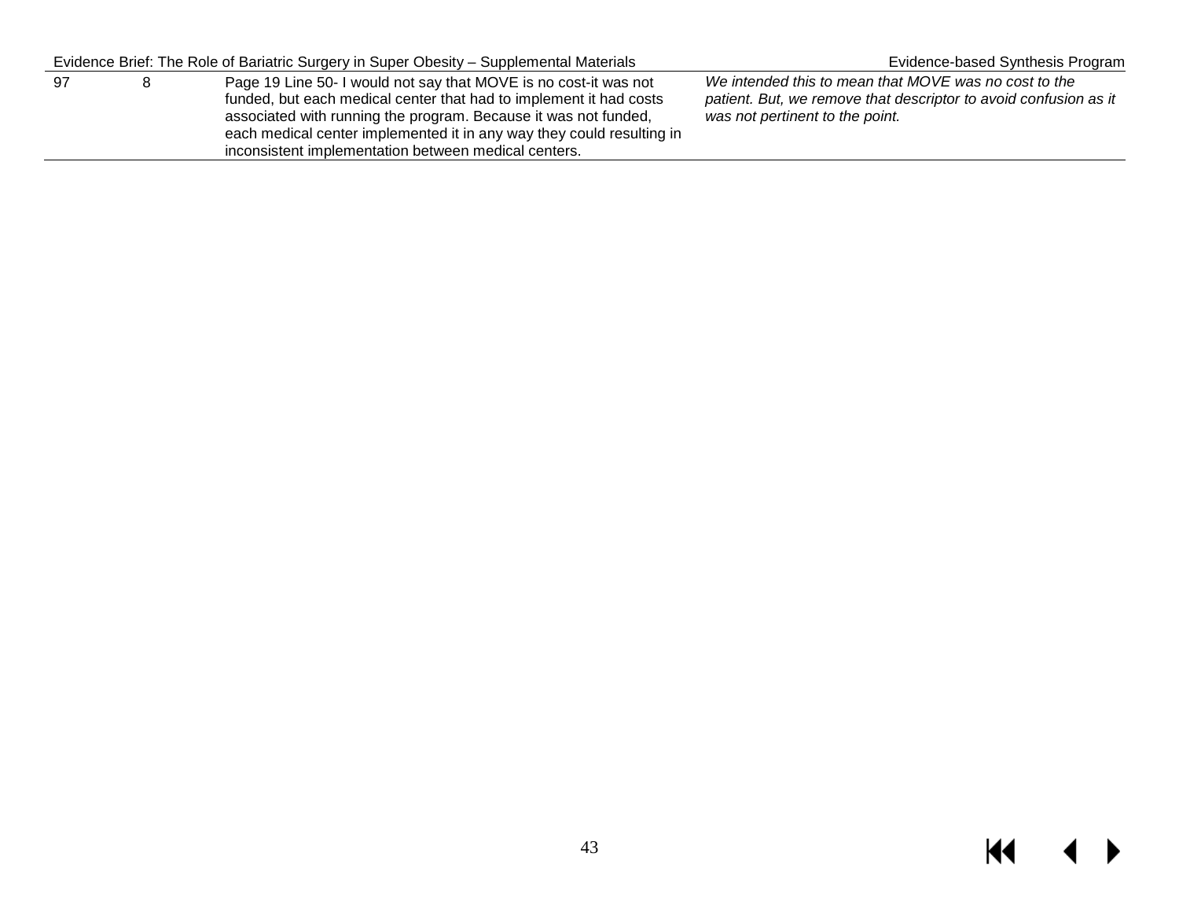| 97 | 8 | Page 19 Line 50- I would not say that MOVE is no cost-it was not funded, but each medical center that had to implement it had costs associated with running the program. Because it was not funded, each medical center implemented it in any way they could resulting in inconsistent implementation between medical centers. | *We intended this to mean that MOVE was no cost to the patient. But, we remove that descriptor to avoid confusion as it was not pertinent to the point.* |
|---|---|---|---|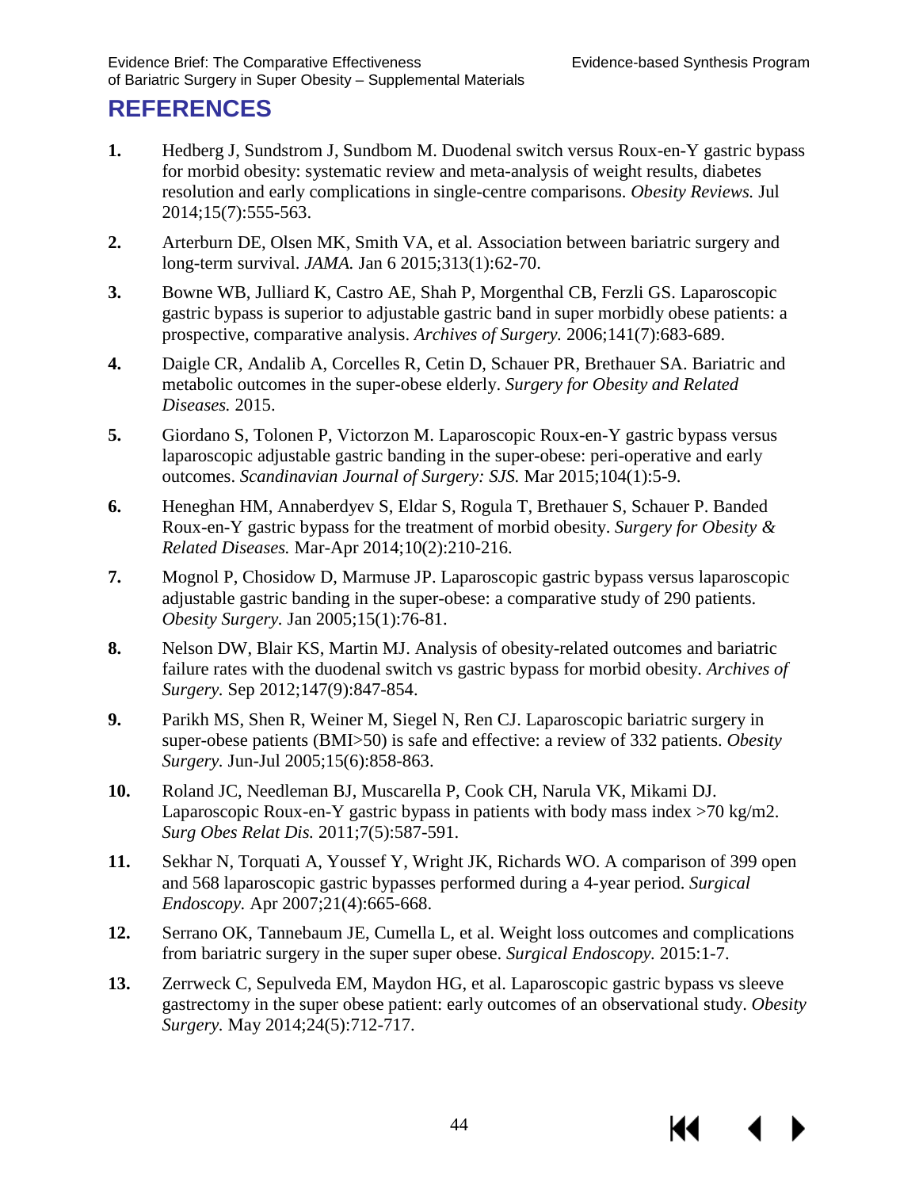# REFERENCES

1. Hedberg J, Sundstrom J, Sundbom M. Duodenal switch versus Roux-en-Y gastric bypass for morbid obesity: systematic review and meta-analysis of weight results, diabetes resolution and early complications in single-centre comparisons. *Obesity Reviews.* Jul 2014;15(7):555-563.

2. Arterburn DE, Olsen MK, Smith VA, et al. Association between bariatric surgery and long-term survival. *JAMA.* Jan 6 2015;313(1):62-70.

3. Bowne WB, Julliard K, Castro AE, Shah P, Morgenthal CB, Ferzli GS. Laparoscopic gastric bypass is superior to adjustable gastric band in super morbidly obese patients: a prospective, comparative analysis. *Archives of Surgery.* 2006;141(7):683-689.

4. Daigle CR, Andalib A, Corcelles R, Cetin D, Schauer PR, Brethauer SA. Bariatric and metabolic outcomes in the super-obese elderly. *Surgery for Obesity and Related Diseases.* 2015.

5. Giordano S, Tolonen P, Victorzon M. Laparoscopic Roux-en-Y gastric bypass versus laparoscopic adjustable gastric banding in the super-obese: peri-operative and early outcomes. *Scandinavian Journal of Surgery: SJS.* Mar 2015;104(1):5-9.

6. Heneghan HM, Annaberdyev S, Eldar S, Rogula T, Brethauer S, Schauer P. Banded Roux-en-Y gastric bypass for the treatment of morbid obesity. *Surgery for Obesity & Related Diseases.* Mar-Apr 2014;10(2):210-216.

7. Mognol P, Chosidow D, Marmuse JP. Laparoscopic gastric bypass versus laparoscopic adjustable gastric banding in the super-obese: a comparative study of 290 patients. *Obesity Surgery.* Jan 2005;15(1):76-81.

8. Nelson DW, Blair KS, Martin MJ. Analysis of obesity-related outcomes and bariatric failure rates with the duodenal switch vs gastric bypass for morbid obesity. *Archives of Surgery.* Sep 2012;147(9):847-854.

9. Parikh MS, Shen R, Weiner M, Siegel N, Ren CJ. Laparoscopic bariatric surgery in super-obese patients (BMI>50) is safe and effective: a review of 332 patients. *Obesity Surgery.* Jun-Jul 2005;15(6):858-863.

10. Roland JC, Needleman BJ, Muscarella P, Cook CH, Narula VK, Mikami DJ. Laparoscopic Roux-en-Y gastric bypass in patients with body mass index >70 kg/m2. *Surg Obes Relat Dis.* 2011;7(5):587-591.

11. Sekhar N, Torquati A, Youssef Y, Wright JK, Richards WO. A comparison of 399 open and 568 laparoscopic gastric bypasses performed during a 4-year period. *Surgical Endoscopy.* Apr 2007;21(4):665-668.

12. Serrano OK, Tannebaum JE, Cumella L, et al. Weight loss outcomes and complications from bariatric surgery in the super super obese. *Surgical Endoscopy.* 2015:1-7.

13. Zerrweck C, Sepulveda EM, Maydon HG, et al. Laparoscopic gastric bypass vs sleeve gastrectomy in the super obese patient: early outcomes of an observational study. *Obesity Surgery.* May 2014;24(5):712-717.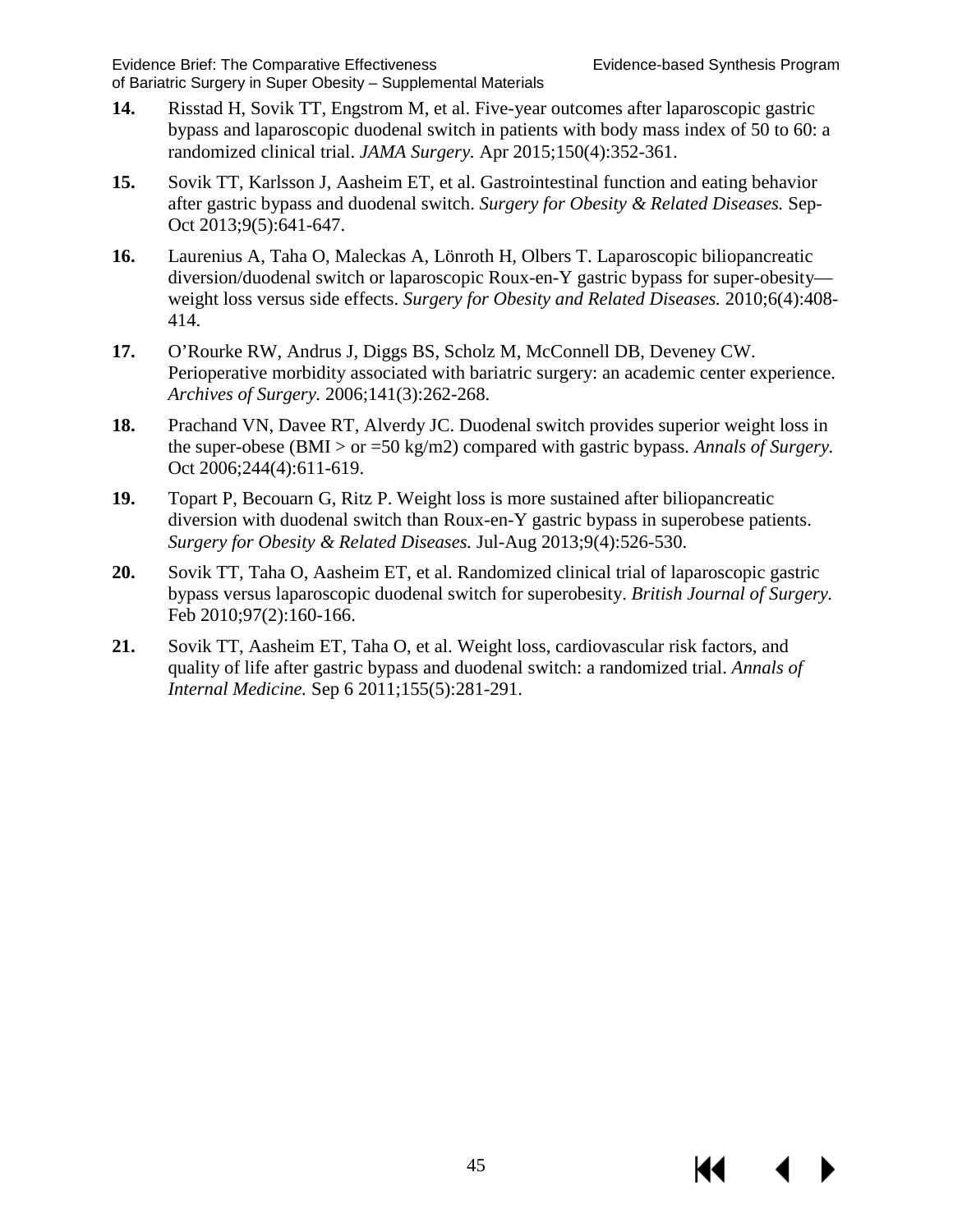14. Risstad H, Sovik TT, Engstrom M, et al. Five-year outcomes after laparoscopic gastric bypass and laparoscopic duodenal switch in patients with body mass index of 50 to 60: a randomized clinical trial. *JAMA Surgery.* Apr 2015;150(4):352-361.

15. Sovik TT, Karlsson J, Aasheim ET, et al. Gastrointestinal function and eating behavior after gastric bypass and duodenal switch. *Surgery for Obesity & Related Diseases.* Sep-Oct 2013;9(5):641-647.

16. Laurenius A, Taha O, Maleckas A, Lönroth H, Olbers T. Laparoscopic biliopancreatic diversion/duodenal switch or laparoscopic Roux-en-Y gastric bypass for super-obesity—weight loss versus side effects. *Surgery for Obesity and Related Diseases.* 2010;6(4):408-414.

17. O'Rourke RW, Andrus J, Diggs BS, Scholz M, McConnell DB, Deveney CW. Perioperative morbidity associated with bariatric surgery: an academic center experience. *Archives of Surgery.* 2006;141(3):262-268.

18. Prachand VN, Davee RT, Alverdy JC. Duodenal switch provides superior weight loss in the super-obese (BMI > or =50 kg/m2) compared with gastric bypass. *Annals of Surgery.* Oct 2006;244(4):611-619.

19. Topart P, Becouarn G, Ritz P. Weight loss is more sustained after biliopancreatic diversion with duodenal switch than Roux-en-Y gastric bypass in superobese patients. *Surgery for Obesity & Related Diseases.* Jul-Aug 2013;9(4):526-530.

20. Sovik TT, Taha O, Aasheim ET, et al. Randomized clinical trial of laparoscopic gastric bypass versus laparoscopic duodenal switch for superobesity. *British Journal of Surgery.* Feb 2010;97(2):160-166.

21. Sovik TT, Aasheim ET, Taha O, et al. Weight loss, cardiovascular risk factors, and quality of life after gastric bypass and duodenal switch: a randomized trial. *Annals of Internal Medicine.* Sep 6 2011;155(5):281-291.